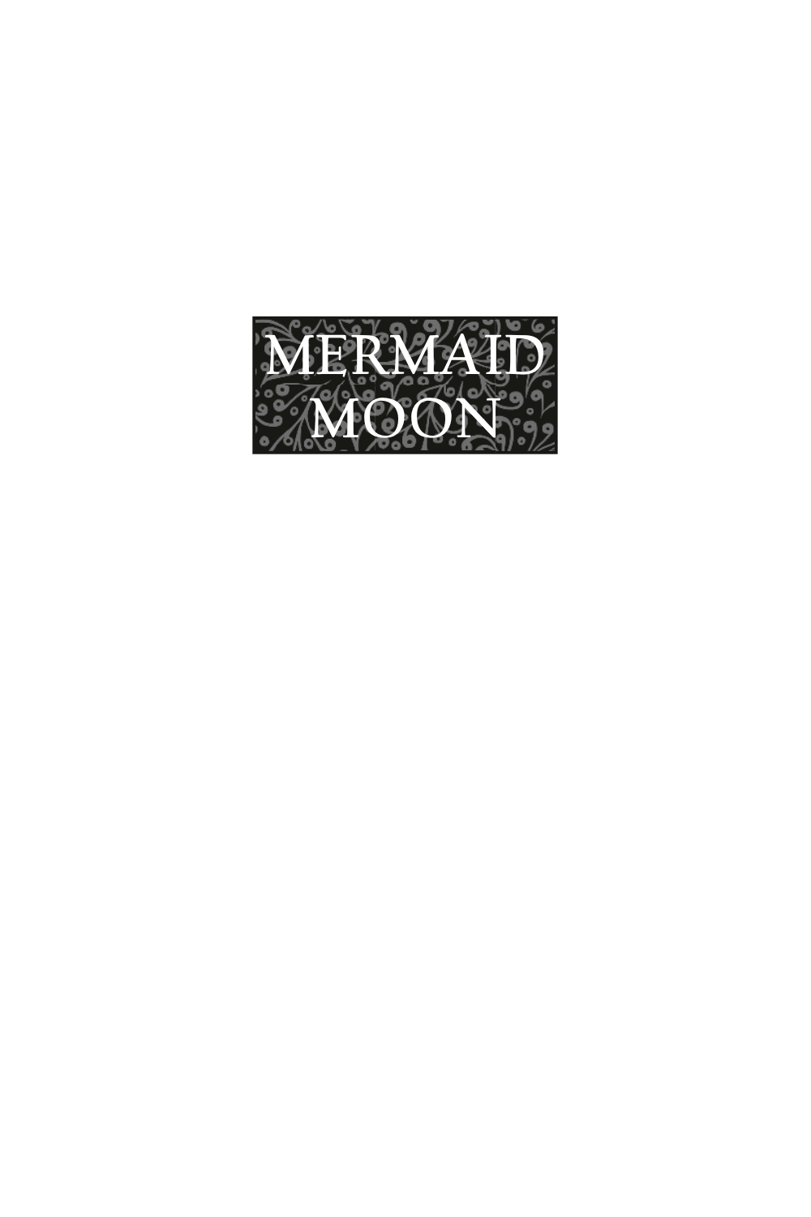# MERMAID MOON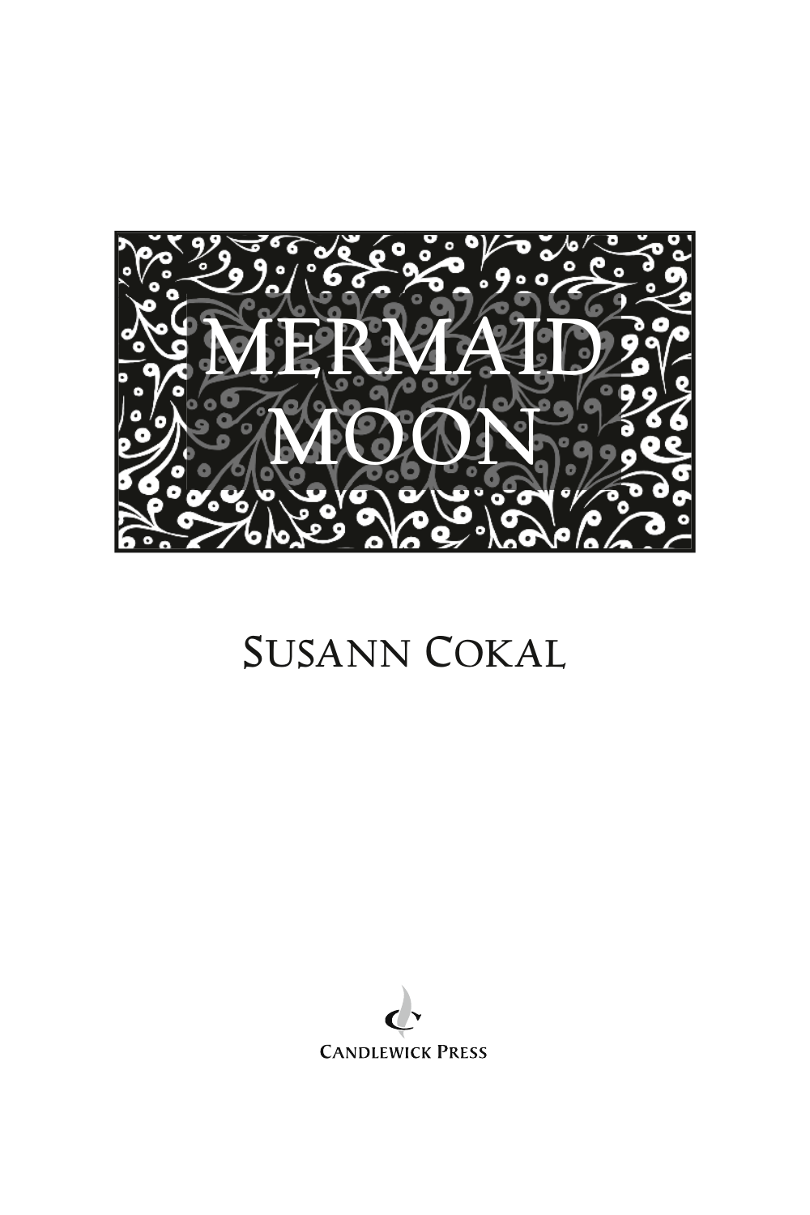# MERMAID MOON

SUSANN COKAL

CANDLEWICK PRESS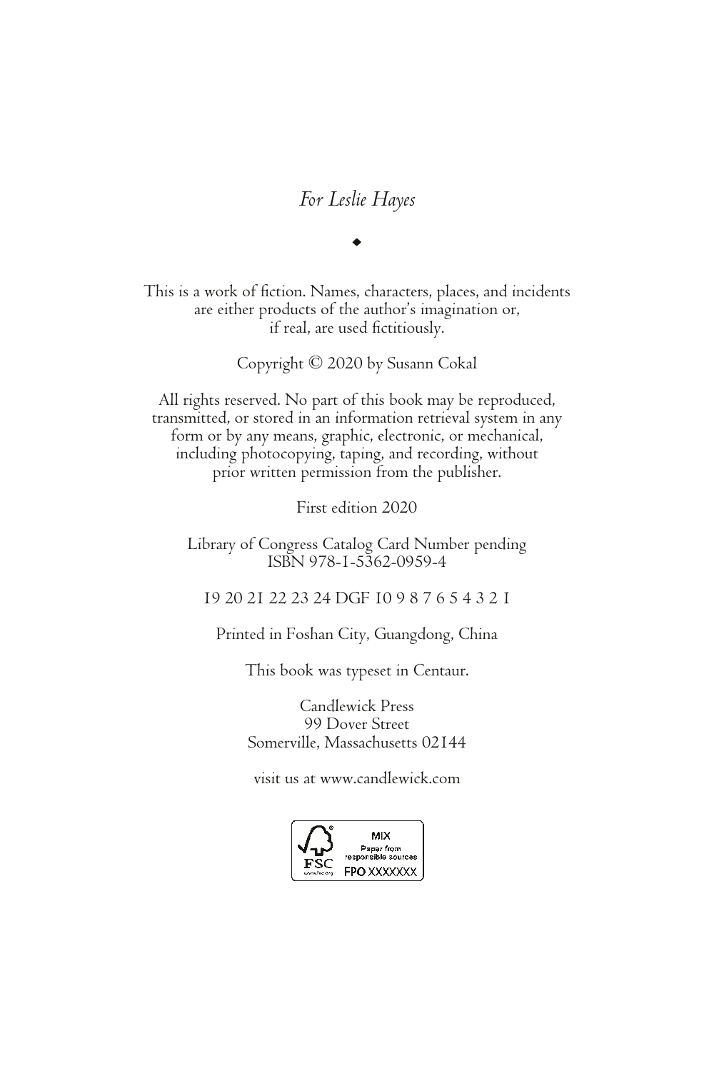*For Leslie Hayes*

◆

This is a work of fiction. Names, characters, places, and incidents
are either products of the author's imagination or,
if real, are used fictitiously.

Copyright © 2020 by Susann Cokal

All rights reserved. No part of this book may be reproduced,
transmitted, or stored in an information retrieval system in any
form or by any means, graphic, electronic, or mechanical,
including photocopying, taping, and recording, without
prior written permission from the publisher.

First edition 2020

Library of Congress Catalog Card Number pending
ISBN 978-1-5362-0959-4

19 20 21 22 23 24 DGF 10 9 8 7 6 5 4 3 2 1

Printed in Foshan City, Guangdong, China

This book was typeset in Centaur.

Candlewick Press
99 Dover Street
Somerville, Massachusetts 02144

visit us at www.candlewick.com

FSC
www.fsc.org
MIX
Paper from
responsible sources
FPO XXXXXXX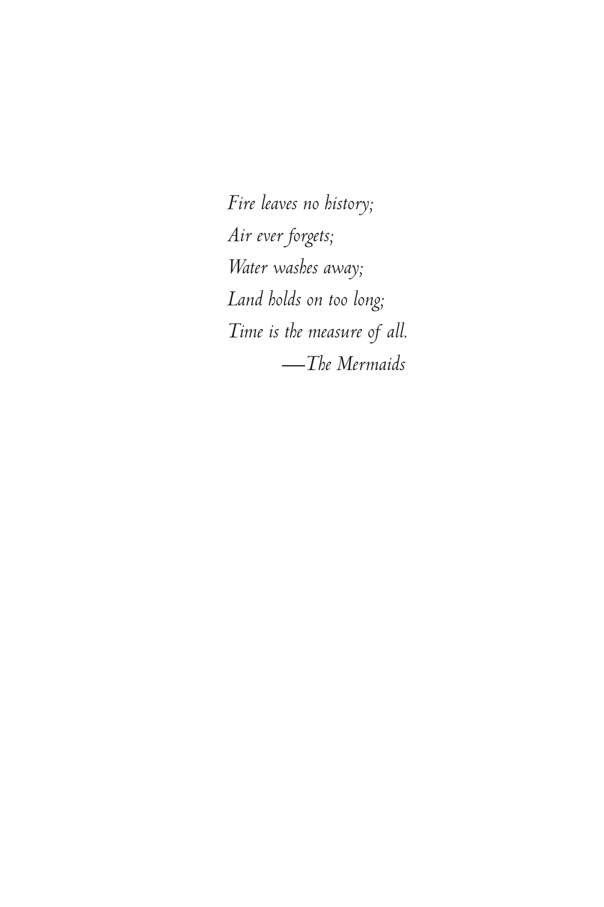*Fire leaves no history;*
*Air ever forgets;*
*Water washes away;*
*Land holds on too long;*
*Time is the measure of all.*
—*The Mermaids*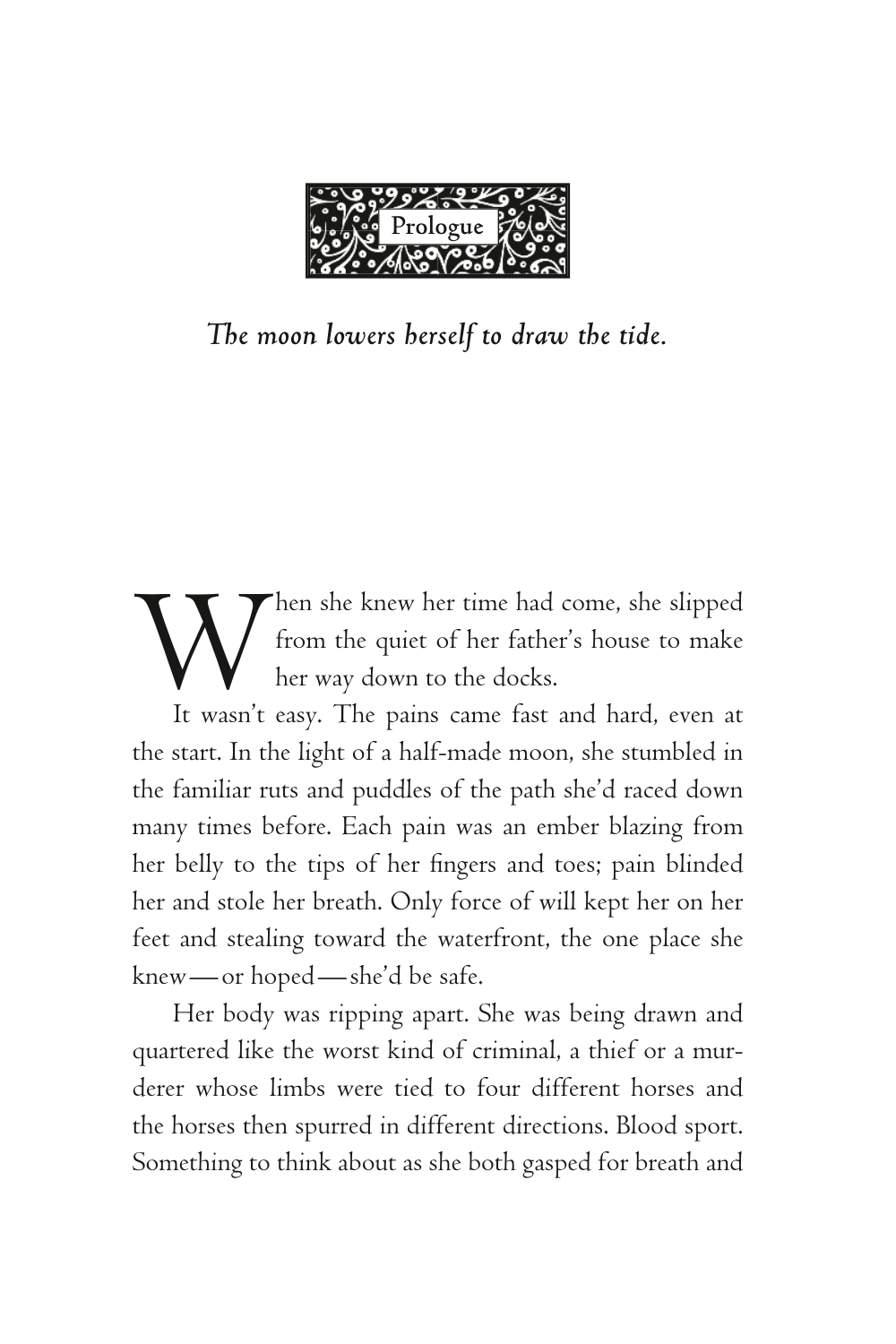# Prologue

*The moon lowers herself to draw the tide.*

When she knew her time had come, she slipped from the quiet of her father's house to make her way down to the docks.

It wasn't easy. The pains came fast and hard, even at the start. In the light of a half-made moon, she stumbled in the familiar ruts and puddles of the path she'd raced down many times before. Each pain was an ember blazing from her belly to the tips of her fingers and toes; pain blinded her and stole her breath. Only force of will kept her on her feet and stealing toward the waterfront, the one place she knew—or hoped—she'd be safe.

Her body was ripping apart. She was being drawn and quartered like the worst kind of criminal, a thief or a murderer whose limbs were tied to four different horses and the horses then spurred in different directions. Blood sport. Something to think about as she both gasped for breath and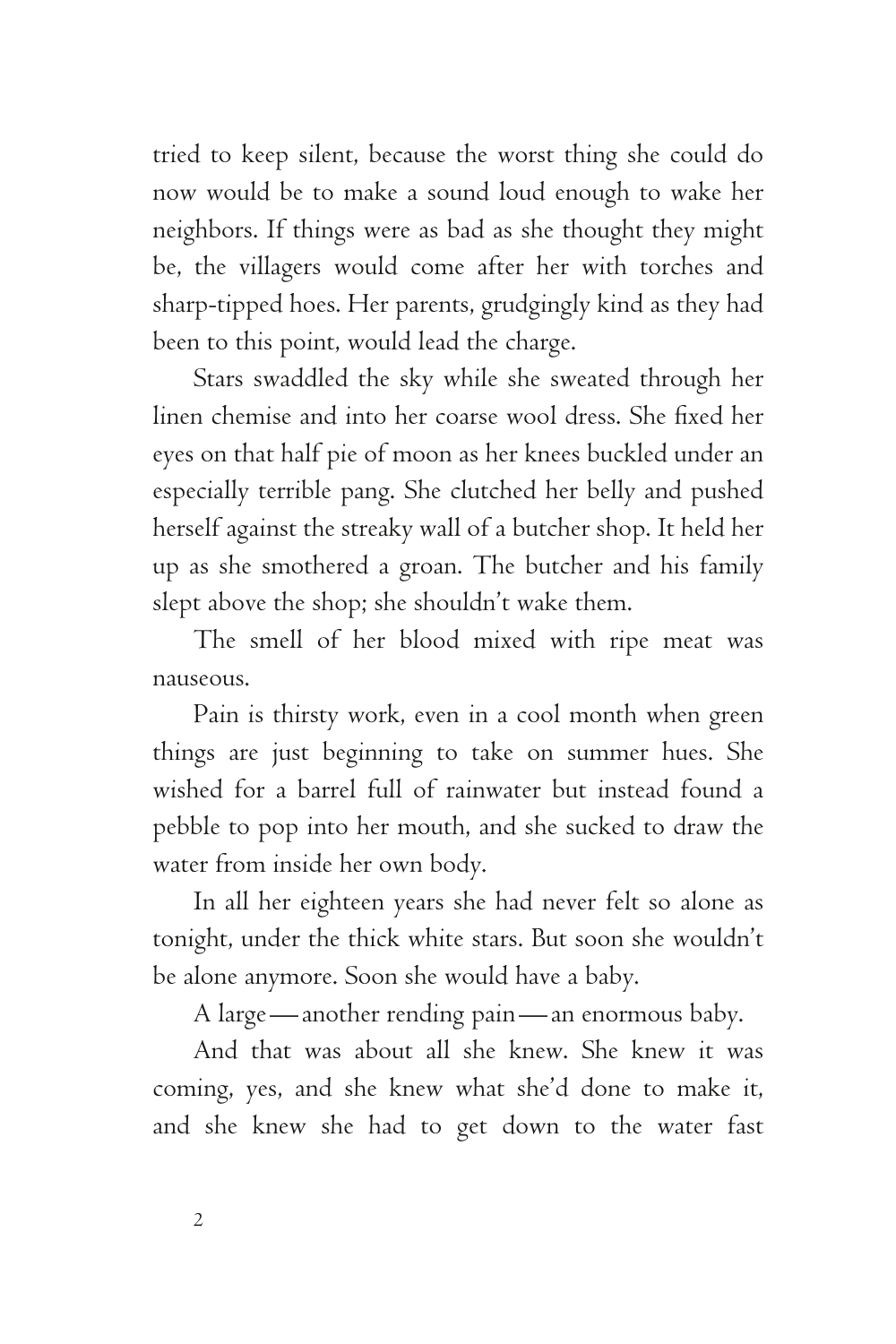tried to keep silent, because the worst thing she could do now would be to make a sound loud enough to wake her neighbors. If things were as bad as she thought they might be, the villagers would come after her with torches and sharp-tipped hoes. Her parents, grudgingly kind as they had been to this point, would lead the charge.

Stars swaddled the sky while she sweated through her linen chemise and into her coarse wool dress. She fixed her eyes on that half pie of moon as her knees buckled under an especially terrible pang. She clutched her belly and pushed herself against the streaky wall of a butcher shop. It held her up as she smothered a groan. The butcher and his family slept above the shop; she shouldn't wake them.

The smell of her blood mixed with ripe meat was nauseous.

Pain is thirsty work, even in a cool month when green things are just beginning to take on summer hues. She wished for a barrel full of rainwater but instead found a pebble to pop into her mouth, and she sucked to draw the water from inside her own body.

In all her eighteen years she had never felt so alone as tonight, under the thick white stars. But soon she wouldn't be alone anymore. Soon she would have a baby.

A large—another rending pain—an enormous baby.

And that was about all she knew. She knew it was coming, yes, and she knew what she'd done to make it, and she knew she had to get down to the water fast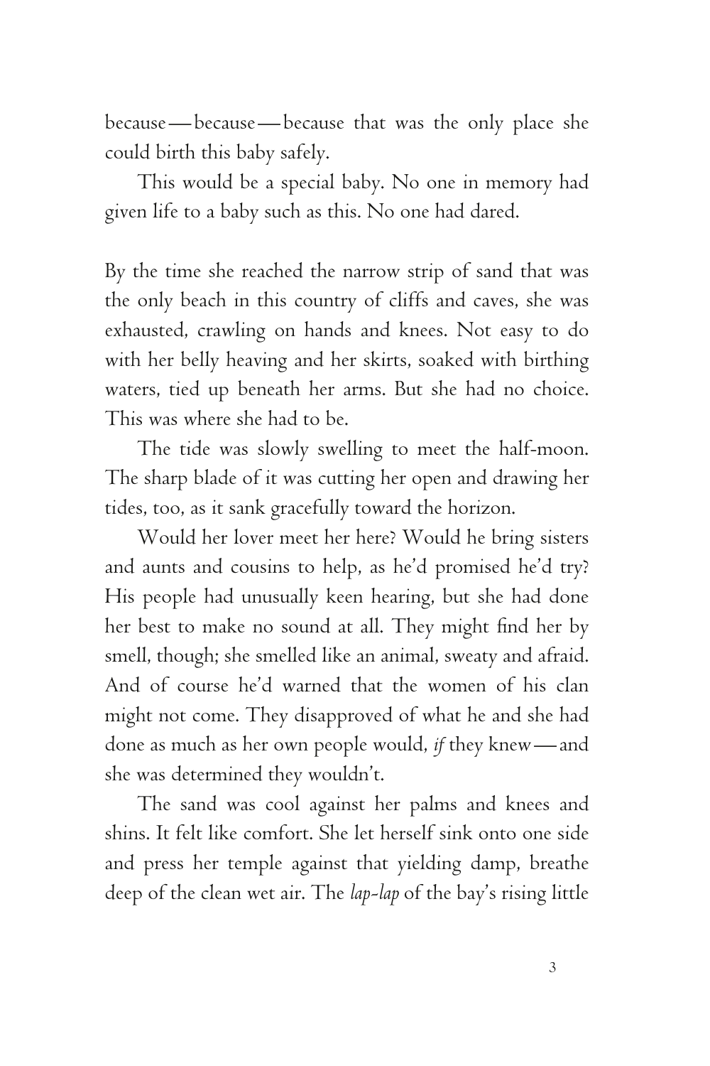because—because—because that was the only place she could birth this baby safely.

This would be a special baby. No one in memory had given life to a baby such as this. No one had dared.

By the time she reached the narrow strip of sand that was the only beach in this country of cliffs and caves, she was exhausted, crawling on hands and knees. Not easy to do with her belly heaving and her skirts, soaked with birthing waters, tied up beneath her arms. But she had no choice. This was where she had to be.

The tide was slowly swelling to meet the half-moon. The sharp blade of it was cutting her open and drawing her tides, too, as it sank gracefully toward the horizon.

Would her lover meet her here? Would he bring sisters and aunts and cousins to help, as he'd promised he'd try? His people had unusually keen hearing, but she had done her best to make no sound at all. They might find her by smell, though; she smelled like an animal, sweaty and afraid. And of course he'd warned that the women of his clan might not come. They disapproved of what he and she had done as much as her own people would, *if* they knew—and she was determined they wouldn't.

The sand was cool against her palms and knees and shins. It felt like comfort. She let herself sink onto one side and press her temple against that yielding damp, breathe deep of the clean wet air. The *lap-lap* of the bay's rising little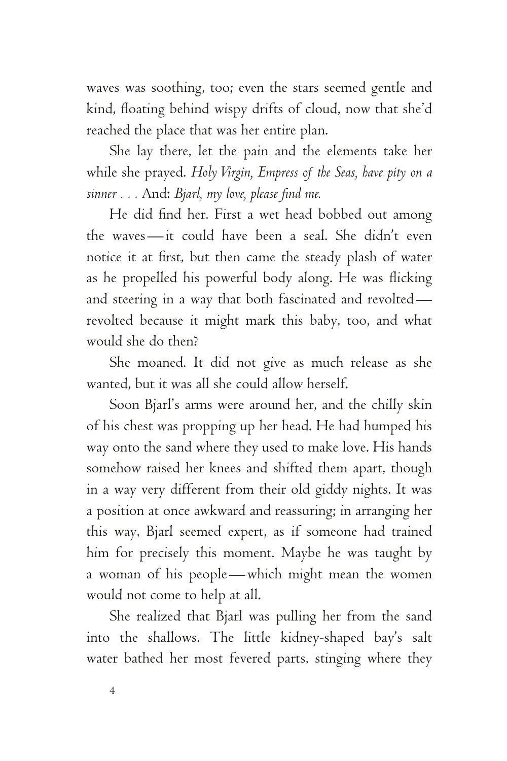waves was soothing, too; even the stars seemed gentle and kind, floating behind wispy drifts of cloud, now that she'd reached the place that was her entire plan.

She lay there, let the pain and the elements take her while she prayed. *Holy Virgin, Empress of the Seas, have pity on a sinner . . .* And: *Bjarl, my love, please find me.*

He did find her. First a wet head bobbed out among the waves—it could have been a seal. She didn't even notice it at first, but then came the steady plash of water as he propelled his powerful body along. He was flicking and steering in a way that both fascinated and revolted—revolted because it might mark this baby, too, and what would she do then?

She moaned. It did not give as much release as she wanted, but it was all she could allow herself.

Soon Bjarl's arms were around her, and the chilly skin of his chest was propping up her head. He had humped his way onto the sand where they used to make love. His hands somehow raised her knees and shifted them apart, though in a way very different from their old giddy nights. It was a position at once awkward and reassuring; in arranging her this way, Bjarl seemed expert, as if someone had trained him for precisely this moment. Maybe he was taught by a woman of his people—which might mean the women would not come to help at all.

She realized that Bjarl was pulling her from the sand into the shallows. The little kidney-shaped bay's salt water bathed her most fevered parts, stinging where they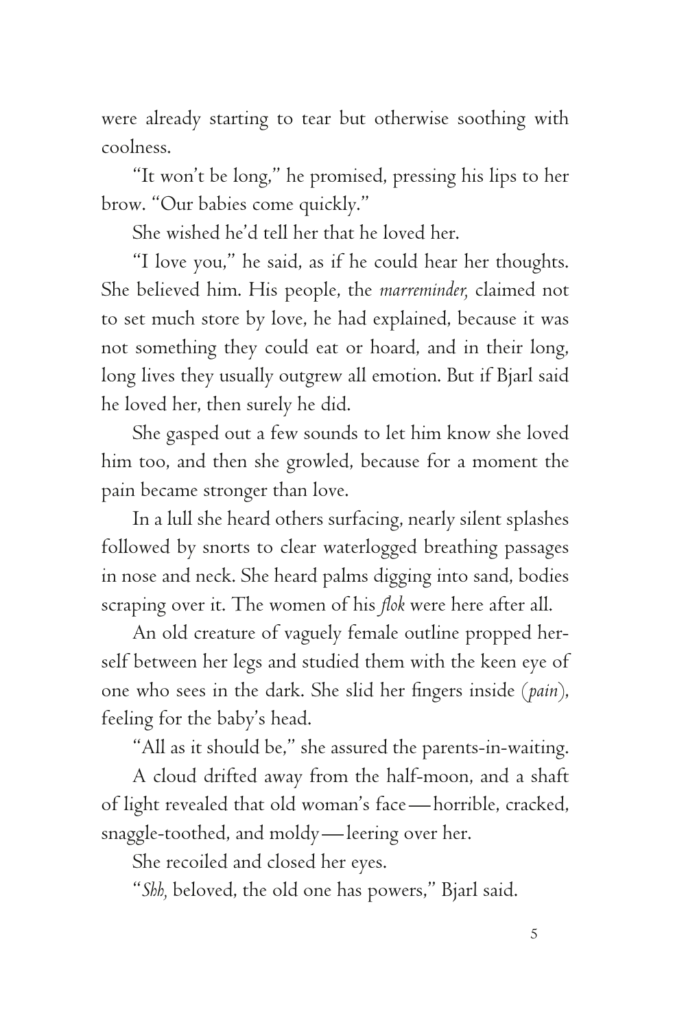were already starting to tear but otherwise soothing with coolness.

"It won't be long," he promised, pressing his lips to her brow. "Our babies come quickly."

She wished he'd tell her that he loved her.

"I love you," he said, as if he could hear her thoughts. She believed him. His people, the *marreminder,* claimed not to set much store by love, he had explained, because it was not something they could eat or hoard, and in their long, long lives they usually outgrew all emotion. But if Bjarl said he loved her, then surely he did.

She gasped out a few sounds to let him know she loved him too, and then she growled, because for a moment the pain became stronger than love.

In a lull she heard others surfacing, nearly silent splashes followed by snorts to clear waterlogged breathing passages in nose and neck. She heard palms digging into sand, bodies scraping over it. The women of his *flok* were here after all.

An old creature of vaguely female outline propped herself between her legs and studied them with the keen eye of one who sees in the dark. She slid her fingers inside (*pain*), feeling for the baby's head.

"All as it should be," she assured the parents-in-waiting.

A cloud drifted away from the half-moon, and a shaft of light revealed that old woman's face—horrible, cracked, snaggle-toothed, and moldy—leering over her.

She recoiled and closed her eyes.

"*Shh,* beloved, the old one has powers," Bjarl said.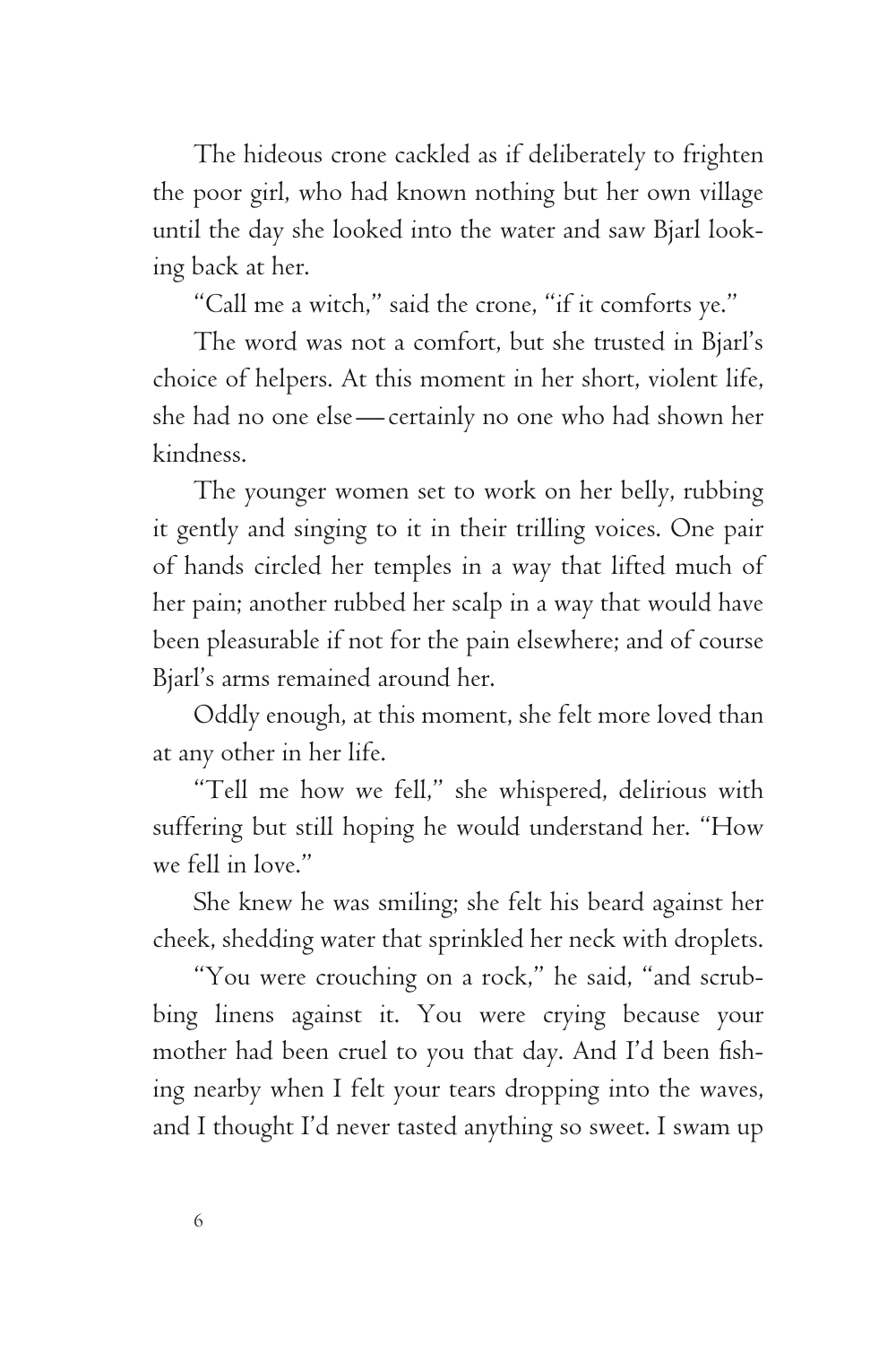The hideous crone cackled as if deliberately to frighten the poor girl, who had known nothing but her own village until the day she looked into the water and saw Bjarl looking back at her.

"Call me a witch," said the crone, "if it comforts ye."

The word was not a comfort, but she trusted in Bjarl's choice of helpers. At this moment in her short, violent life, she had no one else—certainly no one who had shown her kindness.

The younger women set to work on her belly, rubbing it gently and singing to it in their trilling voices. One pair of hands circled her temples in a way that lifted much of her pain; another rubbed her scalp in a way that would have been pleasurable if not for the pain elsewhere; and of course Bjarl's arms remained around her.

Oddly enough, at this moment, she felt more loved than at any other in her life.

"Tell me how we fell," she whispered, delirious with suffering but still hoping he would understand her. "How we fell in love."

She knew he was smiling; she felt his beard against her cheek, shedding water that sprinkled her neck with droplets.

"You were crouching on a rock," he said, "and scrubbing linens against it. You were crying because your mother had been cruel to you that day. And I'd been fishing nearby when I felt your tears dropping into the waves, and I thought I'd never tasted anything so sweet. I swam up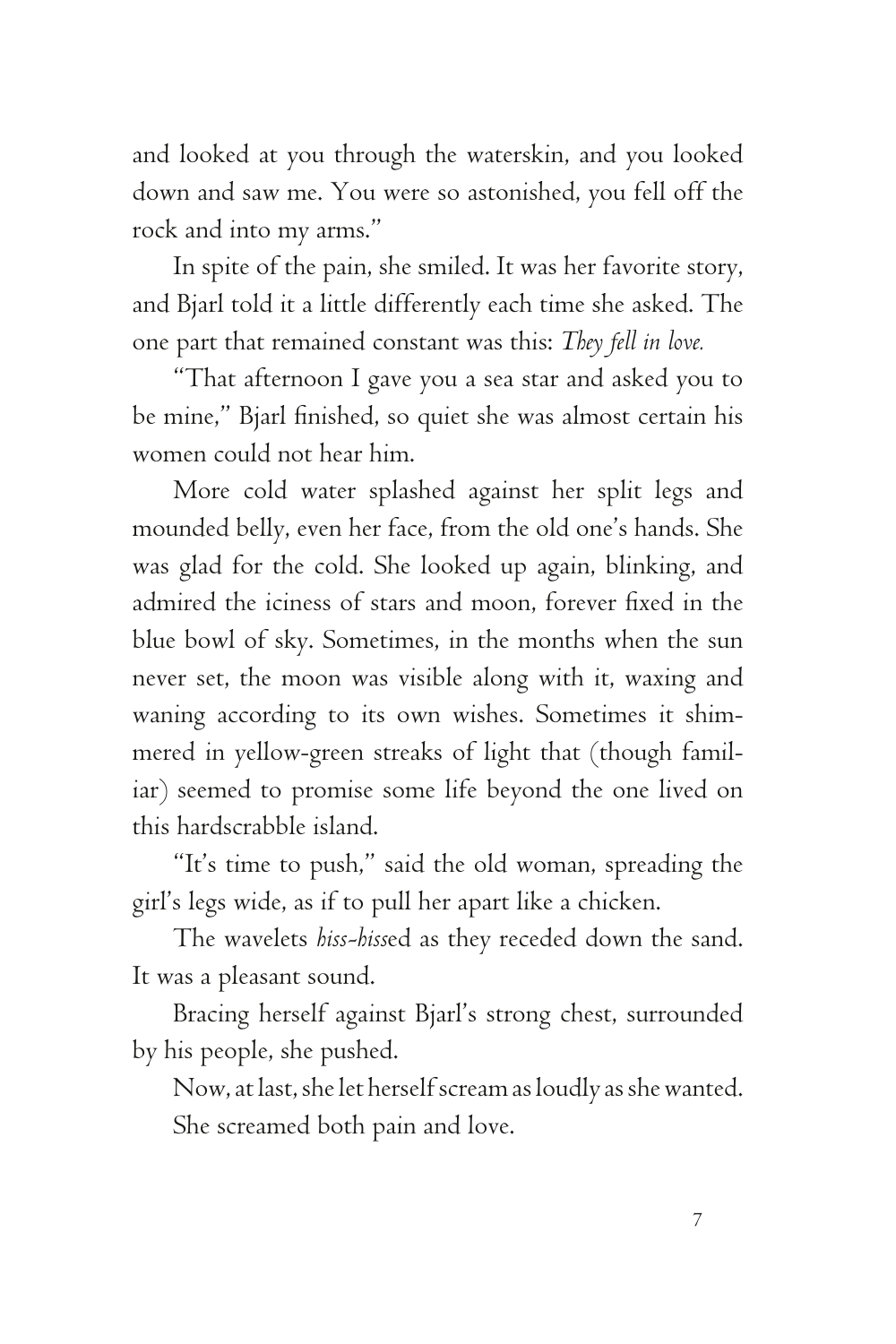and looked at you through the waterskin, and you looked down and saw me. You were so astonished, you fell off the rock and into my arms."

In spite of the pain, she smiled. It was her favorite story, and Bjarl told it a little differently each time she asked. The one part that remained constant was this: *They fell in love.*

"That afternoon I gave you a sea star and asked you to be mine," Bjarl finished, so quiet she was almost certain his women could not hear him.

More cold water splashed against her split legs and mounded belly, even her face, from the old one's hands. She was glad for the cold. She looked up again, blinking, and admired the iciness of stars and moon, forever fixed in the blue bowl of sky. Sometimes, in the months when the sun never set, the moon was visible along with it, waxing and waning according to its own wishes. Sometimes it shimmered in yellow-green streaks of light that (though familiar) seemed to promise some life beyond the one lived on this hardscrabble island.

"It's time to push," said the old woman, spreading the girl's legs wide, as if to pull her apart like a chicken.

The wavelets *hiss-hiss*ed as they receded down the sand. It was a pleasant sound.

Bracing herself against Bjarl's strong chest, surrounded by his people, she pushed.

Now, at last, she let herself scream as loudly as she wanted.

She screamed both pain and love.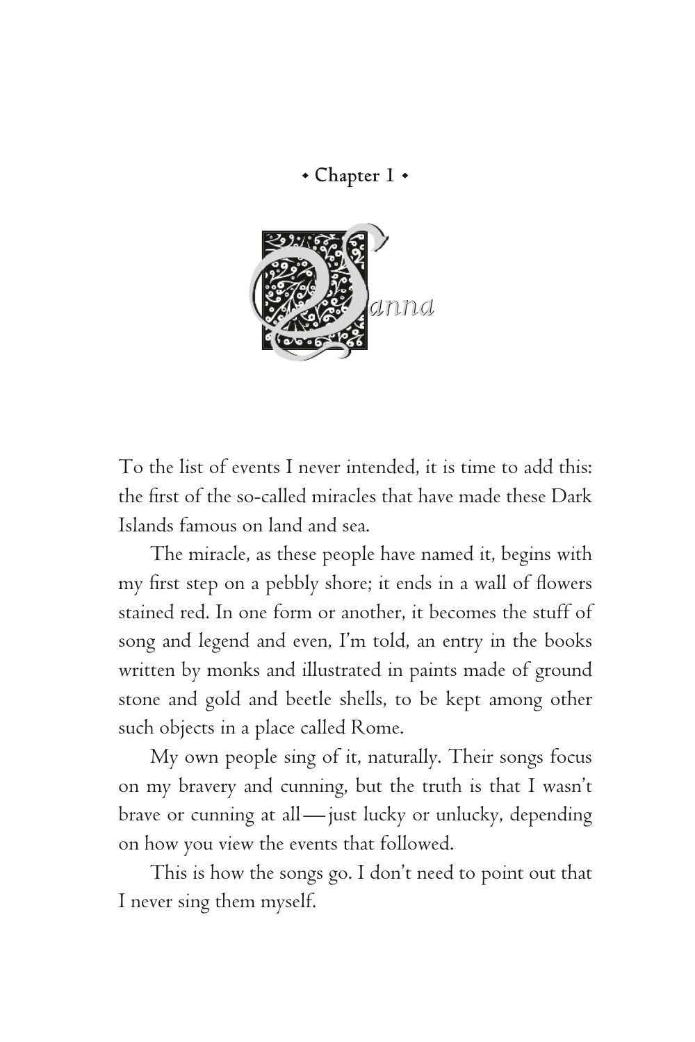## Chapter 1

### Sanna

To the list of events I never intended, it is time to add this: the first of the so-called miracles that have made these Dark Islands famous on land and sea.

The miracle, as these people have named it, begins with my first step on a pebbly shore; it ends in a wall of flowers stained red. In one form or another, it becomes the stuff of song and legend and even, I'm told, an entry in the books written by monks and illustrated in paints made of ground stone and gold and beetle shells, to be kept among other such objects in a place called Rome.

My own people sing of it, naturally. Their songs focus on my bravery and cunning, but the truth is that I wasn't brave or cunning at all—just lucky or unlucky, depending on how you view the events that followed.

This is how the songs go. I don't need to point out that I never sing them myself.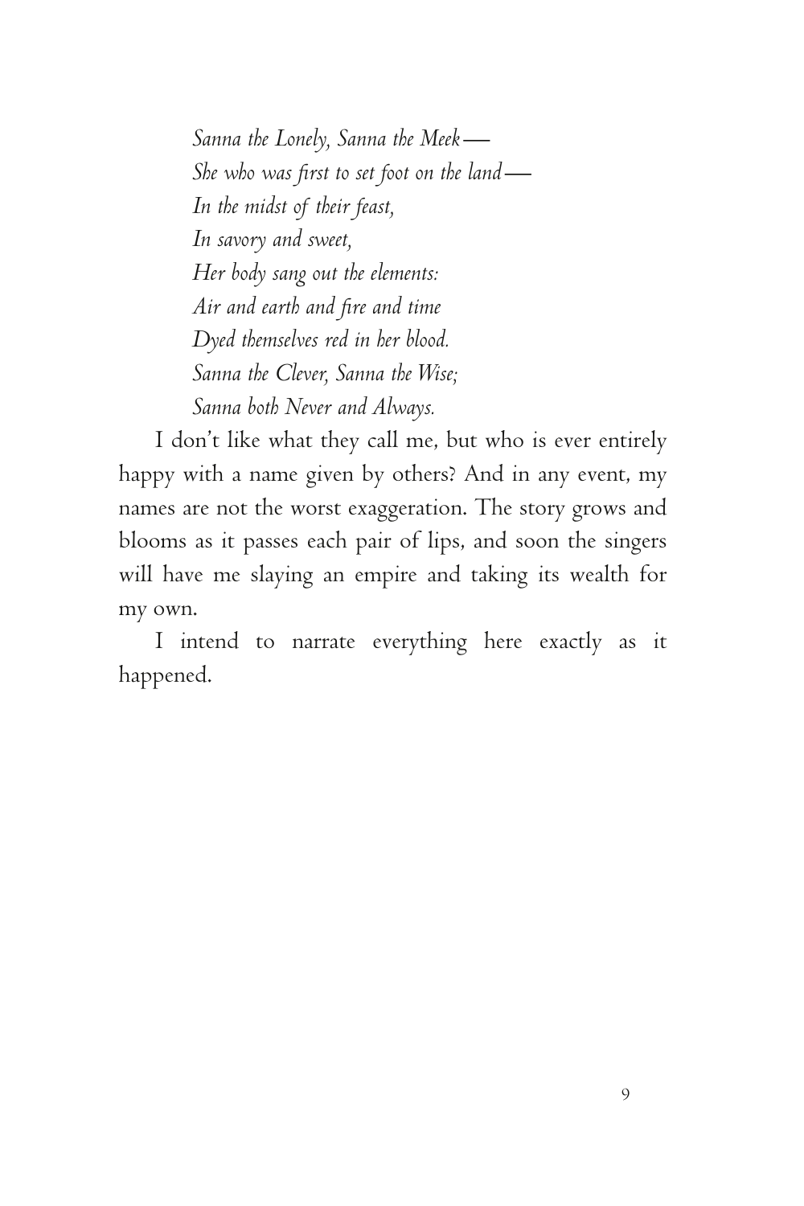*Sanna the Lonely, Sanna the Meek—*  
*She who was first to set foot on the land—*  
*In the midst of their feast,*  
*In savory and sweet,*  
*Her body sang out the elements:*  
*Air and earth and fire and time*  
*Dyed themselves red in her blood.*  
*Sanna the Clever, Sanna the Wise;*  
*Sanna both Never and Always.*

I don't like what they call me, but who is ever entirely happy with a name given by others? And in any event, my names are not the worst exaggeration. The story grows and blooms as it passes each pair of lips, and soon the singers will have me slaying an empire and taking its wealth for my own.

I intend to narrate everything here exactly as it happened.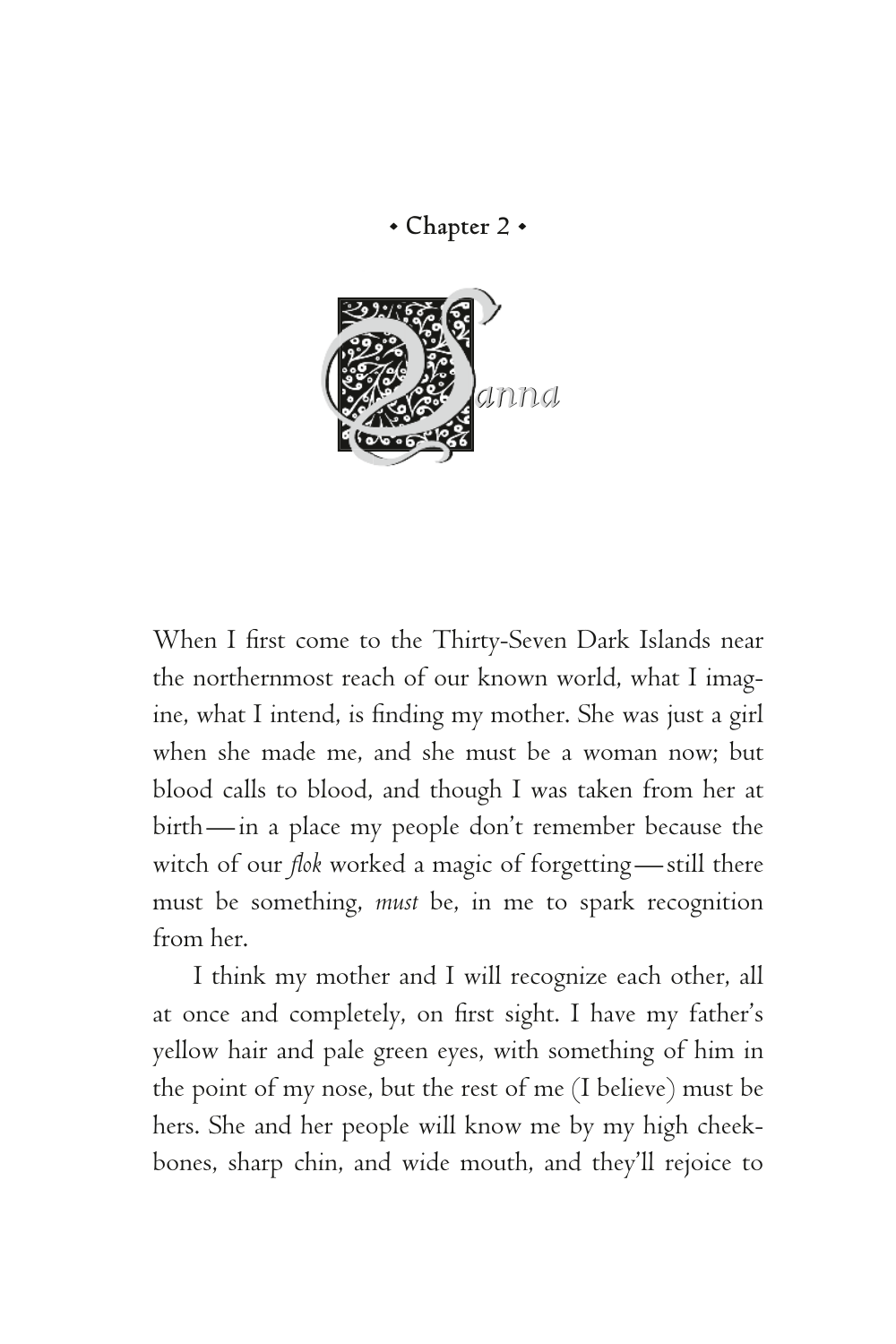• Chapter 2 •

# Sanna

When I first come to the Thirty-Seven Dark Islands near the northernmost reach of our known world, what I imagine, what I intend, is finding my mother. She was just a girl when she made me, and she must be a woman now; but blood calls to blood, and though I was taken from her at birth—in a place my people don't remember because the witch of our *flok* worked a magic of forgetting—still there must be something, *must* be, in me to spark recognition from her.

I think my mother and I will recognize each other, all at once and completely, on first sight. I have my father's yellow hair and pale green eyes, with something of him in the point of my nose, but the rest of me (I believe) must be hers. She and her people will know me by my high cheekbones, sharp chin, and wide mouth, and they'll rejoice to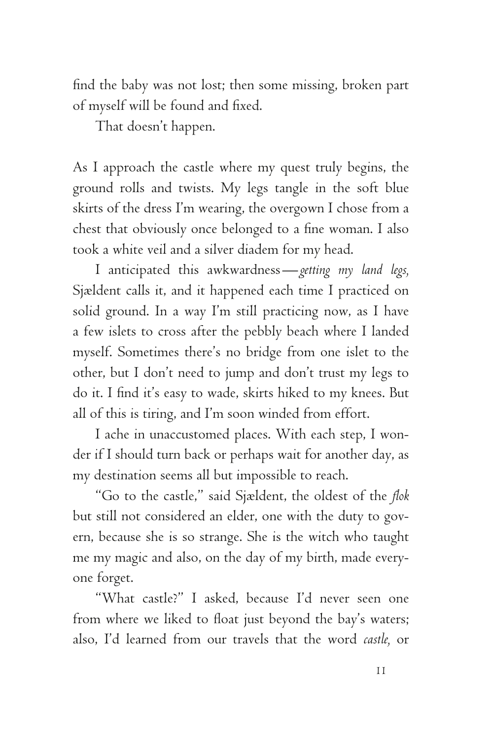find the baby was not lost; then some missing, broken part of myself will be found and fixed.

That doesn't happen.

As I approach the castle where my quest truly begins, the ground rolls and twists. My legs tangle in the soft blue skirts of the dress I'm wearing, the overgown I chose from a chest that obviously once belonged to a fine woman. I also took a white veil and a silver diadem for my head.

I anticipated this awkwardness—*getting my land legs,* Sjældent calls it, and it happened each time I practiced on solid ground. In a way I'm still practicing now, as I have a few islets to cross after the pebbly beach where I landed myself. Sometimes there's no bridge from one islet to the other, but I don't need to jump and don't trust my legs to do it. I find it's easy to wade, skirts hiked to my knees. But all of this is tiring, and I'm soon winded from effort.

I ache in unaccustomed places. With each step, I wonder if I should turn back or perhaps wait for another day, as my destination seems all but impossible to reach.

"Go to the castle," said Sjældent, the oldest of the *flok* but still not considered an elder, one with the duty to govern, because she is so strange. She is the witch who taught me my magic and also, on the day of my birth, made everyone forget.

"What castle?" I asked, because I'd never seen one from where we liked to float just beyond the bay's waters; also, I'd learned from our travels that the word *castle,* or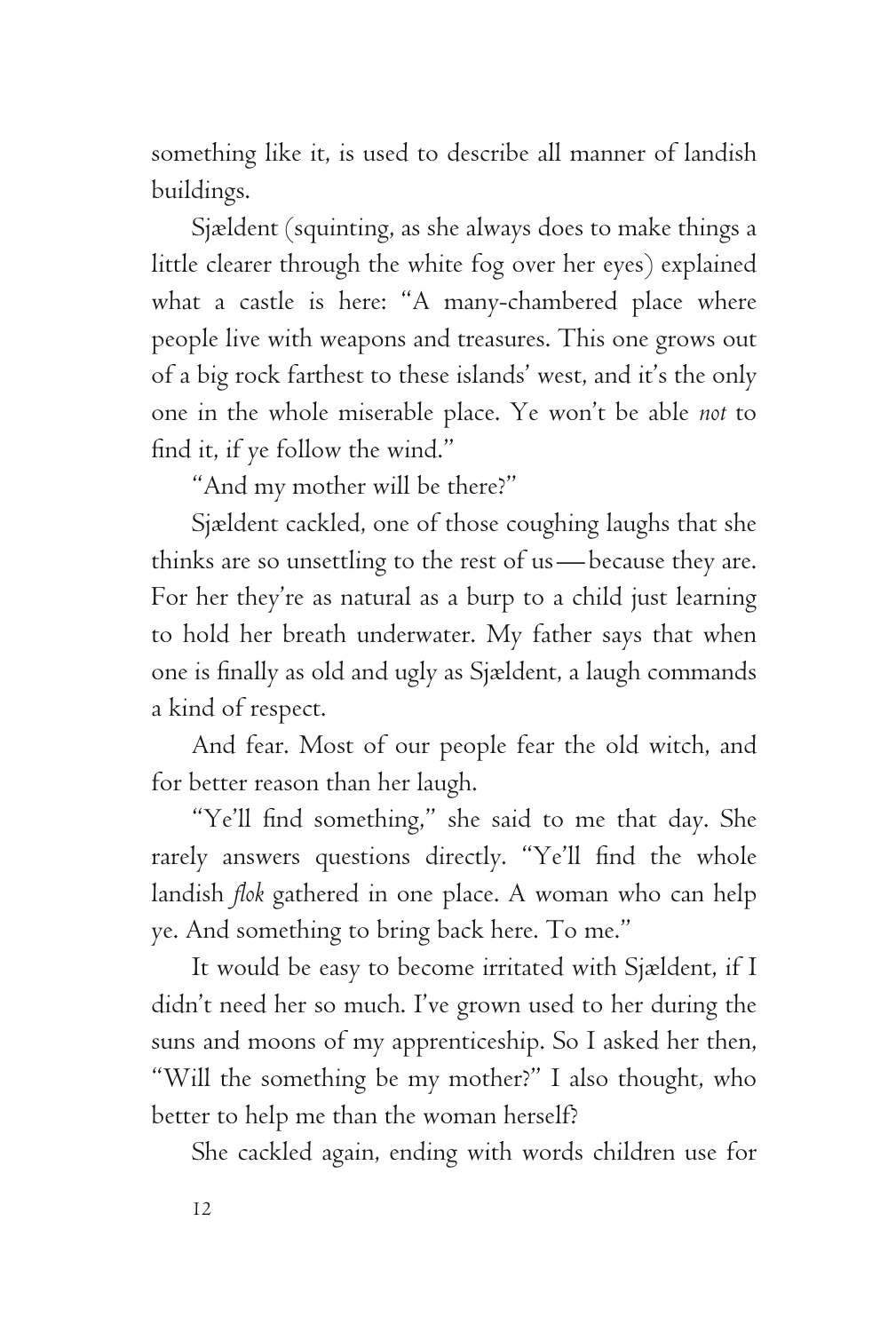something like it, is used to describe all manner of landish buildings.

Sjældent (squinting, as she always does to make things a little clearer through the white fog over her eyes) explained what a castle is here: "A many-chambered place where people live with weapons and treasures. This one grows out of a big rock farthest to these islands' west, and it's the only one in the whole miserable place. Ye won't be able *not* to find it, if ye follow the wind."

"And my mother will be there?"

Sjældent cackled, one of those coughing laughs that she thinks are so unsettling to the rest of us—because they are. For her they're as natural as a burp to a child just learning to hold her breath underwater. My father says that when one is finally as old and ugly as Sjældent, a laugh commands a kind of respect.

And fear. Most of our people fear the old witch, and for better reason than her laugh.

"Ye'll find something," she said to me that day. She rarely answers questions directly. "Ye'll find the whole landish *flok* gathered in one place. A woman who can help ye. And something to bring back here. To me."

It would be easy to become irritated with Sjældent, if I didn't need her so much. I've grown used to her during the suns and moons of my apprenticeship. So I asked her then, "Will the something be my mother?" I also thought, who better to help me than the woman herself?

She cackled again, ending with words children use for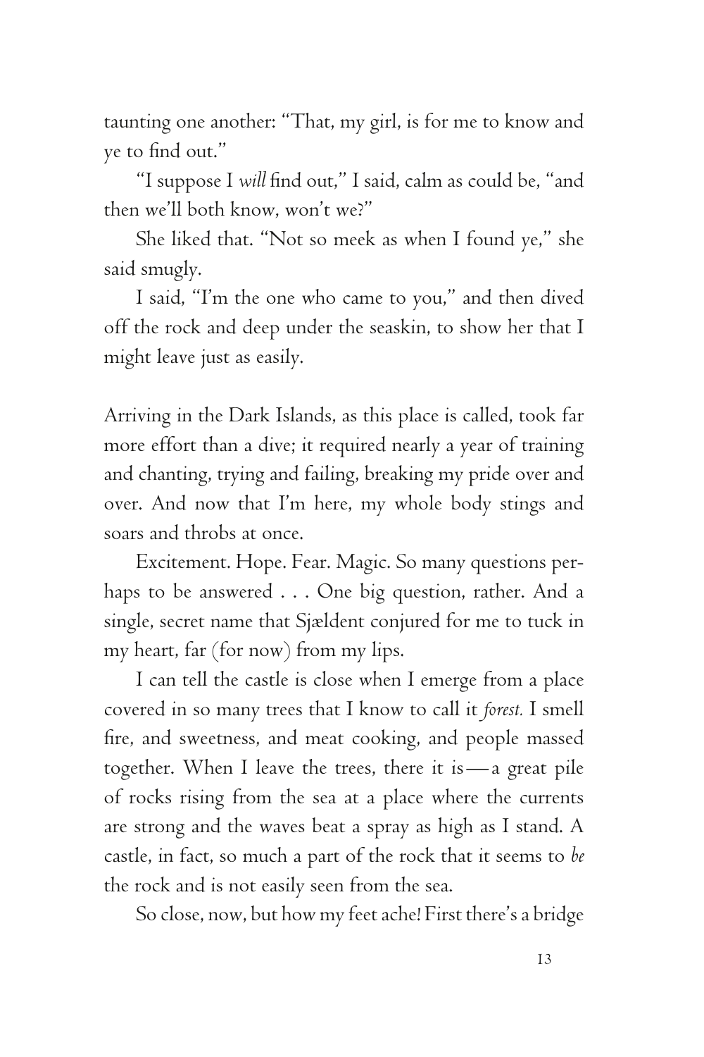taunting one another: "That, my girl, is for me to know and ye to find out."

"I suppose I *will* find out," I said, calm as could be, "and then we'll both know, won't we?"

She liked that. "Not so meek as when I found ye," she said smugly.

I said, "I'm the one who came to you," and then dived off the rock and deep under the seaskin, to show her that I might leave just as easily.

Arriving in the Dark Islands, as this place is called, took far more effort than a dive; it required nearly a year of training and chanting, trying and failing, breaking my pride over and over. And now that I'm here, my whole body stings and soars and throbs at once.

Excitement. Hope. Fear. Magic. So many questions perhaps to be answered . . . One big question, rather. And a single, secret name that Sjældent conjured for me to tuck in my heart, far (for now) from my lips.

I can tell the castle is close when I emerge from a place covered in so many trees that I know to call it *forest.* I smell fire, and sweetness, and meat cooking, and people massed together. When I leave the trees, there it is—a great pile of rocks rising from the sea at a place where the currents are strong and the waves beat a spray as high as I stand. A castle, in fact, so much a part of the rock that it seems to *be* the rock and is not easily seen from the sea.

So close, now, but how my feet ache! First there's a bridge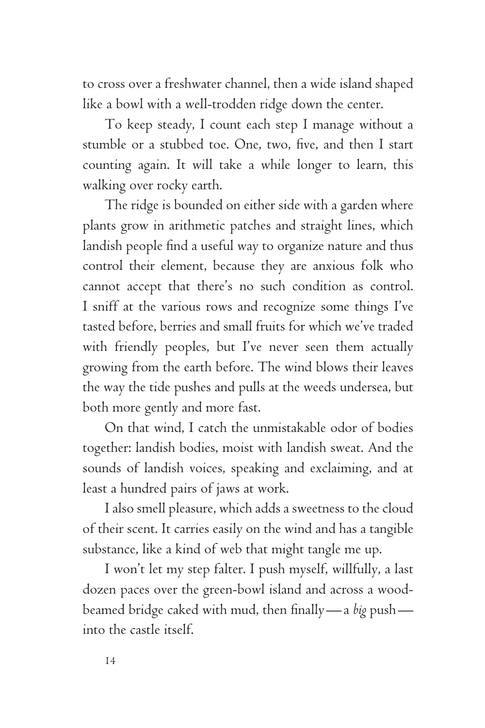to cross over a freshwater channel, then a wide island shaped like a bowl with a well-trodden ridge down the center.

To keep steady, I count each step I manage without a stumble or a stubbed toe. One, two, five, and then I start counting again. It will take a while longer to learn, this walking over rocky earth.

The ridge is bounded on either side with a garden where plants grow in arithmetic patches and straight lines, which landish people find a useful way to organize nature and thus control their element, because they are anxious folk who cannot accept that there's no such condition as control. I sniff at the various rows and recognize some things I've tasted before, berries and small fruits for which we've traded with friendly peoples, but I've never seen them actually growing from the earth before. The wind blows their leaves the way the tide pushes and pulls at the weeds undersea, but both more gently and more fast.

On that wind, I catch the unmistakable odor of bodies together: landish bodies, moist with landish sweat. And the sounds of landish voices, speaking and exclaiming, and at least a hundred pairs of jaws at work.

I also smell pleasure, which adds a sweetness to the cloud of their scent. It carries easily on the wind and has a tangible substance, like a kind of web that might tangle me up.

I won't let my step falter. I push myself, willfully, a last dozen paces over the green-bowl island and across a wood-beamed bridge caked with mud, then finally—a *big* push—into the castle itself.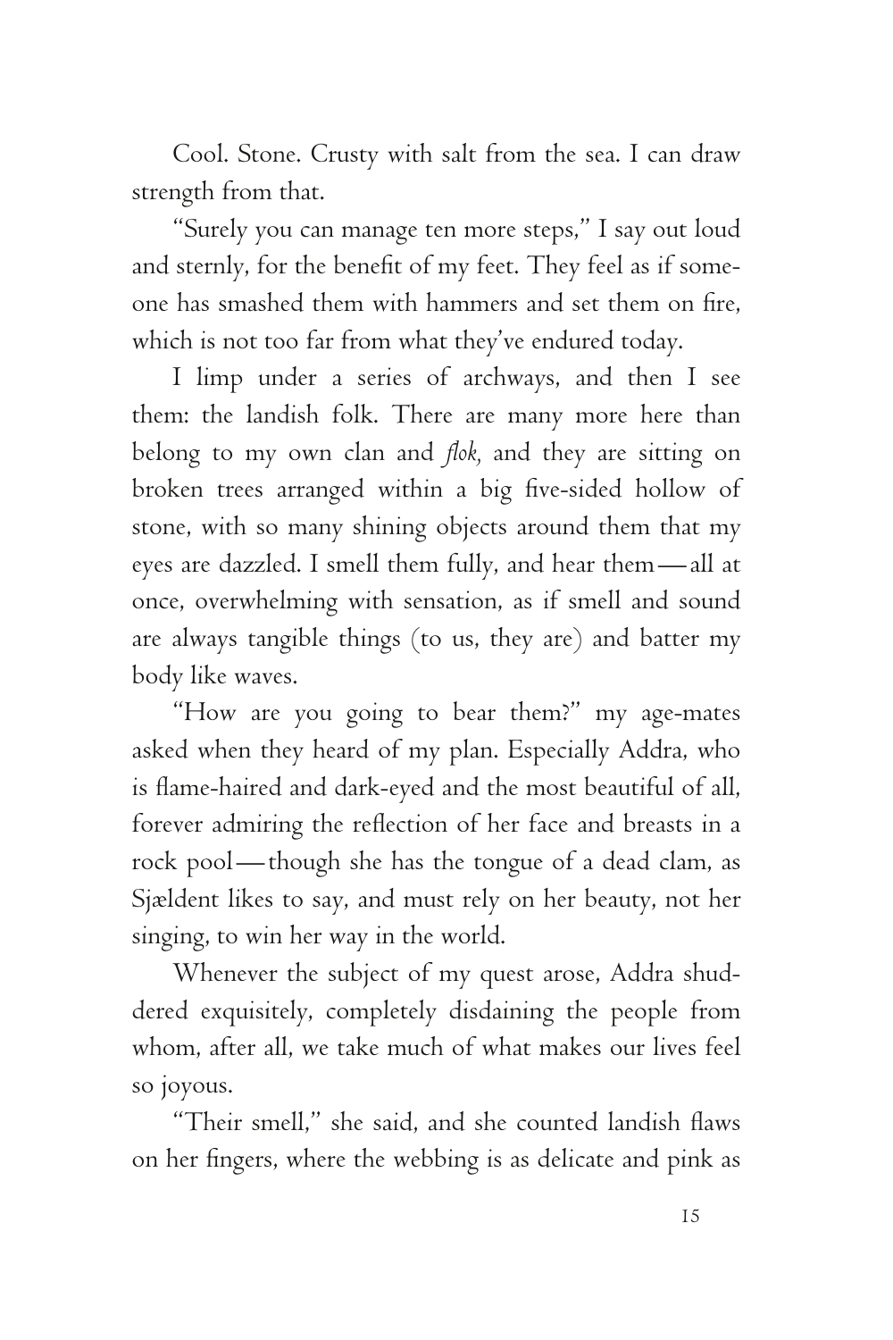Cool. Stone. Crusty with salt from the sea. I can draw strength from that.

"Surely you can manage ten more steps," I say out loud and sternly, for the benefit of my feet. They feel as if someone has smashed them with hammers and set them on fire, which is not too far from what they've endured today.

I limp under a series of archways, and then I see them: the landish folk. There are many more here than belong to my own clan and *flok,* and they are sitting on broken trees arranged within a big five-sided hollow of stone, with so many shining objects around them that my eyes are dazzled. I smell them fully, and hear them—all at once, overwhelming with sensation, as if smell and sound are always tangible things (to us, they are) and batter my body like waves.

"How are you going to bear them?" my age-mates asked when they heard of my plan. Especially Addra, who is flame-haired and dark-eyed and the most beautiful of all, forever admiring the reflection of her face and breasts in a rock pool—though she has the tongue of a dead clam, as Sjældent likes to say, and must rely on her beauty, not her singing, to win her way in the world.

Whenever the subject of my quest arose, Addra shuddered exquisitely, completely disdaining the people from whom, after all, we take much of what makes our lives feel so joyous.

"Their smell," she said, and she counted landish flaws on her fingers, where the webbing is as delicate and pink as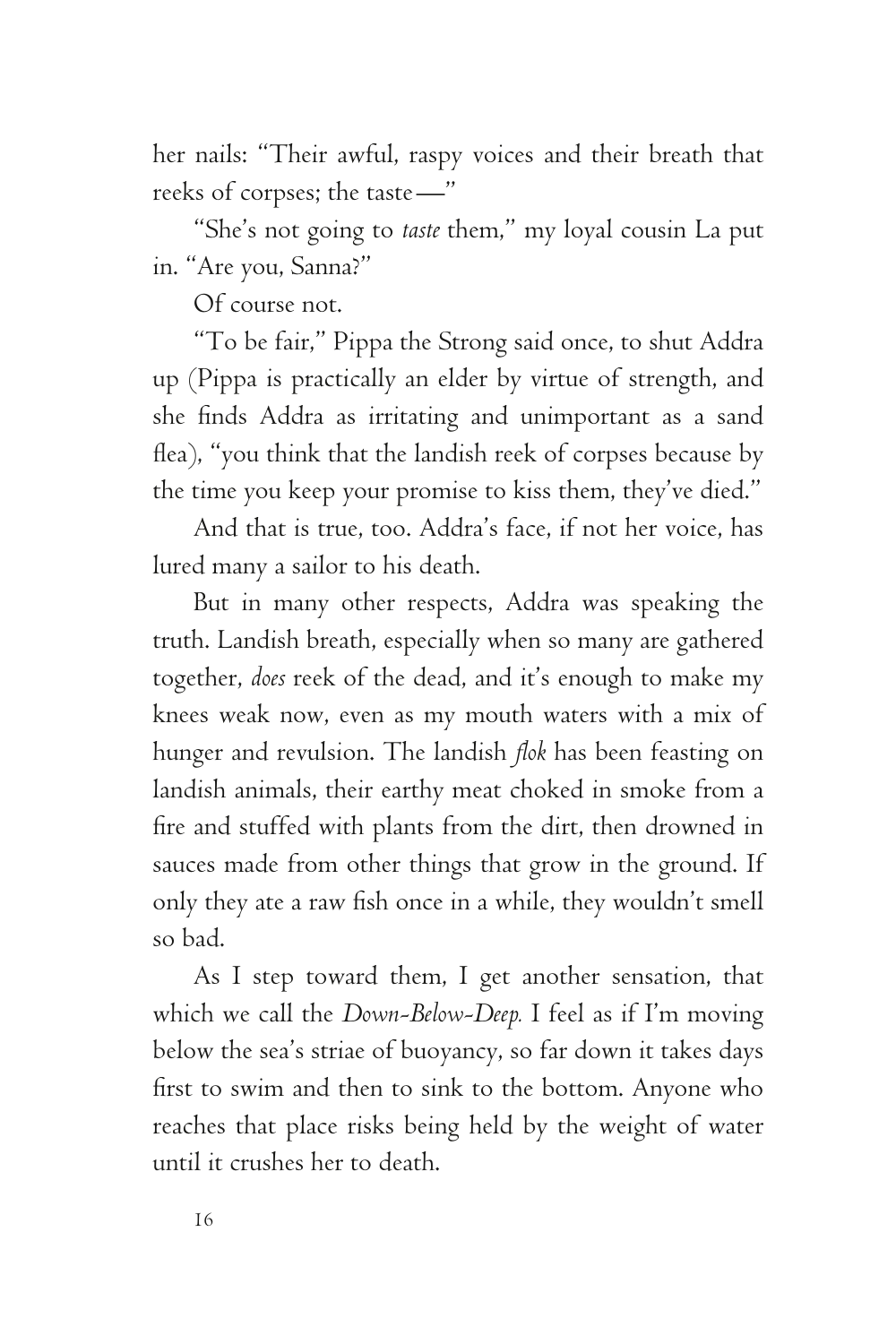her nails: "Their awful, raspy voices and their breath that reeks of corpses; the taste—"

"She's not going to *taste* them," my loyal cousin La put in. "Are you, Sanna?"

Of course not.

"To be fair," Pippa the Strong said once, to shut Addra up (Pippa is practically an elder by virtue of strength, and she finds Addra as irritating and unimportant as a sand flea), "you think that the landish reek of corpses because by the time you keep your promise to kiss them, they've died."

And that is true, too. Addra's face, if not her voice, has lured many a sailor to his death.

But in many other respects, Addra was speaking the truth. Landish breath, especially when so many are gathered together, *does* reek of the dead, and it's enough to make my knees weak now, even as my mouth waters with a mix of hunger and revulsion. The landish *flok* has been feasting on landish animals, their earthy meat choked in smoke from a fire and stuffed with plants from the dirt, then drowned in sauces made from other things that grow in the ground. If only they ate a raw fish once in a while, they wouldn't smell so bad.

As I step toward them, I get another sensation, that which we call the *Down-Below-Deep.* I feel as if I'm moving below the sea's striae of buoyancy, so far down it takes days first to swim and then to sink to the bottom. Anyone who reaches that place risks being held by the weight of water until it crushes her to death.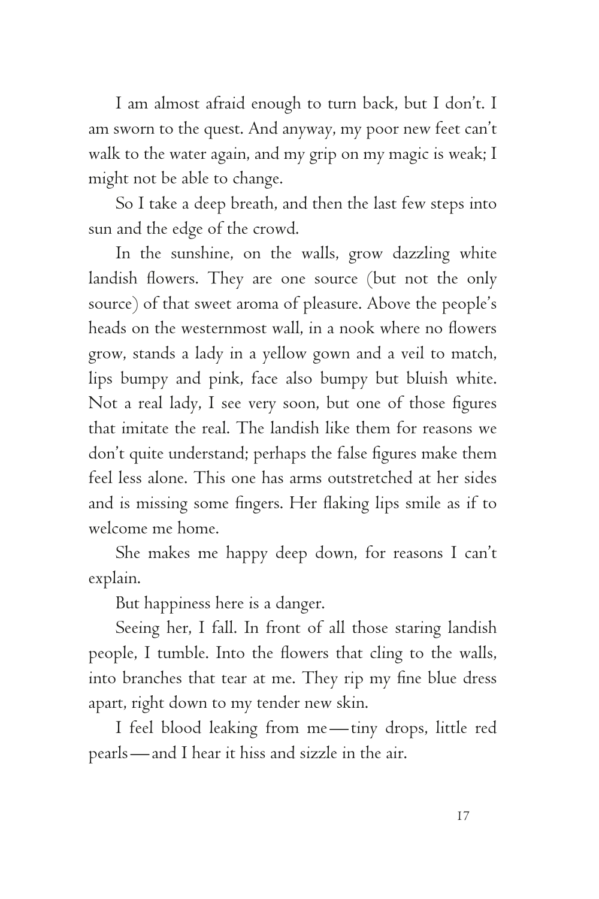I am almost afraid enough to turn back, but I don't. I am sworn to the quest. And anyway, my poor new feet can't walk to the water again, and my grip on my magic is weak; I might not be able to change.

So I take a deep breath, and then the last few steps into sun and the edge of the crowd.

In the sunshine, on the walls, grow dazzling white landish flowers. They are one source (but not the only source) of that sweet aroma of pleasure. Above the people's heads on the westernmost wall, in a nook where no flowers grow, stands a lady in a yellow gown and a veil to match, lips bumpy and pink, face also bumpy but bluish white. Not a real lady, I see very soon, but one of those figures that imitate the real. The landish like them for reasons we don't quite understand; perhaps the false figures make them feel less alone. This one has arms outstretched at her sides and is missing some fingers. Her flaking lips smile as if to welcome me home.

She makes me happy deep down, for reasons I can't explain.

But happiness here is a danger.

Seeing her, I fall. In front of all those staring landish people, I tumble. Into the flowers that cling to the walls, into branches that tear at me. They rip my fine blue dress apart, right down to my tender new skin.

I feel blood leaking from me—tiny drops, little red pearls—and I hear it hiss and sizzle in the air.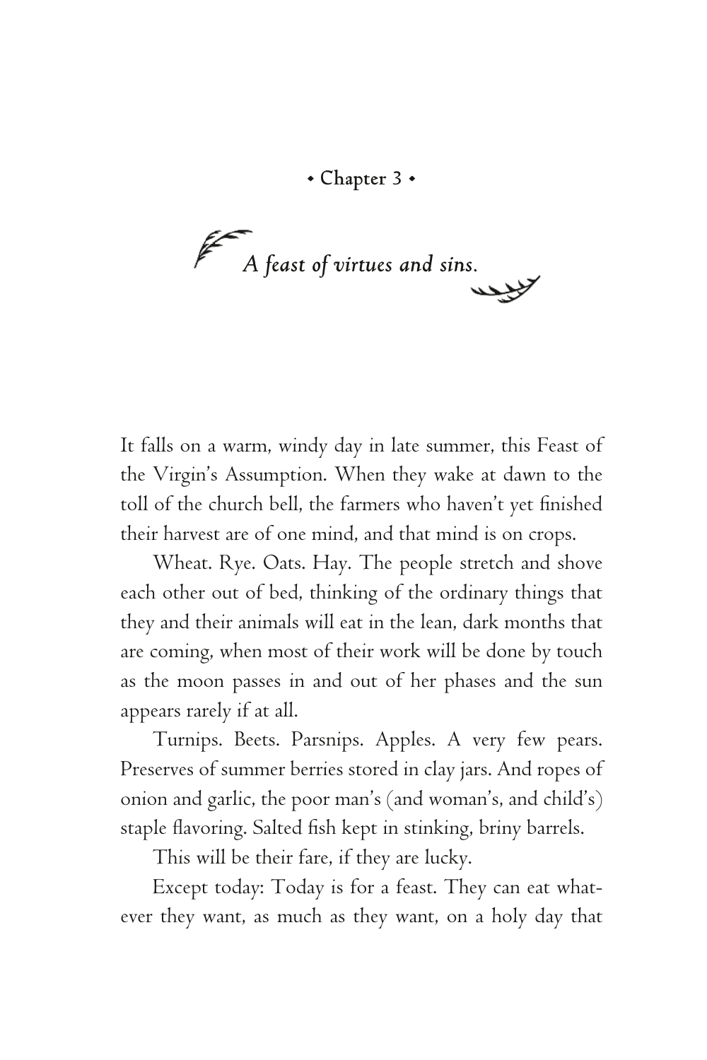## • Chapter 3 •

### *A feast of virtues and sins.*

It falls on a warm, windy day in late summer, this Feast of the Virgin's Assumption. When they wake at dawn to the toll of the church bell, the farmers who haven't yet finished their harvest are of one mind, and that mind is on crops.

Wheat. Rye. Oats. Hay. The people stretch and shove each other out of bed, thinking of the ordinary things that they and their animals will eat in the lean, dark months that are coming, when most of their work will be done by touch as the moon passes in and out of her phases and the sun appears rarely if at all.

Turnips. Beets. Parsnips. Apples. A very few pears. Preserves of summer berries stored in clay jars. And ropes of onion and garlic, the poor man's (and woman's, and child's) staple flavoring. Salted fish kept in stinking, briny barrels.

This will be their fare, if they are lucky.

Except today: Today is for a feast. They can eat whatever they want, as much as they want, on a holy day that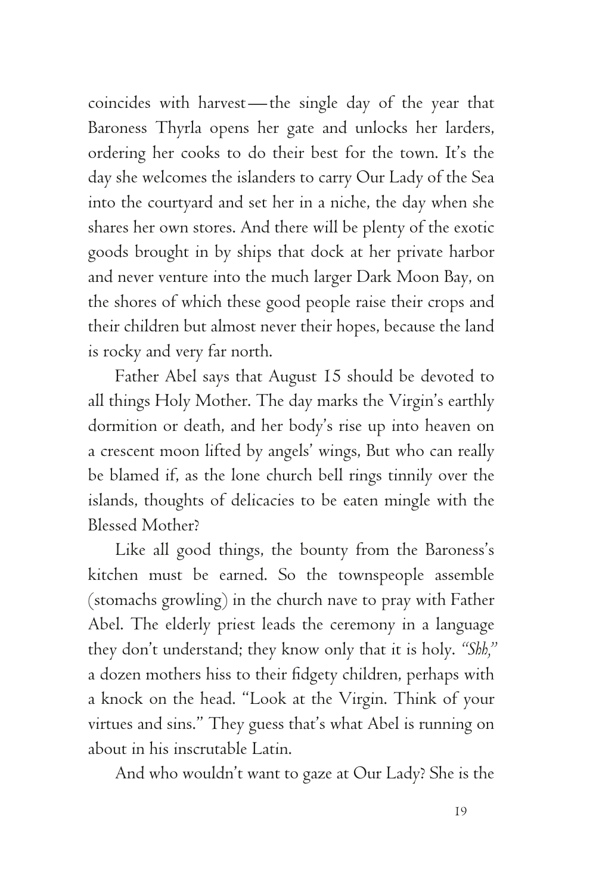coincides with harvest—the single day of the year that Baroness Thyrla opens her gate and unlocks her larders, ordering her cooks to do their best for the town. It's the day she welcomes the islanders to carry Our Lady of the Sea into the courtyard and set her in a niche, the day when she shares her own stores. And there will be plenty of the exotic goods brought in by ships that dock at her private harbor and never venture into the much larger Dark Moon Bay, on the shores of which these good people raise their crops and their children but almost never their hopes, because the land is rocky and very far north.

Father Abel says that August 15 should be devoted to all things Holy Mother. The day marks the Virgin's earthly dormition or death, and her body's rise up into heaven on a crescent moon lifted by angels' wings, But who can really be blamed if, as the lone church bell rings tinnily over the islands, thoughts of delicacies to be eaten mingle with the Blessed Mother?

Like all good things, the bounty from the Baroness's kitchen must be earned. So the townspeople assemble (stomachs growling) in the church nave to pray with Father Abel. The elderly priest leads the ceremony in a language they don't understand; they know only that it is holy. *"Shh,"* a dozen mothers hiss to their fidgety children, perhaps with a knock on the head. "Look at the Virgin. Think of your virtues and sins." They guess that's what Abel is running on about in his inscrutable Latin.

And who wouldn't want to gaze at Our Lady? She is the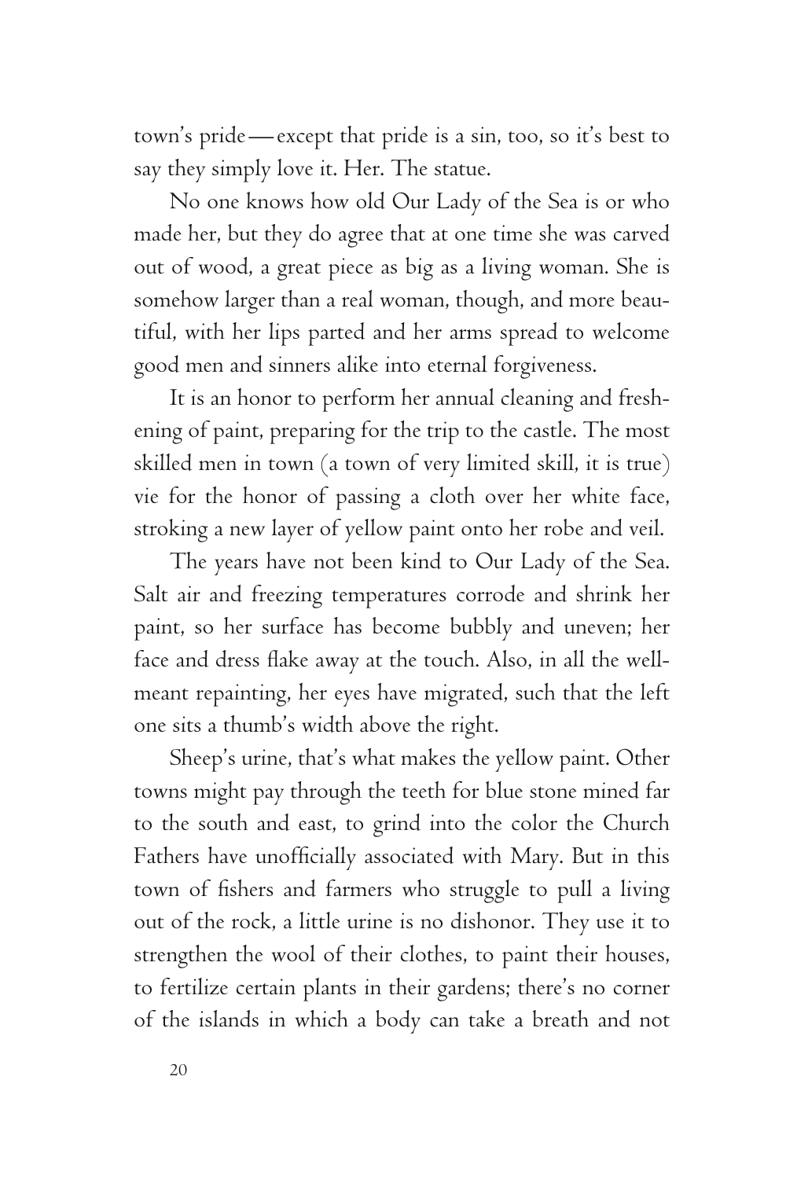town's pride—except that pride is a sin, too, so it's best to say they simply love it. Her. The statue.

No one knows how old Our Lady of the Sea is or who made her, but they do agree that at one time she was carved out of wood, a great piece as big as a living woman. She is somehow larger than a real woman, though, and more beautiful, with her lips parted and her arms spread to welcome good men and sinners alike into eternal forgiveness.

It is an honor to perform her annual cleaning and freshening of paint, preparing for the trip to the castle. The most skilled men in town (a town of very limited skill, it is true) vie for the honor of passing a cloth over her white face, stroking a new layer of yellow paint onto her robe and veil.

The years have not been kind to Our Lady of the Sea. Salt air and freezing temperatures corrode and shrink her paint, so her surface has become bubbly and uneven; her face and dress flake away at the touch. Also, in all the well-meant repainting, her eyes have migrated, such that the left one sits a thumb's width above the right.

Sheep's urine, that's what makes the yellow paint. Other towns might pay through the teeth for blue stone mined far to the south and east, to grind into the color the Church Fathers have unofficially associated with Mary. But in this town of fishers and farmers who struggle to pull a living out of the rock, a little urine is no dishonor. They use it to strengthen the wool of their clothes, to paint their houses, to fertilize certain plants in their gardens; there's no corner of the islands in which a body can take a breath and not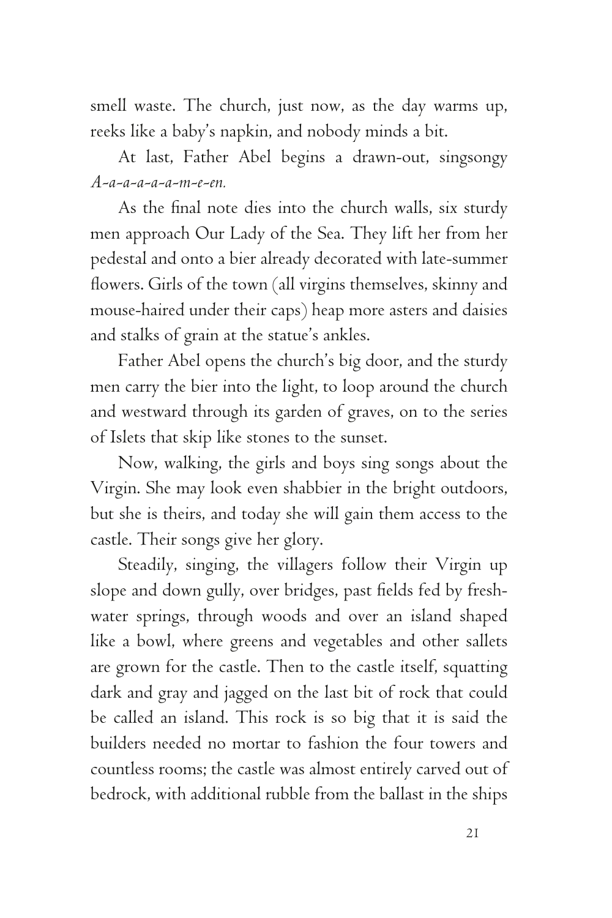smell waste. The church, just now, as the day warms up, reeks like a baby's napkin, and nobody minds a bit.

At last, Father Abel begins a drawn-out, singsongy *A-a-a-a-a-m-e-en.*

As the final note dies into the church walls, six sturdy men approach Our Lady of the Sea. They lift her from her pedestal and onto a bier already decorated with late-summer flowers. Girls of the town (all virgins themselves, skinny and mouse-haired under their caps) heap more asters and daisies and stalks of grain at the statue's ankles.

Father Abel opens the church's big door, and the sturdy men carry the bier into the light, to loop around the church and westward through its garden of graves, on to the series of Islets that skip like stones to the sunset.

Now, walking, the girls and boys sing songs about the Virgin. She may look even shabbier in the bright outdoors, but she is theirs, and today she will gain them access to the castle. Their songs give her glory.

Steadily, singing, the villagers follow their Virgin up slope and down gully, over bridges, past fields fed by freshwater springs, through woods and over an island shaped like a bowl, where greens and vegetables and other sallets are grown for the castle. Then to the castle itself, squatting dark and gray and jagged on the last bit of rock that could be called an island. This rock is so big that it is said the builders needed no mortar to fashion the four towers and countless rooms; the castle was almost entirely carved out of bedrock, with additional rubble from the ballast in the ships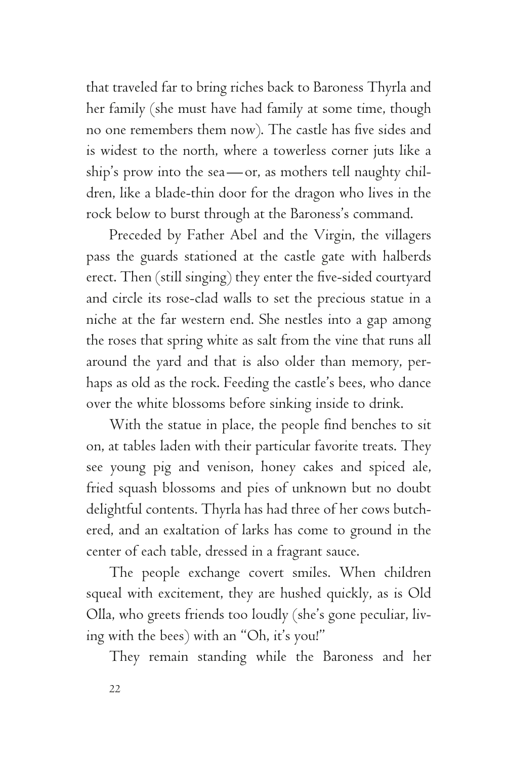that traveled far to bring riches back to Baroness Thyrla and her family (she must have had family at some time, though no one remembers them now). The castle has five sides and is widest to the north, where a towerless corner juts like a ship's prow into the sea—or, as mothers tell naughty children, like a blade-thin door for the dragon who lives in the rock below to burst through at the Baroness's command.

Preceded by Father Abel and the Virgin, the villagers pass the guards stationed at the castle gate with halberds erect. Then (still singing) they enter the five-sided courtyard and circle its rose-clad walls to set the precious statue in a niche at the far western end. She nestles into a gap among the roses that spring white as salt from the vine that runs all around the yard and that is also older than memory, perhaps as old as the rock. Feeding the castle's bees, who dance over the white blossoms before sinking inside to drink.

With the statue in place, the people find benches to sit on, at tables laden with their particular favorite treats. They see young pig and venison, honey cakes and spiced ale, fried squash blossoms and pies of unknown but no doubt delightful contents. Thyrla has had three of her cows butchered, and an exaltation of larks has come to ground in the center of each table, dressed in a fragrant sauce.

The people exchange covert smiles. When children squeal with excitement, they are hushed quickly, as is Old Olla, who greets friends too loudly (she's gone peculiar, living with the bees) with an "Oh, it's you!"

They remain standing while the Baroness and her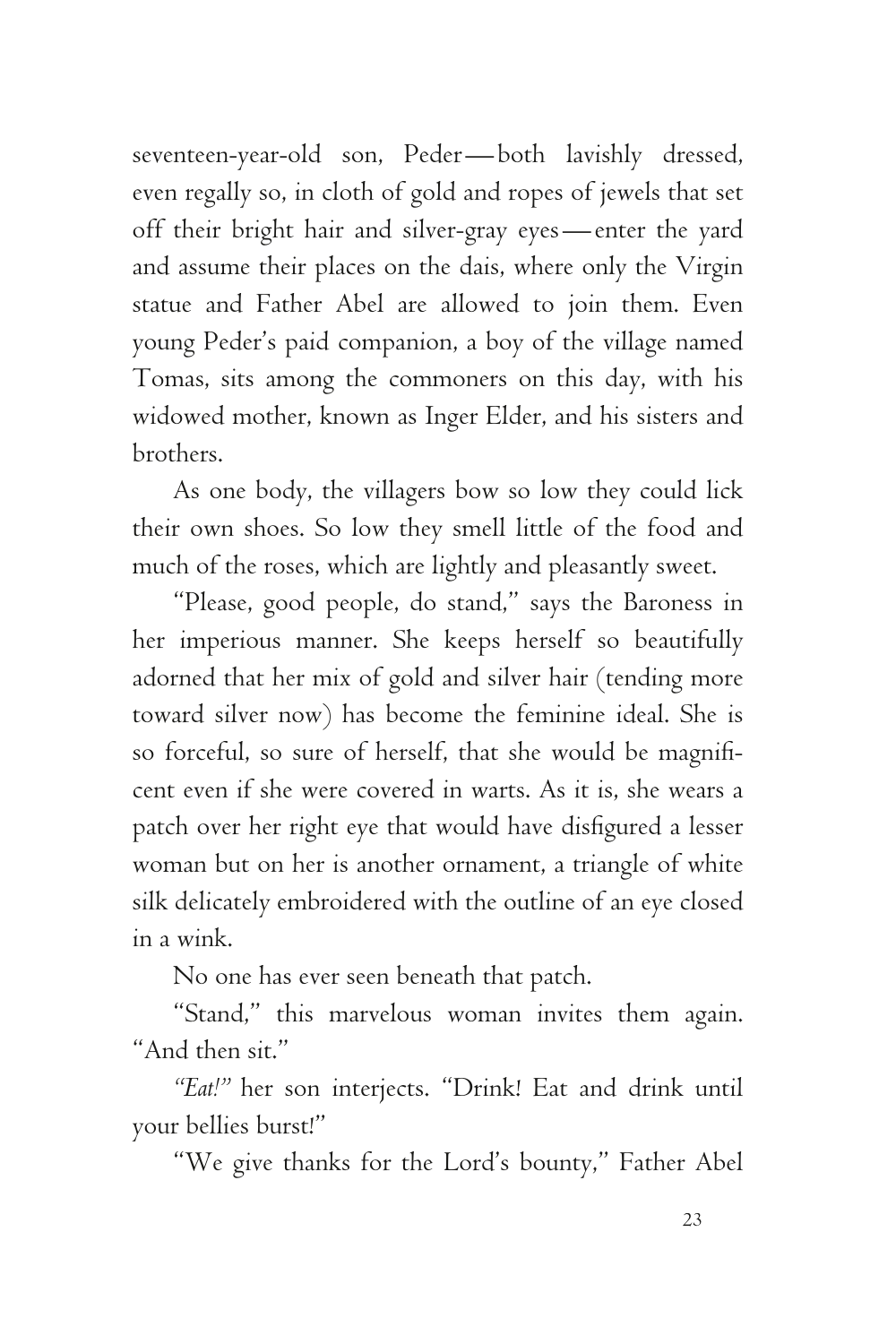seventeen-year-old son, Peder—both lavishly dressed, even regally so, in cloth of gold and ropes of jewels that set off their bright hair and silver-gray eyes—enter the yard and assume their places on the dais, where only the Virgin statue and Father Abel are allowed to join them. Even young Peder's paid companion, a boy of the village named Tomas, sits among the commoners on this day, with his widowed mother, known as Inger Elder, and his sisters and brothers.

As one body, the villagers bow so low they could lick their own shoes. So low they smell little of the food and much of the roses, which are lightly and pleasantly sweet.

"Please, good people, do stand," says the Baroness in her imperious manner. She keeps herself so beautifully adorned that her mix of gold and silver hair (tending more toward silver now) has become the feminine ideal. She is so forceful, so sure of herself, that she would be magnificent even if she were covered in warts. As it is, she wears a patch over her right eye that would have disfigured a lesser woman but on her is another ornament, a triangle of white silk delicately embroidered with the outline of an eye closed in a wink.

No one has ever seen beneath that patch.

"Stand," this marvelous woman invites them again. "And then sit."

*"Eat!"* her son interjects. "Drink! Eat and drink until your bellies burst!"

"We give thanks for the Lord's bounty," Father Abel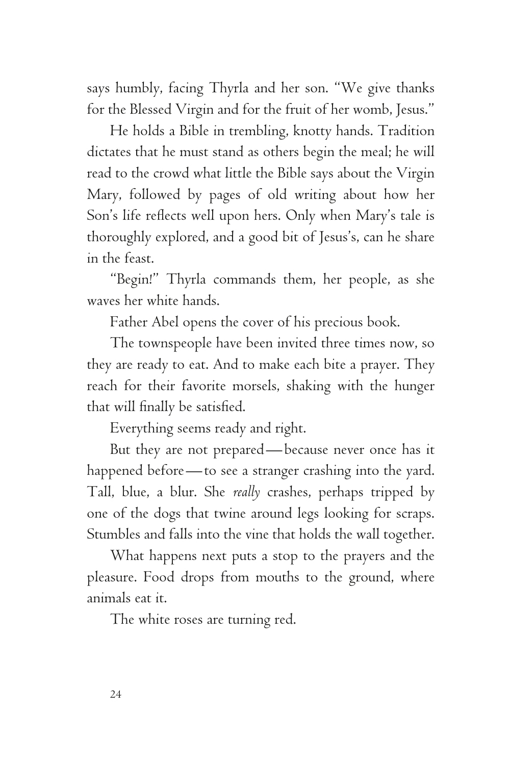says humbly, facing Thyrla and her son. "We give thanks for the Blessed Virgin and for the fruit of her womb, Jesus."

He holds a Bible in trembling, knotty hands. Tradition dictates that he must stand as others begin the meal; he will read to the crowd what little the Bible says about the Virgin Mary, followed by pages of old writing about how her Son's life reflects well upon hers. Only when Mary's tale is thoroughly explored, and a good bit of Jesus's, can he share in the feast.

"Begin!" Thyrla commands them, her people, as she waves her white hands.

Father Abel opens the cover of his precious book.

The townspeople have been invited three times now, so they are ready to eat. And to make each bite a prayer. They reach for their favorite morsels, shaking with the hunger that will finally be satisfied.

Everything seems ready and right.

But they are not prepared—because never once has it happened before—to see a stranger crashing into the yard. Tall, blue, a blur. She *really* crashes, perhaps tripped by one of the dogs that twine around legs looking for scraps. Stumbles and falls into the vine that holds the wall together.

What happens next puts a stop to the prayers and the pleasure. Food drops from mouths to the ground, where animals eat it.

The white roses are turning red.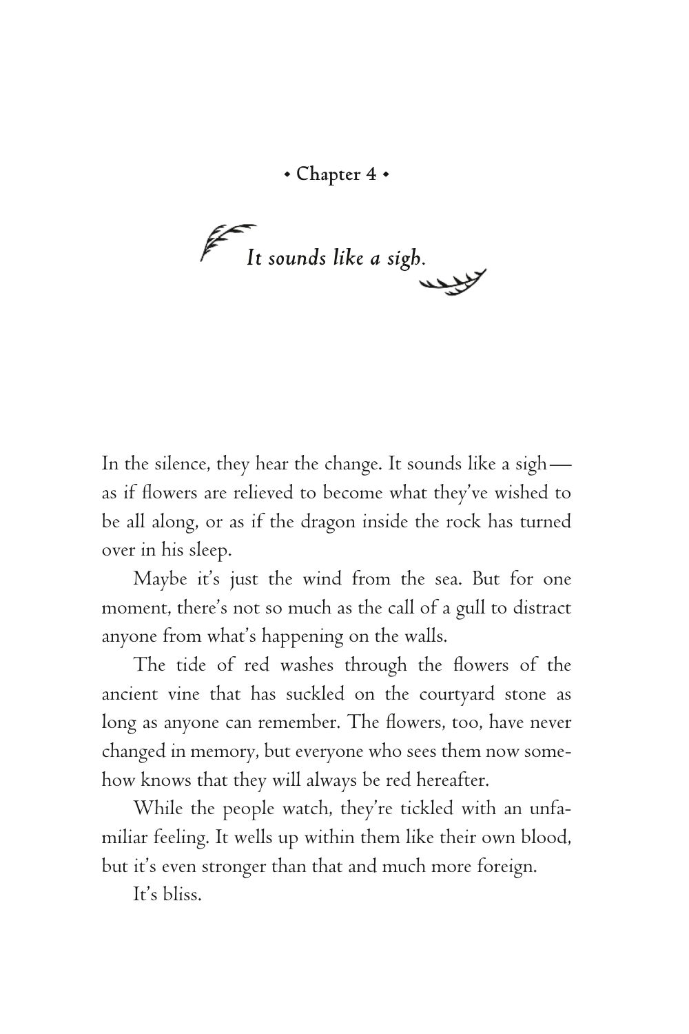# • Chapter 4 •

*It sounds like a sigh.*

In the silence, they hear the change. It sounds like a sigh—as if flowers are relieved to become what they've wished to be all along, or as if the dragon inside the rock has turned over in his sleep.

Maybe it's just the wind from the sea. But for one moment, there's not so much as the call of a gull to distract anyone from what's happening on the walls.

The tide of red washes through the flowers of the ancient vine that has suckled on the courtyard stone as long as anyone can remember. The flowers, too, have never changed in memory, but everyone who sees them now somehow knows that they will always be red hereafter.

While the people watch, they're tickled with an unfamiliar feeling. It wells up within them like their own blood, but it's even stronger than that and much more foreign.

It's bliss.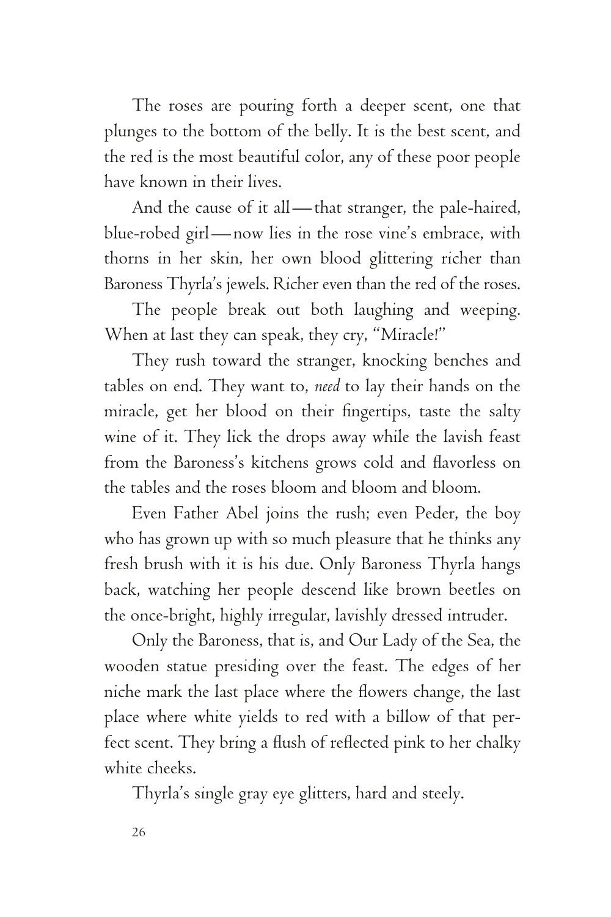The roses are pouring forth a deeper scent, one that plunges to the bottom of the belly. It is the best scent, and the red is the most beautiful color, any of these poor people have known in their lives.

And the cause of it all—that stranger, the pale-haired, blue-robed girl—now lies in the rose vine's embrace, with thorns in her skin, her own blood glittering richer than Baroness Thyrla's jewels. Richer even than the red of the roses.

The people break out both laughing and weeping. When at last they can speak, they cry, "Miracle!"

They rush toward the stranger, knocking benches and tables on end. They want to, *need* to lay their hands on the miracle, get her blood on their fingertips, taste the salty wine of it. They lick the drops away while the lavish feast from the Baroness's kitchens grows cold and flavorless on the tables and the roses bloom and bloom and bloom.

Even Father Abel joins the rush; even Peder, the boy who has grown up with so much pleasure that he thinks any fresh brush with it is his due. Only Baroness Thyrla hangs back, watching her people descend like brown beetles on the once-bright, highly irregular, lavishly dressed intruder.

Only the Baroness, that is, and Our Lady of the Sea, the wooden statue presiding over the feast. The edges of her niche mark the last place where the flowers change, the last place where white yields to red with a billow of that perfect scent. They bring a flush of reflected pink to her chalky white cheeks.

Thyrla's single gray eye glitters, hard and steely.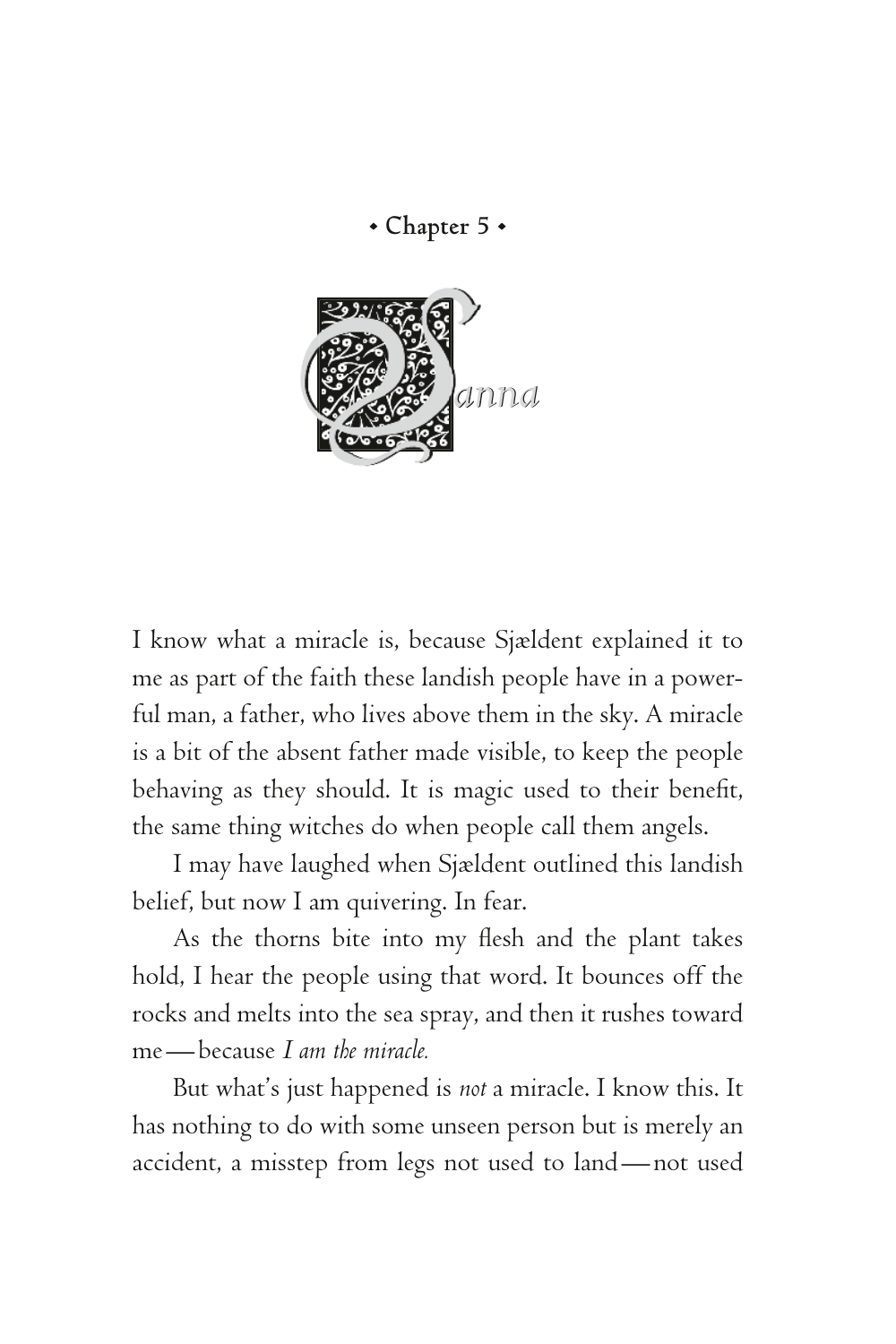• Chapter 5 •

# Sanna

I know what a miracle is, because Sjældent explained it to me as part of the faith these landish people have in a powerful man, a father, who lives above them in the sky. A miracle is a bit of the absent father made visible, to keep the people behaving as they should. It is magic used to their benefit, the same thing witches do when people call them angels.

I may have laughed when Sjældent outlined this landish belief, but now I am quivering. In fear.

As the thorns bite into my flesh and the plant takes hold, I hear the people using that word. It bounces off the rocks and melts into the sea spray, and then it rushes toward me—because *I am the miracle.*

But what's just happened is *not* a miracle. I know this. It has nothing to do with some unseen person but is merely an accident, a misstep from legs not used to land—not used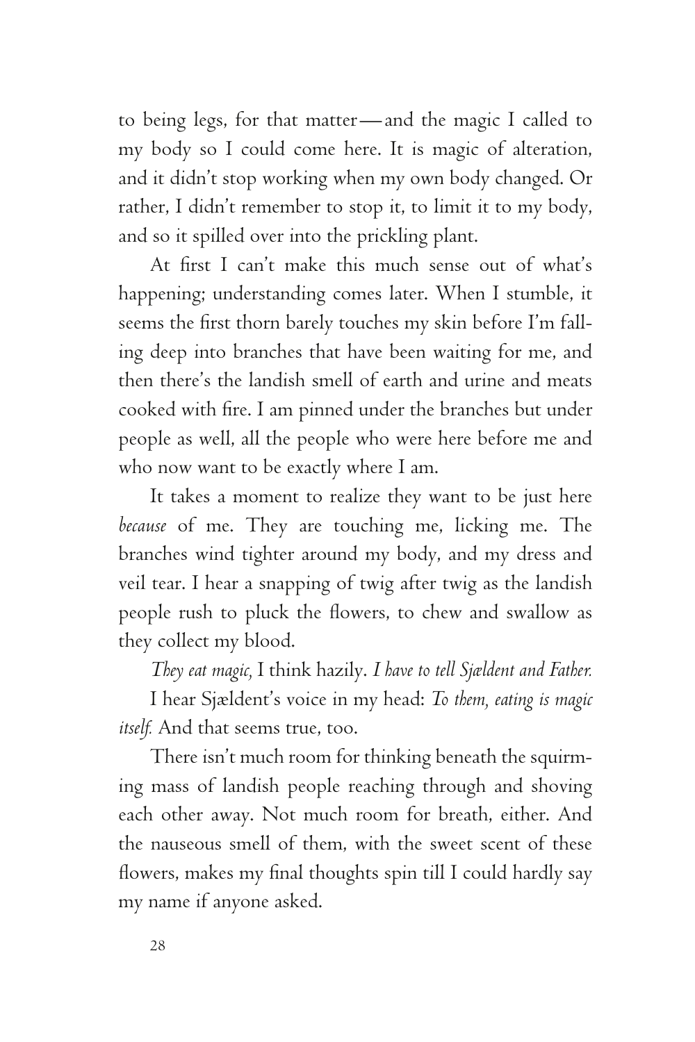to being legs, for that matter—and the magic I called to my body so I could come here. It is magic of alteration, and it didn't stop working when my own body changed. Or rather, I didn't remember to stop it, to limit it to my body, and so it spilled over into the prickling plant.

At first I can't make this much sense out of what's happening; understanding comes later. When I stumble, it seems the first thorn barely touches my skin before I'm falling deep into branches that have been waiting for me, and then there's the landish smell of earth and urine and meats cooked with fire. I am pinned under the branches but under people as well, all the people who were here before me and who now want to be exactly where I am.

It takes a moment to realize they want to be just here *because* of me. They are touching me, licking me. The branches wind tighter around my body, and my dress and veil tear. I hear a snapping of twig after twig as the landish people rush to pluck the flowers, to chew and swallow as they collect my blood.

*They eat magic,* I think hazily. *I have to tell Sjældent and Father.*

I hear Sjældent's voice in my head: *To them, eating is magic itself.* And that seems true, too.

There isn't much room for thinking beneath the squirming mass of landish people reaching through and shoving each other away. Not much room for breath, either. And the nauseous smell of them, with the sweet scent of these flowers, makes my final thoughts spin till I could hardly say my name if anyone asked.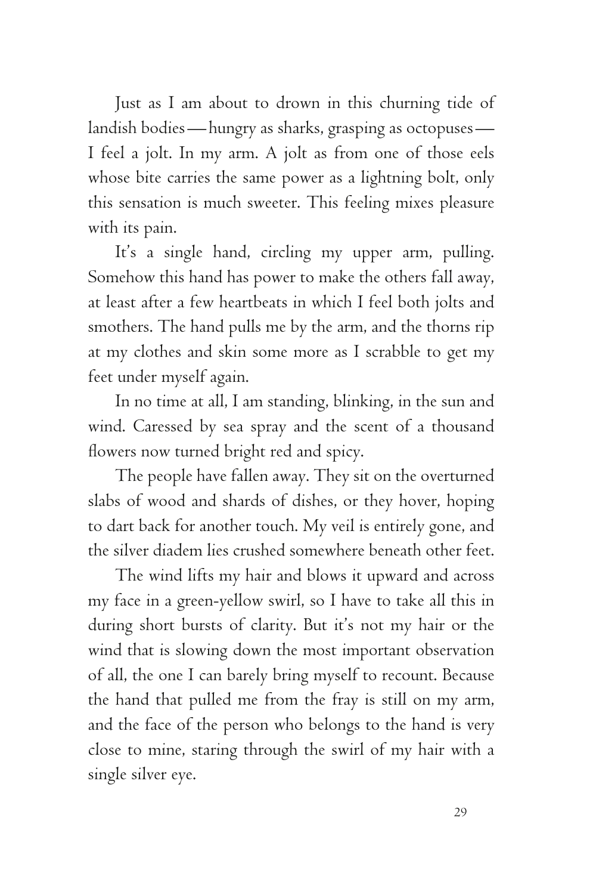Just as I am about to drown in this churning tide of landish bodies—hungry as sharks, grasping as octopuses—I feel a jolt. In my arm. A jolt as from one of those eels whose bite carries the same power as a lightning bolt, only this sensation is much sweeter. This feeling mixes pleasure with its pain.

It's a single hand, circling my upper arm, pulling. Somehow this hand has power to make the others fall away, at least after a few heartbeats in which I feel both jolts and smothers. The hand pulls me by the arm, and the thorns rip at my clothes and skin some more as I scrabble to get my feet under myself again.

In no time at all, I am standing, blinking, in the sun and wind. Caressed by sea spray and the scent of a thousand flowers now turned bright red and spicy.

The people have fallen away. They sit on the overturned slabs of wood and shards of dishes, or they hover, hoping to dart back for another touch. My veil is entirely gone, and the silver diadem lies crushed somewhere beneath other feet.

The wind lifts my hair and blows it upward and across my face in a green-yellow swirl, so I have to take all this in during short bursts of clarity. But it's not my hair or the wind that is slowing down the most important observation of all, the one I can barely bring myself to recount. Because the hand that pulled me from the fray is still on my arm, and the face of the person who belongs to the hand is very close to mine, staring through the swirl of my hair with a single silver eye.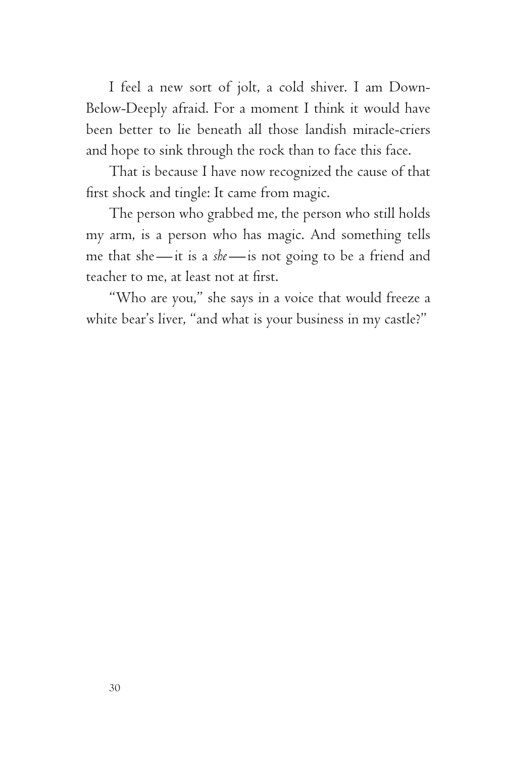I feel a new sort of jolt, a cold shiver. I am Down-Below-Deeply afraid. For a moment I think it would have been better to lie beneath all those landish miracle-criers and hope to sink through the rock than to face this face.

That is because I have now recognized the cause of that first shock and tingle: It came from magic.

The person who grabbed me, the person who still holds my arm, is a person who has magic. And something tells me that she—it is a *she*—is not going to be a friend and teacher to me, at least not at first.

"Who are you," she says in a voice that would freeze a white bear's liver, "and what is your business in my castle?"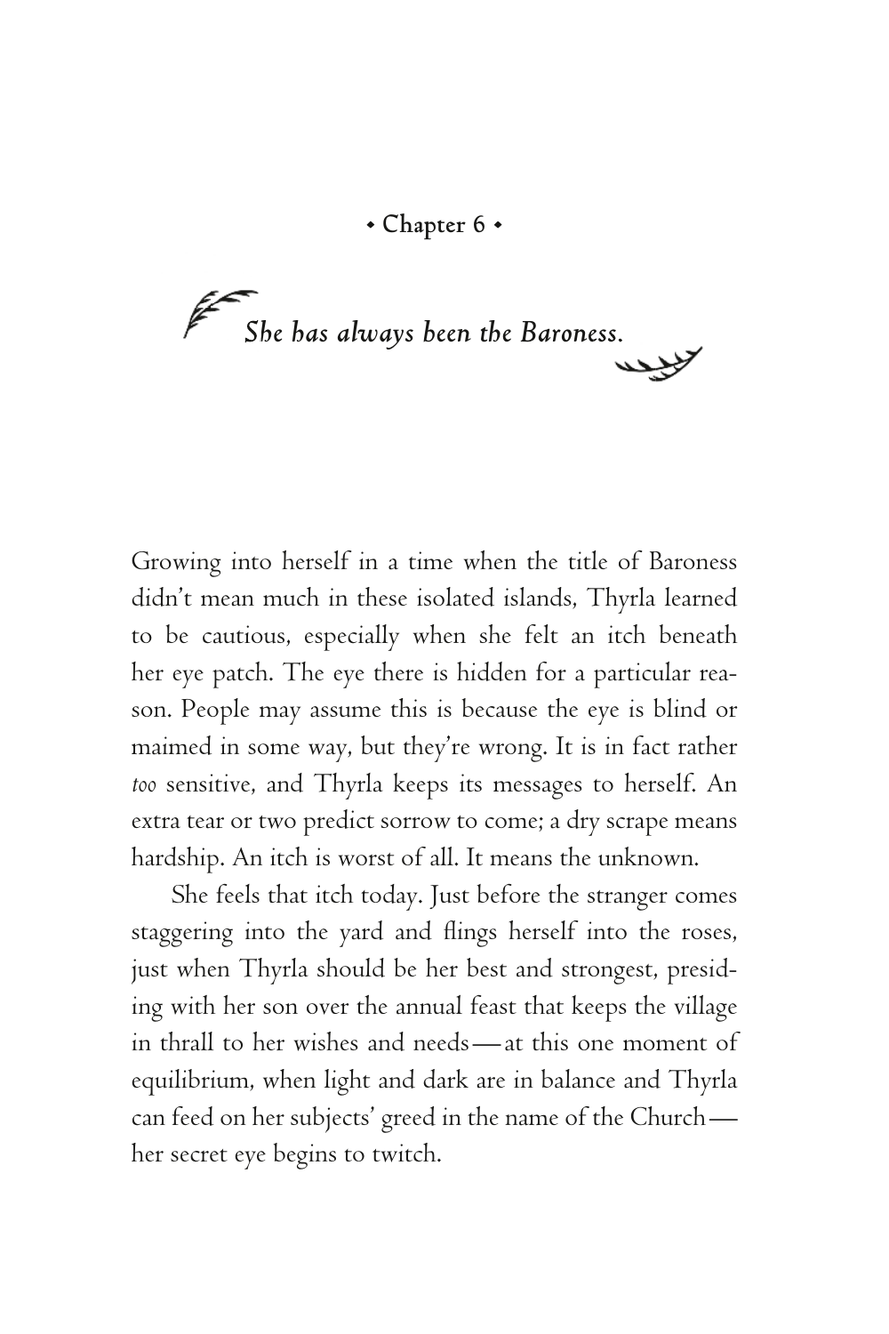## • Chapter 6 •

### *She has always been the Baroness.*

Growing into herself in a time when the title of Baroness didn't mean much in these isolated islands, Thyrla learned to be cautious, especially when she felt an itch beneath her eye patch. The eye there is hidden for a particular reason. People may assume this is because the eye is blind or maimed in some way, but they're wrong. It is in fact rather *too* sensitive, and Thyrla keeps its messages to herself. An extra tear or two predict sorrow to come; a dry scrape means hardship. An itch is worst of all. It means the unknown.

She feels that itch today. Just before the stranger comes staggering into the yard and flings herself into the roses, just when Thyrla should be her best and strongest, presiding with her son over the annual feast that keeps the village in thrall to her wishes and needs—at this one moment of equilibrium, when light and dark are in balance and Thyrla can feed on her subjects' greed in the name of the Church—her secret eye begins to twitch.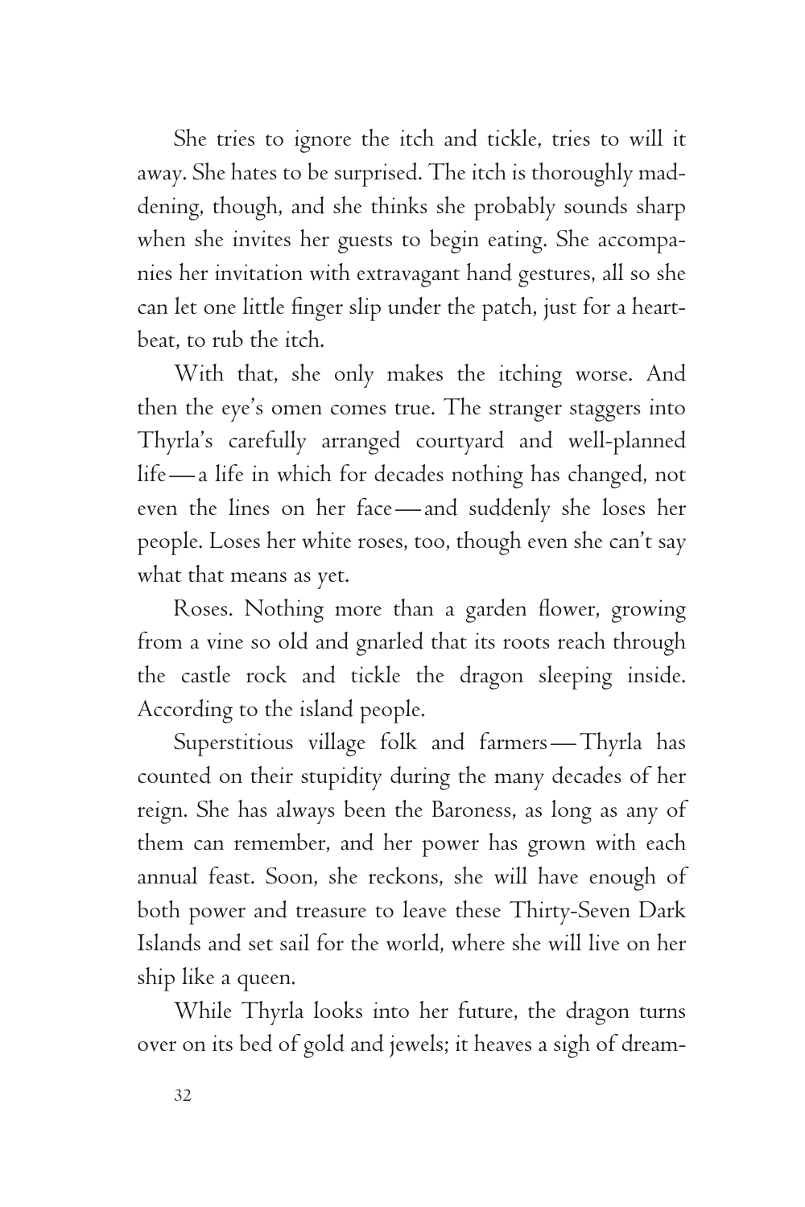She tries to ignore the itch and tickle, tries to will it away. She hates to be surprised. The itch is thoroughly maddening, though, and she thinks she probably sounds sharp when she invites her guests to begin eating. She accompanies her invitation with extravagant hand gestures, all so she can let one little finger slip under the patch, just for a heartbeat, to rub the itch.

With that, she only makes the itching worse. And then the eye's omen comes true. The stranger staggers into Thyrla's carefully arranged courtyard and well-planned life — a life in which for decades nothing has changed, not even the lines on her face — and suddenly she loses her people. Loses her white roses, too, though even she can't say what that means as yet.

Roses. Nothing more than a garden flower, growing from a vine so old and gnarled that its roots reach through the castle rock and tickle the dragon sleeping inside. According to the island people.

Superstitious village folk and farmers — Thyrla has counted on their stupidity during the many decades of her reign. She has always been the Baroness, as long as any of them can remember, and her power has grown with each annual feast. Soon, she reckons, she will have enough of both power and treasure to leave these Thirty-Seven Dark Islands and set sail for the world, where she will live on her ship like a queen.

While Thyrla looks into her future, the dragon turns over on its bed of gold and jewels; it heaves a sigh of dream-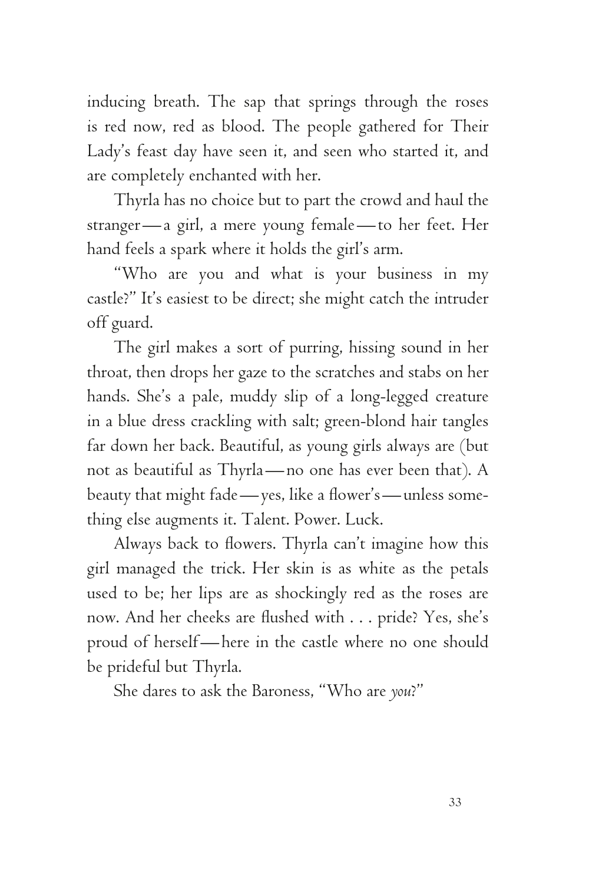inducing breath. The sap that springs through the roses is red now, red as blood. The people gathered for Their Lady's feast day have seen it, and seen who started it, and are completely enchanted with her.

Thyrla has no choice but to part the crowd and haul the stranger—a girl, a mere young female—to her feet. Her hand feels a spark where it holds the girl's arm.

"Who are you and what is your business in my castle?" It's easiest to be direct; she might catch the intruder off guard.

The girl makes a sort of purring, hissing sound in her throat, then drops her gaze to the scratches and stabs on her hands. She's a pale, muddy slip of a long-legged creature in a blue dress crackling with salt; green-blond hair tangles far down her back. Beautiful, as young girls always are (but not as beautiful as Thyrla—no one has ever been that). A beauty that might fade—yes, like a flower's—unless something else augments it. Talent. Power. Luck.

Always back to flowers. Thyrla can't imagine how this girl managed the trick. Her skin is as white as the petals used to be; her lips are as shockingly red as the roses are now. And her cheeks are flushed with . . . pride? Yes, she's proud of herself—here in the castle where no one should be prideful but Thyrla.

She dares to ask the Baroness, "Who are *you*?"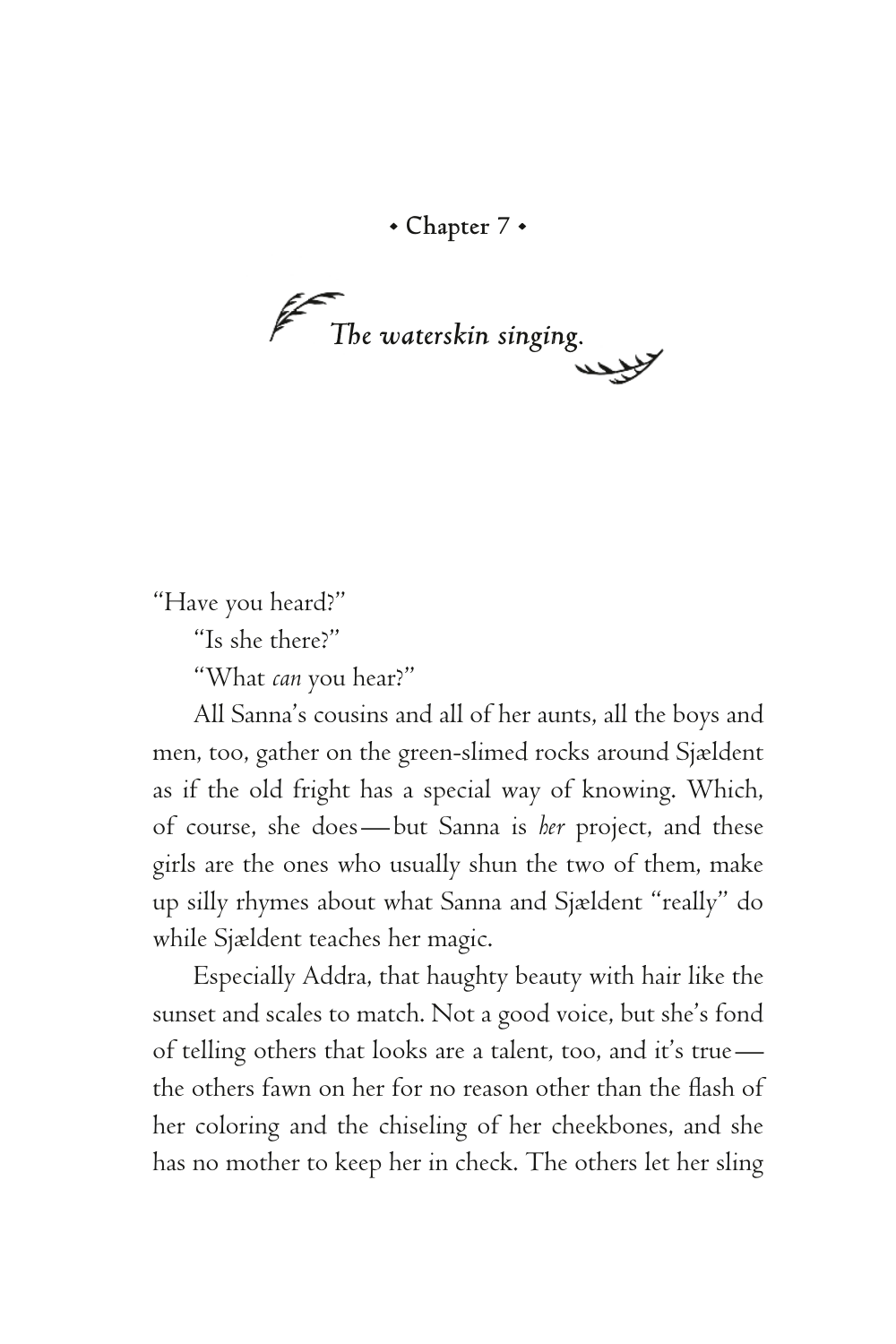• Chapter 7 •

## *The waterskin singing.*

"Have you heard?"

"Is she there?"

"What *can* you hear?"

All Sanna's cousins and all of her aunts, all the boys and men, too, gather on the green-slimed rocks around Sjældent as if the old fright has a special way of knowing. Which, of course, she does—but Sanna is *her* project, and these girls are the ones who usually shun the two of them, make up silly rhymes about what Sanna and Sjældent "really" do while Sjældent teaches her magic.

Especially Addra, that haughty beauty with hair like the sunset and scales to match. Not a good voice, but she's fond of telling others that looks are a talent, too, and it's true—the others fawn on her for no reason other than the flash of her coloring and the chiseling of her cheekbones, and she has no mother to keep her in check. The others let her sling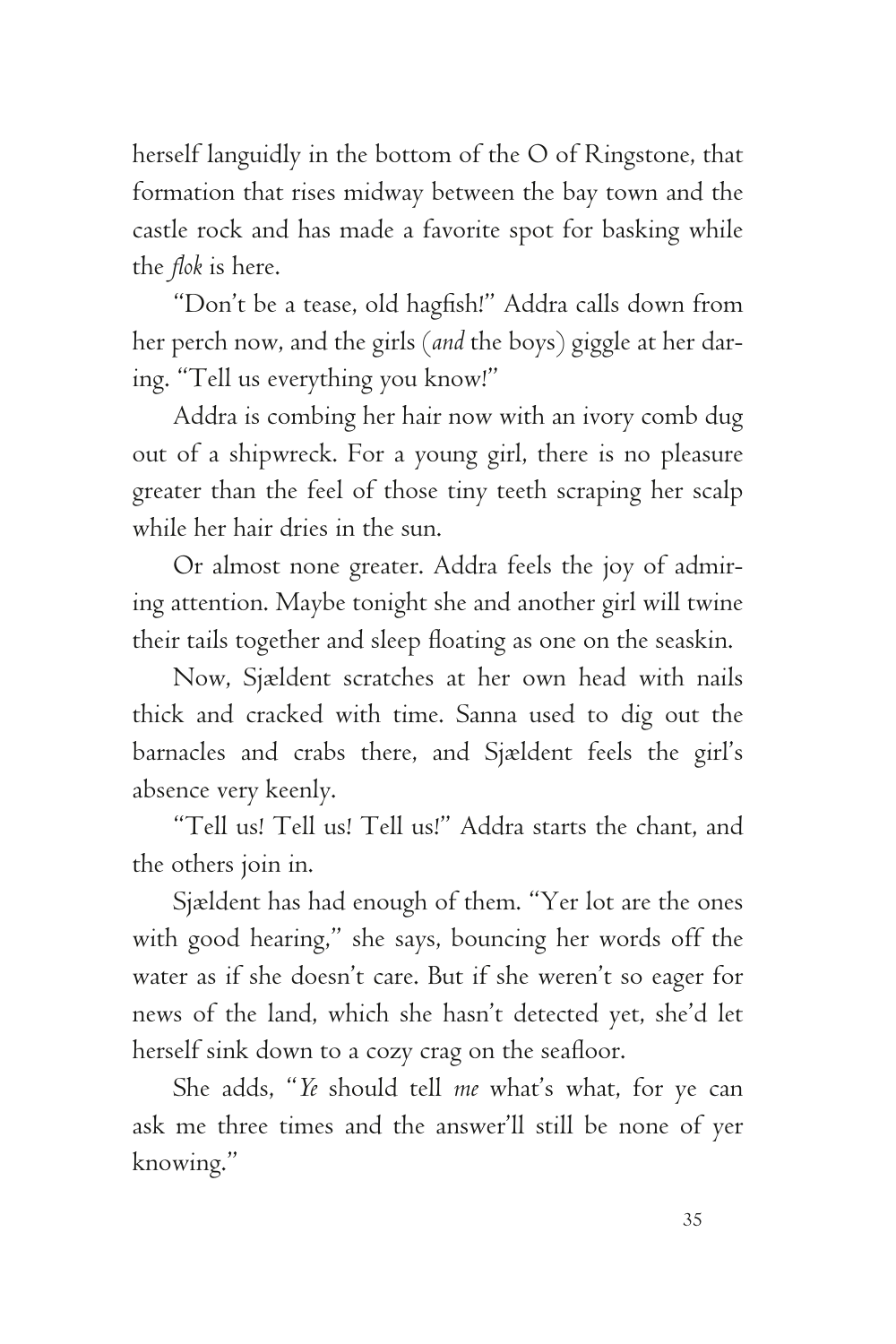herself languidly in the bottom of the O of Ringstone, that formation that rises midway between the bay town and the castle rock and has made a favorite spot for basking while the *flok* is here.

"Don't be a tease, old hagfish!" Addra calls down from her perch now, and the girls (*and* the boys) giggle at her daring. "Tell us everything you know!"

Addra is combing her hair now with an ivory comb dug out of a shipwreck. For a young girl, there is no pleasure greater than the feel of those tiny teeth scraping her scalp while her hair dries in the sun.

Or almost none greater. Addra feels the joy of admiring attention. Maybe tonight she and another girl will twine their tails together and sleep floating as one on the seaskin.

Now, Sjældent scratches at her own head with nails thick and cracked with time. Sanna used to dig out the barnacles and crabs there, and Sjældent feels the girl's absence very keenly.

"Tell us! Tell us! Tell us!" Addra starts the chant, and the others join in.

Sjældent has had enough of them. "Yer lot are the ones with good hearing," she says, bouncing her words off the water as if she doesn't care. But if she weren't so eager for news of the land, which she hasn't detected yet, she'd let herself sink down to a cozy crag on the seafloor.

She adds, "*Ye* should tell *me* what's what, for ye can ask me three times and the answer'll still be none of yer knowing."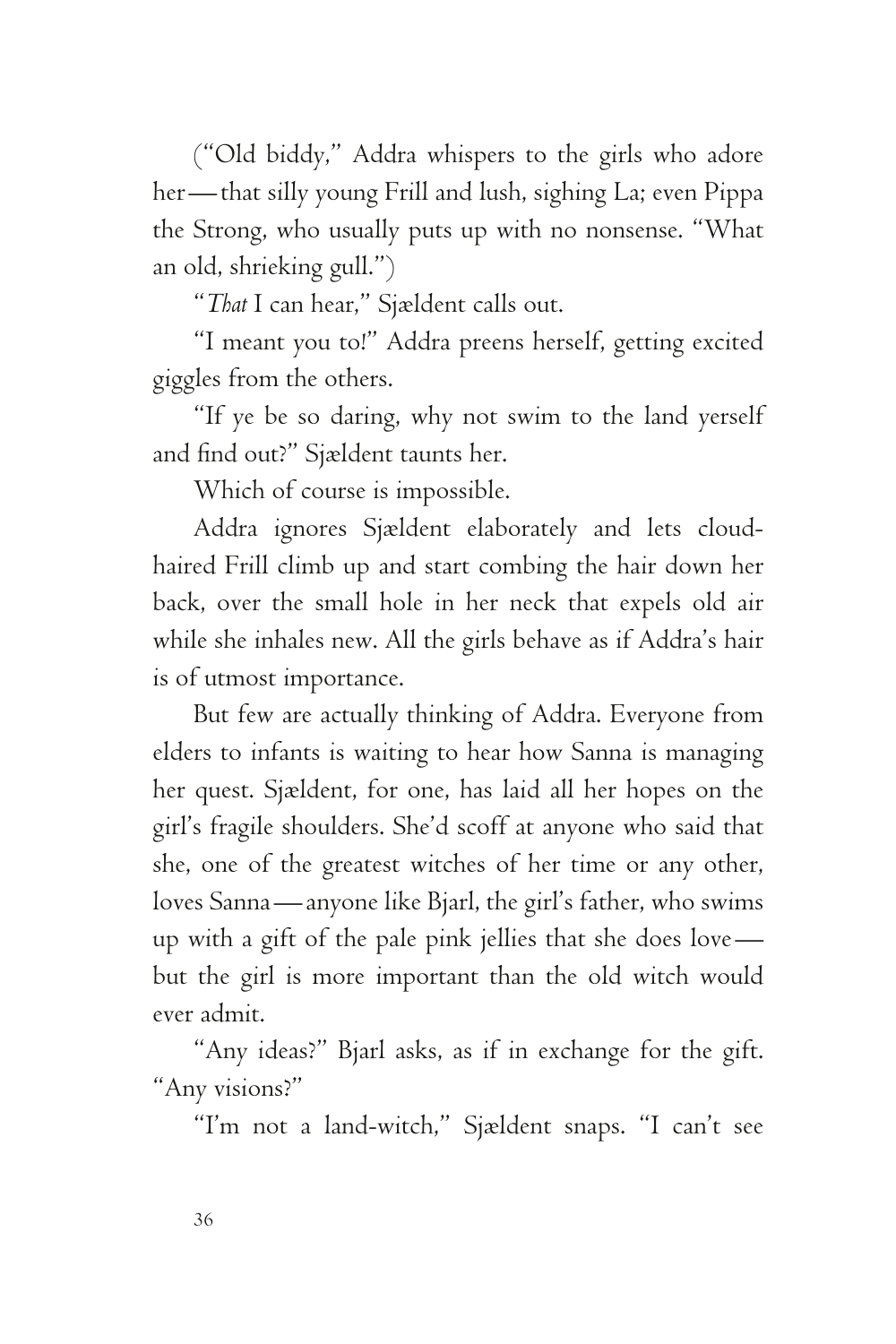("Old biddy," Addra whispers to the girls who adore her—that silly young Frill and lush, sighing La; even Pippa the Strong, who usually puts up with no nonsense. "What an old, shrieking gull.")

"*That* I can hear," Sjældent calls out.

"I meant you to!" Addra preens herself, getting excited giggles from the others.

"If ye be so daring, why not swim to the land yerself and find out?" Sjældent taunts her.

Which of course is impossible.

Addra ignores Sjældent elaborately and lets cloud-haired Frill climb up and start combing the hair down her back, over the small hole in her neck that expels old air while she inhales new. All the girls behave as if Addra's hair is of utmost importance.

But few are actually thinking of Addra. Everyone from elders to infants is waiting to hear how Sanna is managing her quest. Sjældent, for one, has laid all her hopes on the girl's fragile shoulders. She'd scoff at anyone who said that she, one of the greatest witches of her time or any other, loves Sanna—anyone like Bjarl, the girl's father, who swims up with a gift of the pale pink jellies that she does love—but the girl is more important than the old witch would ever admit.

"Any ideas?" Bjarl asks, as if in exchange for the gift. "Any visions?"

"I'm not a land-witch," Sjældent snaps. "I can't see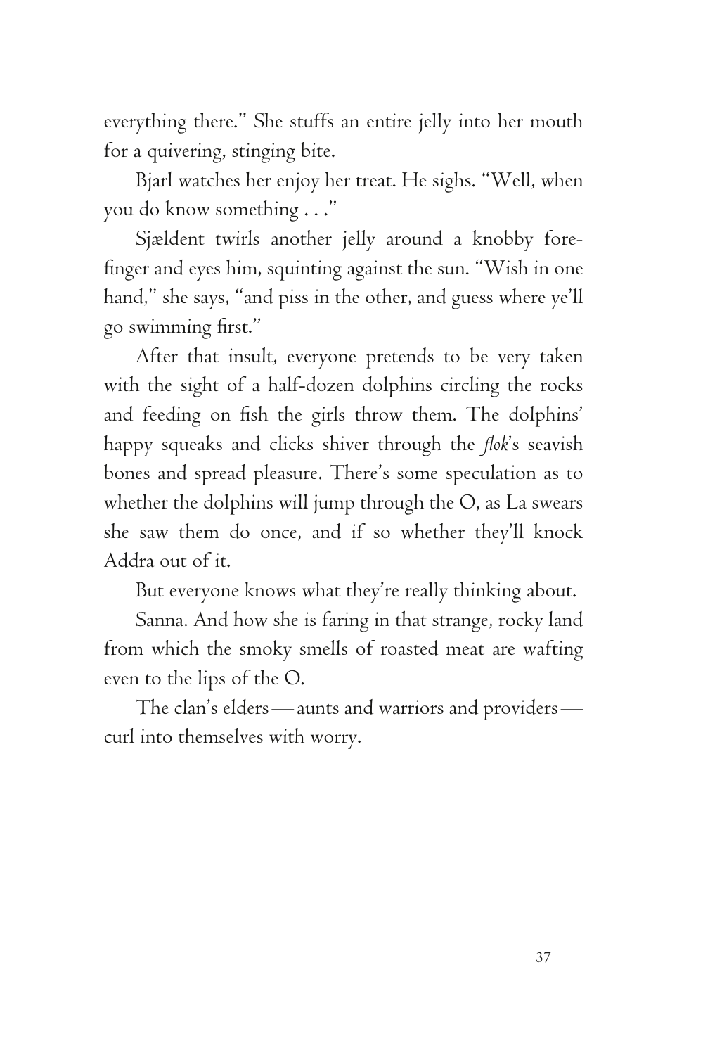everything there." She stuffs an entire jelly into her mouth for a quivering, stinging bite.

Bjarl watches her enjoy her treat. He sighs. "Well, when you do know something . . ."

Sjældent twirls another jelly around a knobby forefinger and eyes him, squinting against the sun. "Wish in one hand," she says, "and piss in the other, and guess where ye'll go swimming first."

After that insult, everyone pretends to be very taken with the sight of a half-dozen dolphins circling the rocks and feeding on fish the girls throw them. The dolphins' happy squeaks and clicks shiver through the *flok*'s seavish bones and spread pleasure. There's some speculation as to whether the dolphins will jump through the O, as La swears she saw them do once, and if so whether they'll knock Addra out of it.

But everyone knows what they're really thinking about.

Sanna. And how she is faring in that strange, rocky land from which the smoky smells of roasted meat are wafting even to the lips of the O.

The clan's elders—aunts and warriors and providers—curl into themselves with worry.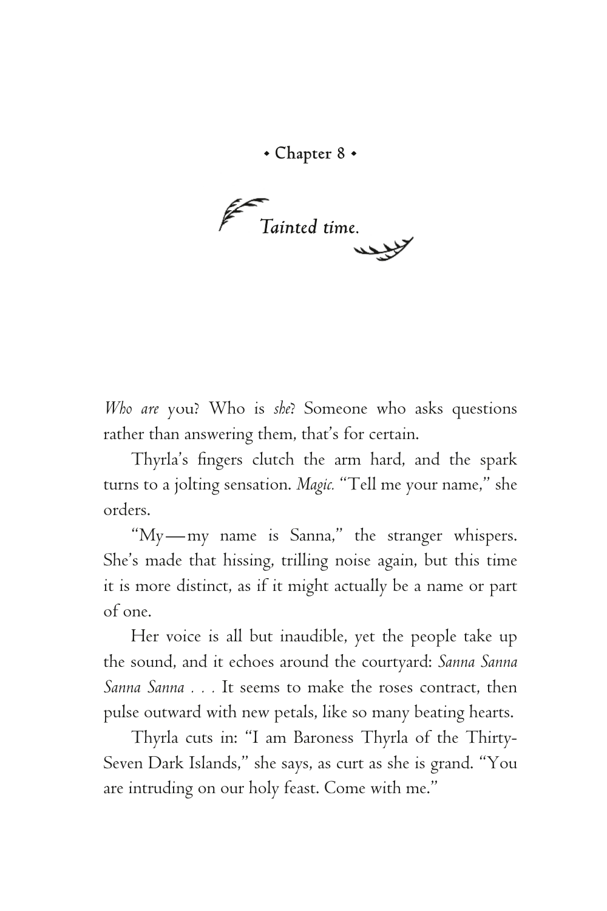• Chapter 8 •

## *Tainted time.*

*Who are* you? Who is *she*? Someone who asks questions rather than answering them, that's for certain.

Thyrla's fingers clutch the arm hard, and the spark turns to a jolting sensation. *Magic.* "Tell me your name," she orders.

"My—my name is Sanna," the stranger whispers. She's made that hissing, trilling noise again, but this time it is more distinct, as if it might actually be a name or part of one.

Her voice is all but inaudible, yet the people take up the sound, and it echoes around the courtyard: *Sanna Sanna Sanna Sanna . . .* It seems to make the roses contract, then pulse outward with new petals, like so many beating hearts.

Thyrla cuts in: "I am Baroness Thyrla of the Thirty-Seven Dark Islands," she says, as curt as she is grand. "You are intruding on our holy feast. Come with me."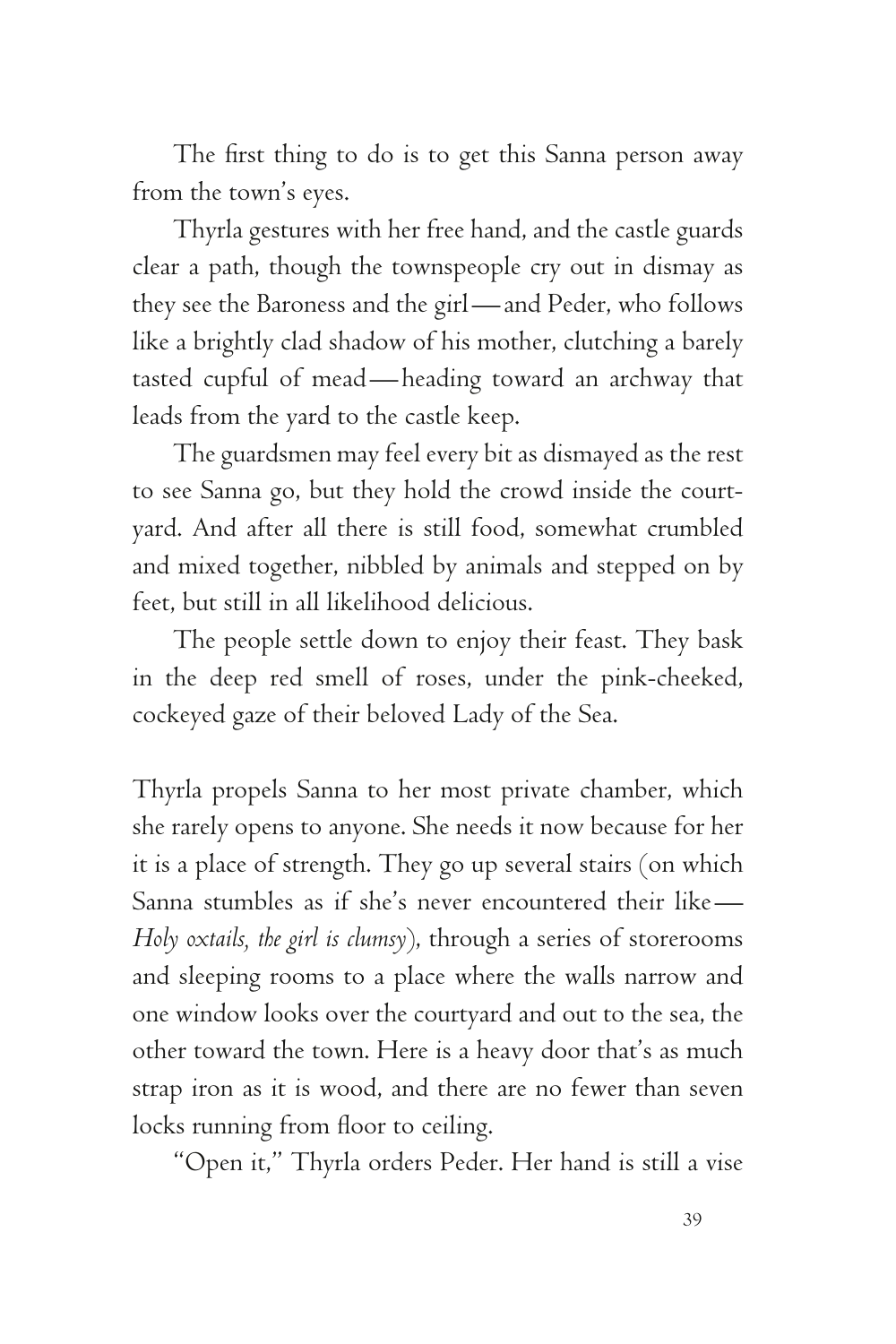The first thing to do is to get this Sanna person away from the town's eyes.

Thyrla gestures with her free hand, and the castle guards clear a path, though the townspeople cry out in dismay as they see the Baroness and the girl—and Peder, who follows like a brightly clad shadow of his mother, clutching a barely tasted cupful of mead—heading toward an archway that leads from the yard to the castle keep.

The guardsmen may feel every bit as dismayed as the rest to see Sanna go, but they hold the crowd inside the courtyard. And after all there is still food, somewhat crumbled and mixed together, nibbled by animals and stepped on by feet, but still in all likelihood delicious.

The people settle down to enjoy their feast. They bask in the deep red smell of roses, under the pink-cheeked, cockeyed gaze of their beloved Lady of the Sea.

Thyrla propels Sanna to her most private chamber, which she rarely opens to anyone. She needs it now because for her it is a place of strength. They go up several stairs (on which Sanna stumbles as if she's never encountered their like—*Holy oxtails, the girl is clumsy*), through a series of storerooms and sleeping rooms to a place where the walls narrow and one window looks over the courtyard and out to the sea, the other toward the town. Here is a heavy door that's as much strap iron as it is wood, and there are no fewer than seven locks running from floor to ceiling.

"Open it," Thyrla orders Peder. Her hand is still a vise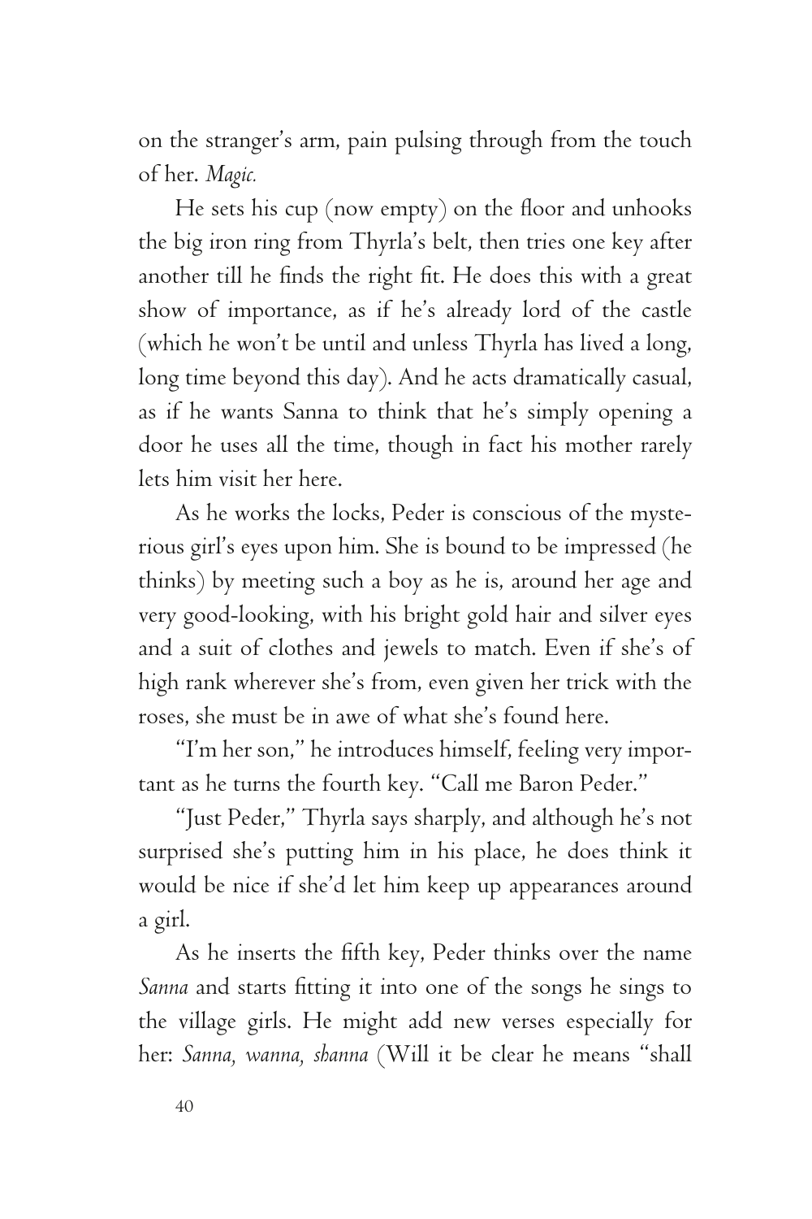on the stranger's arm, pain pulsing through from the touch of her. *Magic.*

He sets his cup (now empty) on the floor and unhooks the big iron ring from Thyrla's belt, then tries one key after another till he finds the right fit. He does this with a great show of importance, as if he's already lord of the castle (which he won't be until and unless Thyrla has lived a long, long time beyond this day). And he acts dramatically casual, as if he wants Sanna to think that he's simply opening a door he uses all the time, though in fact his mother rarely lets him visit her here.

As he works the locks, Peder is conscious of the mysterious girl's eyes upon him. She is bound to be impressed (he thinks) by meeting such a boy as he is, around her age and very good-looking, with his bright gold hair and silver eyes and a suit of clothes and jewels to match. Even if she's of high rank wherever she's from, even given her trick with the roses, she must be in awe of what she's found here.

"I'm her son," he introduces himself, feeling very important as he turns the fourth key. "Call me Baron Peder."

"Just Peder," Thyrla says sharply, and although he's not surprised she's putting him in his place, he does think it would be nice if she'd let him keep up appearances around a girl.

As he inserts the fifth key, Peder thinks over the name *Sanna* and starts fitting it into one of the songs he sings to the village girls. He might add new verses especially for her: *Sanna, wanna, shanna* (Will it be clear he means "shall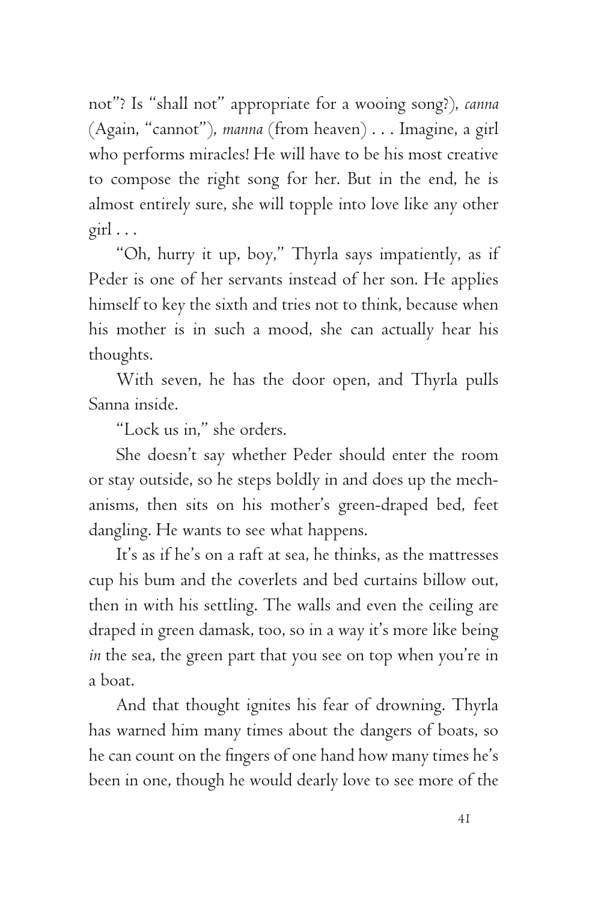not"? Is "shall not" appropriate for a wooing song?), *canna* (Again, "cannot"), *manna* (from heaven) . . . Imagine, a girl who performs miracles! He will have to be his most creative to compose the right song for her. But in the end, he is almost entirely sure, she will topple into love like any other girl . . .

"Oh, hurry it up, boy," Thyrla says impatiently, as if Peder is one of her servants instead of her son. He applies himself to key the sixth and tries not to think, because when his mother is in such a mood, she can actually hear his thoughts.

With seven, he has the door open, and Thyrla pulls Sanna inside.

"Lock us in," she orders.

She doesn't say whether Peder should enter the room or stay outside, so he steps boldly in and does up the mechanisms, then sits on his mother's green-draped bed, feet dangling. He wants to see what happens.

It's as if he's on a raft at sea, he thinks, as the mattresses cup his bum and the coverlets and bed curtains billow out, then in with his settling. The walls and even the ceiling are draped in green damask, too, so in a way it's more like being *in* the sea, the green part that you see on top when you're in a boat.

And that thought ignites his fear of drowning. Thyrla has warned him many times about the dangers of boats, so he can count on the fingers of one hand how many times he's been in one, though he would dearly love to see more of the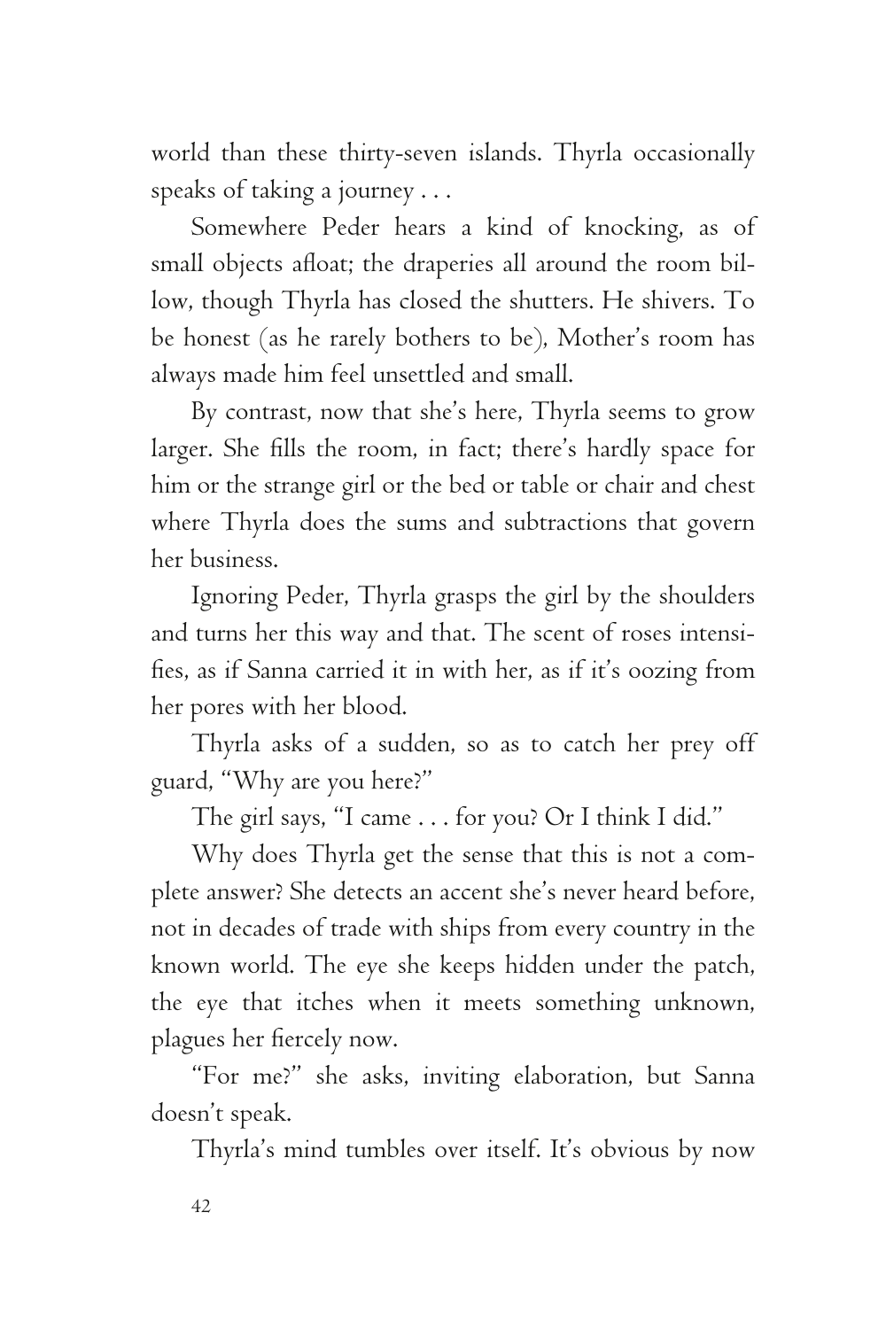world than these thirty-seven islands. Thyrla occasionally speaks of taking a journey . . .

Somewhere Peder hears a kind of knocking, as of small objects afloat; the draperies all around the room billow, though Thyrla has closed the shutters. He shivers. To be honest (as he rarely bothers to be), Mother's room has always made him feel unsettled and small.

By contrast, now that she's here, Thyrla seems to grow larger. She fills the room, in fact; there's hardly space for him or the strange girl or the bed or table or chair and chest where Thyrla does the sums and subtractions that govern her business.

Ignoring Peder, Thyrla grasps the girl by the shoulders and turns her this way and that. The scent of roses intensifies, as if Sanna carried it in with her, as if it's oozing from her pores with her blood.

Thyrla asks of a sudden, so as to catch her prey off guard, "Why are you here?"

The girl says, "I came . . . for you? Or I think I did."

Why does Thyrla get the sense that this is not a complete answer? She detects an accent she's never heard before, not in decades of trade with ships from every country in the known world. The eye she keeps hidden under the patch, the eye that itches when it meets something unknown, plagues her fiercely now.

"For me?" she asks, inviting elaboration, but Sanna doesn't speak.

Thyrla's mind tumbles over itself. It's obvious by now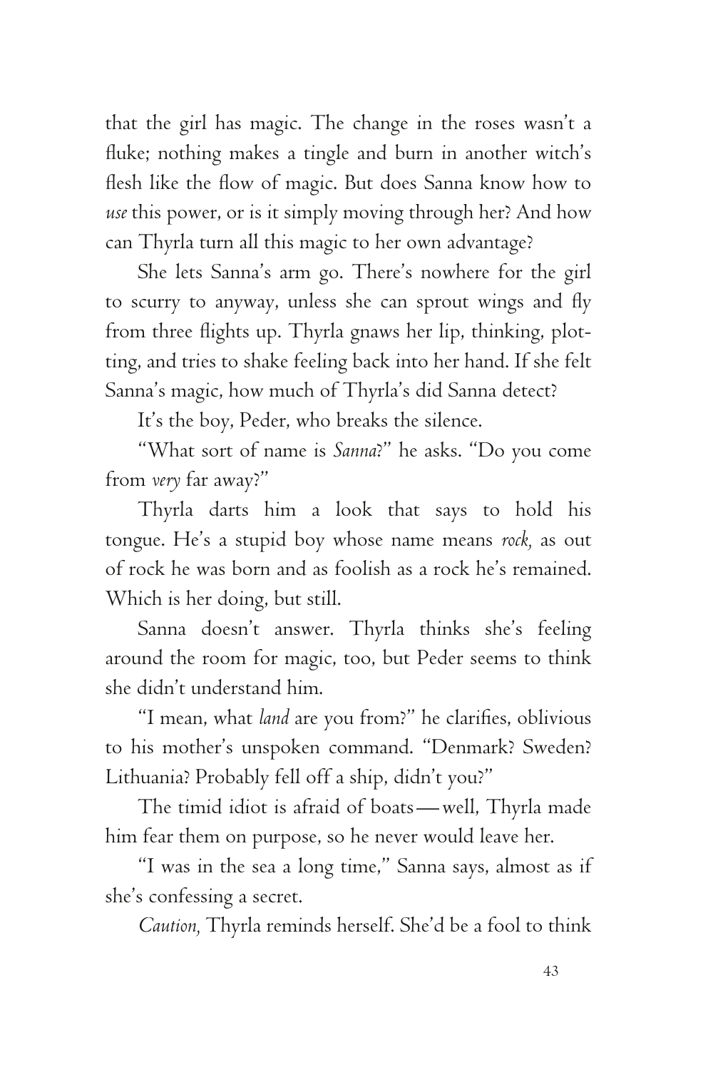that the girl has magic. The change in the roses wasn't a fluke; nothing makes a tingle and burn in another witch's flesh like the flow of magic. But does Sanna know how to *use* this power, or is it simply moving through her? And how can Thyrla turn all this magic to her own advantage?

She lets Sanna's arm go. There's nowhere for the girl to scurry to anyway, unless she can sprout wings and fly from three flights up. Thyrla gnaws her lip, thinking, plotting, and tries to shake feeling back into her hand. If she felt Sanna's magic, how much of Thyrla's did Sanna detect?

It's the boy, Peder, who breaks the silence.

"What sort of name is *Sanna*?" he asks. "Do you come from *very* far away?"

Thyrla darts him a look that says to hold his tongue. He's a stupid boy whose name means *rock,* as out of rock he was born and as foolish as a rock he's remained. Which is her doing, but still.

Sanna doesn't answer. Thyrla thinks she's feeling around the room for magic, too, but Peder seems to think she didn't understand him.

"I mean, what *land* are you from?" he clarifies, oblivious to his mother's unspoken command. "Denmark? Sweden? Lithuania? Probably fell off a ship, didn't you?"

The timid idiot is afraid of boats—well, Thyrla made him fear them on purpose, so he never would leave her.

"I was in the sea a long time," Sanna says, almost as if she's confessing a secret.

*Caution,* Thyrla reminds herself. She'd be a fool to think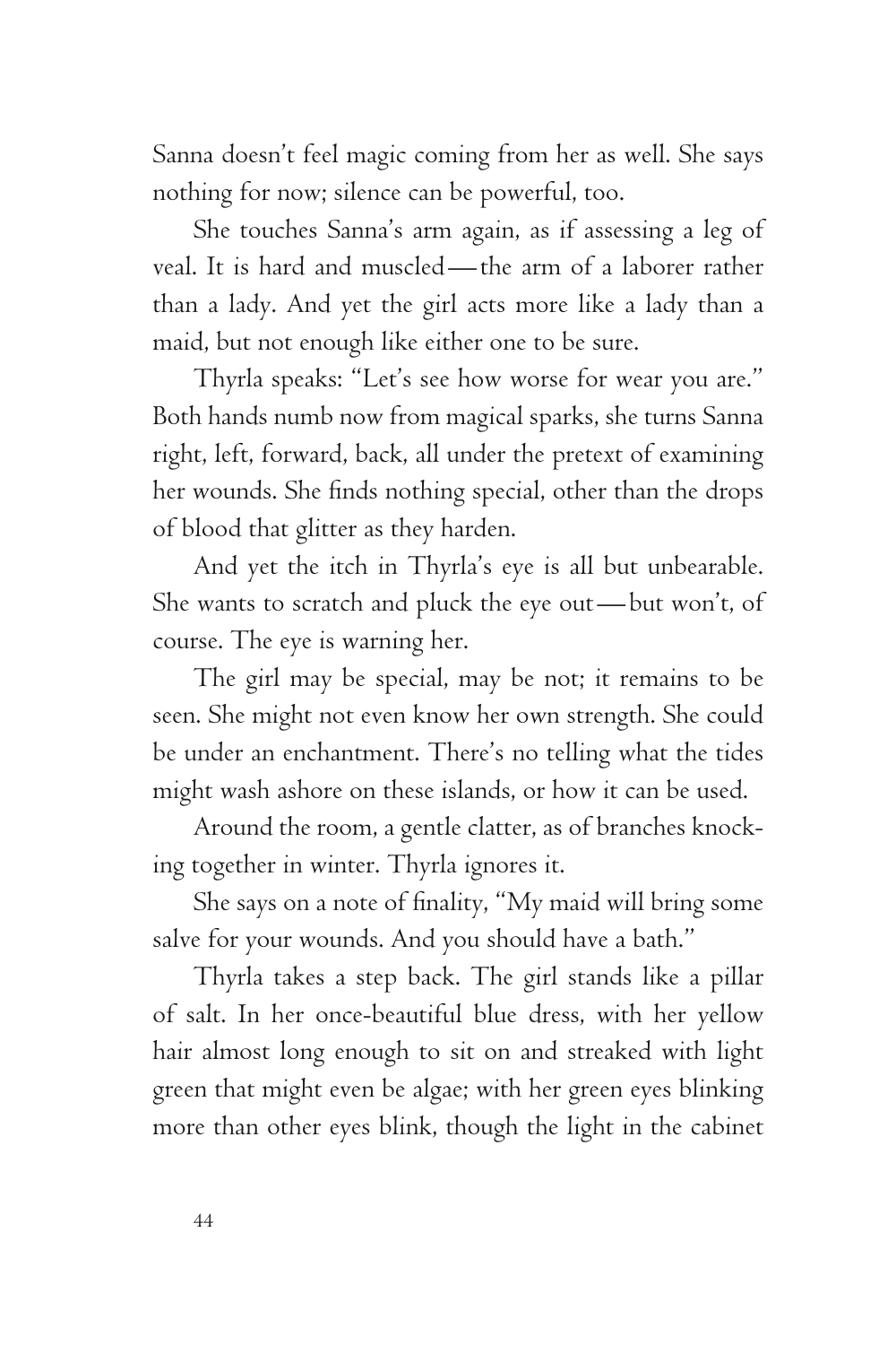Sanna doesn't feel magic coming from her as well. She says nothing for now; silence can be powerful, too.

She touches Sanna's arm again, as if assessing a leg of veal. It is hard and muscled—the arm of a laborer rather than a lady. And yet the girl acts more like a lady than a maid, but not enough like either one to be sure.

Thyrla speaks: "Let's see how worse for wear you are." Both hands numb now from magical sparks, she turns Sanna right, left, forward, back, all under the pretext of examining her wounds. She finds nothing special, other than the drops of blood that glitter as they harden.

And yet the itch in Thyrla's eye is all but unbearable. She wants to scratch and pluck the eye out—but won't, of course. The eye is warning her.

The girl may be special, may be not; it remains to be seen. She might not even know her own strength. She could be under an enchantment. There's no telling what the tides might wash ashore on these islands, or how it can be used.

Around the room, a gentle clatter, as of branches knocking together in winter. Thyrla ignores it.

She says on a note of finality, "My maid will bring some salve for your wounds. And you should have a bath."

Thyrla takes a step back. The girl stands like a pillar of salt. In her once-beautiful blue dress, with her yellow hair almost long enough to sit on and streaked with light green that might even be algae; with her green eyes blinking more than other eyes blink, though the light in the cabinet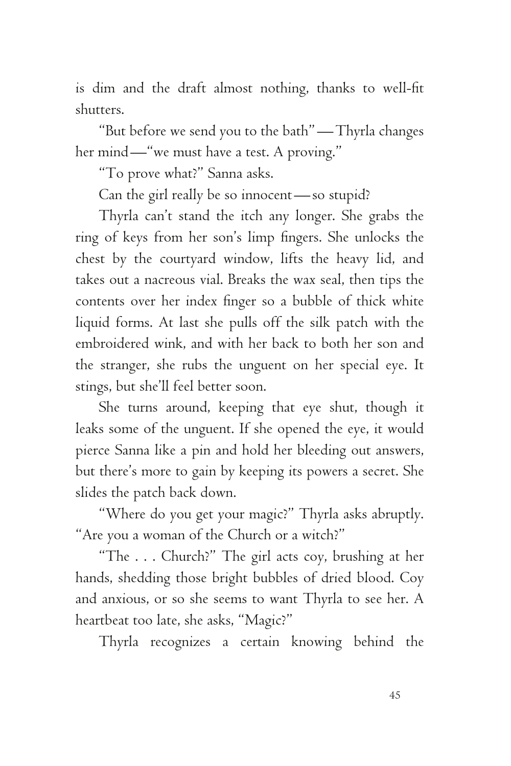is dim and the draft almost nothing, thanks to well-fit shutters.

"But before we send you to the bath"—Thyrla changes her mind—"we must have a test. A proving."

"To prove what?" Sanna asks.

Can the girl really be so innocent—so stupid?

Thyrla can't stand the itch any longer. She grabs the ring of keys from her son's limp fingers. She unlocks the chest by the courtyard window, lifts the heavy lid, and takes out a nacreous vial. Breaks the wax seal, then tips the contents over her index finger so a bubble of thick white liquid forms. At last she pulls off the silk patch with the embroidered wink, and with her back to both her son and the stranger, she rubs the unguent on her special eye. It stings, but she'll feel better soon.

She turns around, keeping that eye shut, though it leaks some of the unguent. If she opened the eye, it would pierce Sanna like a pin and hold her bleeding out answers, but there's more to gain by keeping its powers a secret. She slides the patch back down.

"Where do you get your magic?" Thyrla asks abruptly. "Are you a woman of the Church or a witch?"

"The . . . Church?" The girl acts coy, brushing at her hands, shedding those bright bubbles of dried blood. Coy and anxious, or so she seems to want Thyrla to see her. A heartbeat too late, she asks, "Magic?"

Thyrla recognizes a certain knowing behind the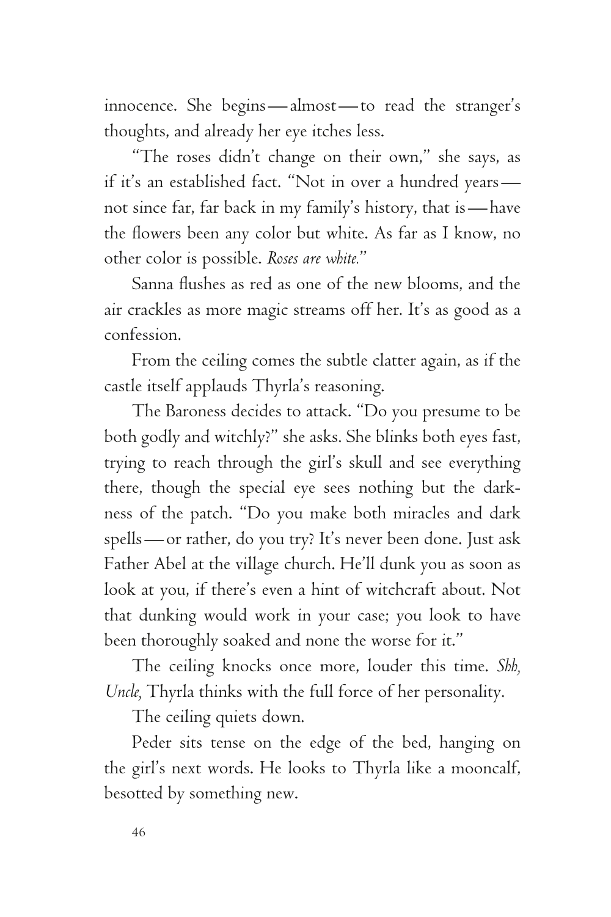innocence. She begins—almost—to read the stranger's thoughts, and already her eye itches less.

"The roses didn't change on their own," she says, as if it's an established fact. "Not in over a hundred years—not since far, far back in my family's history, that is—have the flowers been any color but white. As far as I know, no other color is possible. *Roses are white.*"

Sanna flushes as red as one of the new blooms, and the air crackles as more magic streams off her. It's as good as a confession.

From the ceiling comes the subtle clatter again, as if the castle itself applauds Thyrla's reasoning.

The Baroness decides to attack. "Do you presume to be both godly and witchly?" she asks. She blinks both eyes fast, trying to reach through the girl's skull and see everything there, though the special eye sees nothing but the darkness of the patch. "Do you make both miracles and dark spells—or rather, do you try? It's never been done. Just ask Father Abel at the village church. He'll dunk you as soon as look at you, if there's even a hint of witchcraft about. Not that dunking would work in your case; you look to have been thoroughly soaked and none the worse for it."

The ceiling knocks once more, louder this time. *Shh, Uncle,* Thyrla thinks with the full force of her personality.

The ceiling quiets down.

Peder sits tense on the edge of the bed, hanging on the girl's next words. He looks to Thyrla like a mooncalf, besotted by something new.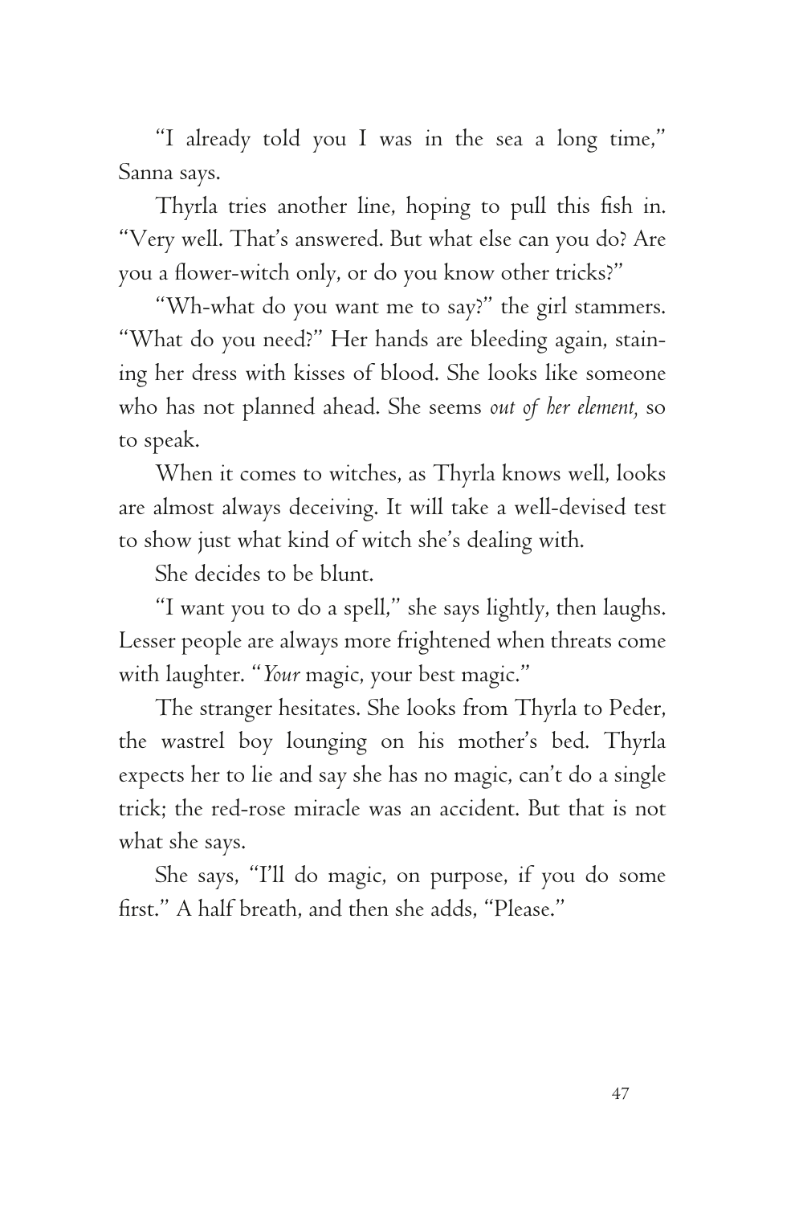"I already told you I was in the sea a long time," Sanna says.

Thyrla tries another line, hoping to pull this fish in. "Very well. That's answered. But what else can you do? Are you a flower-witch only, or do you know other tricks?"

"Wh-what do you want me to say?" the girl stammers. "What do you need?" Her hands are bleeding again, staining her dress with kisses of blood. She looks like someone who has not planned ahead. She seems *out of her element,* so to speak.

When it comes to witches, as Thyrla knows well, looks are almost always deceiving. It will take a well-devised test to show just what kind of witch she's dealing with.

She decides to be blunt.

"I want you to do a spell," she says lightly, then laughs. Lesser people are always more frightened when threats come with laughter. "*Your* magic, your best magic."

The stranger hesitates. She looks from Thyrla to Peder, the wastrel boy lounging on his mother's bed. Thyrla expects her to lie and say she has no magic, can't do a single trick; the red-rose miracle was an accident. But that is not what she says.

She says, "I'll do magic, on purpose, if you do some first." A half breath, and then she adds, "Please."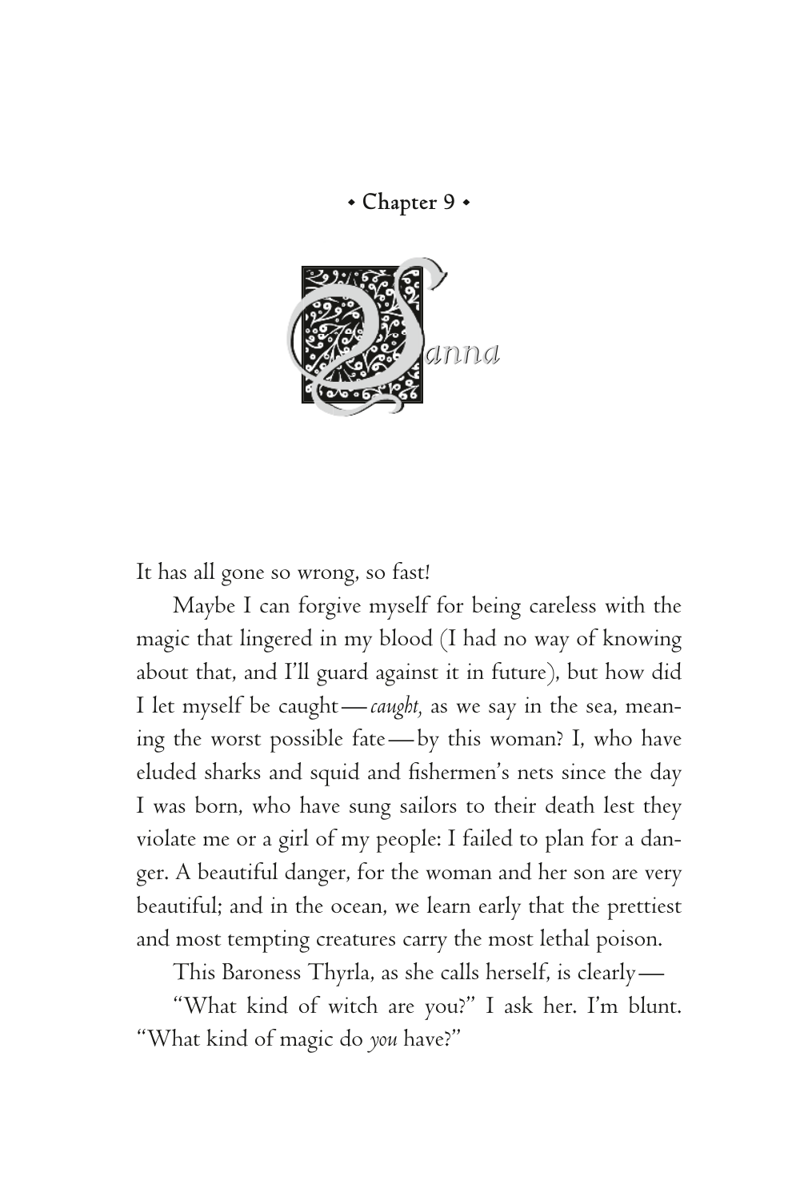## • Chapter 9 •

# Sanna

It has all gone so wrong, so fast!

Maybe I can forgive myself for being careless with the magic that lingered in my blood (I had no way of knowing about that, and I'll guard against it in future), but how did I let myself be caught—*caught,* as we say in the sea, meaning the worst possible fate—by this woman? I, who have eluded sharks and squid and fishermen's nets since the day I was born, who have sung sailors to their death lest they violate me or a girl of my people: I failed to plan for a danger. A beautiful danger, for the woman and her son are very beautiful; and in the ocean, we learn early that the prettiest and most tempting creatures carry the most lethal poison.

This Baroness Thyrla, as she calls herself, is clearly—

"What kind of witch are you?" I ask her. I'm blunt. "What kind of magic do *you* have?"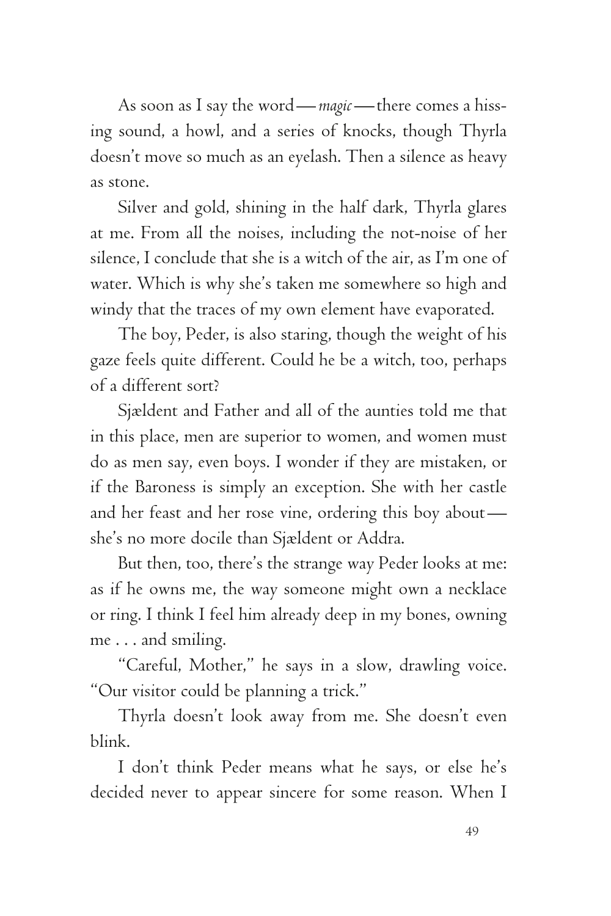As soon as I say the word—*magic*—there comes a hissing sound, a howl, and a series of knocks, though Thyrla doesn't move so much as an eyelash. Then a silence as heavy as stone.

Silver and gold, shining in the half dark, Thyrla glares at me. From all the noises, including the not-noise of her silence, I conclude that she is a witch of the air, as I'm one of water. Which is why she's taken me somewhere so high and windy that the traces of my own element have evaporated.

The boy, Peder, is also staring, though the weight of his gaze feels quite different. Could he be a witch, too, perhaps of a different sort?

Sjældent and Father and all of the aunties told me that in this place, men are superior to women, and women must do as men say, even boys. I wonder if they are mistaken, or if the Baroness is simply an exception. She with her castle and her feast and her rose vine, ordering this boy about—she's no more docile than Sjældent or Addra.

But then, too, there's the strange way Peder looks at me: as if he owns me, the way someone might own a necklace or ring. I think I feel him already deep in my bones, owning me . . . and smiling.

"Careful, Mother," he says in a slow, drawling voice. "Our visitor could be planning a trick."

Thyrla doesn't look away from me. She doesn't even blink.

I don't think Peder means what he says, or else he's decided never to appear sincere for some reason. When I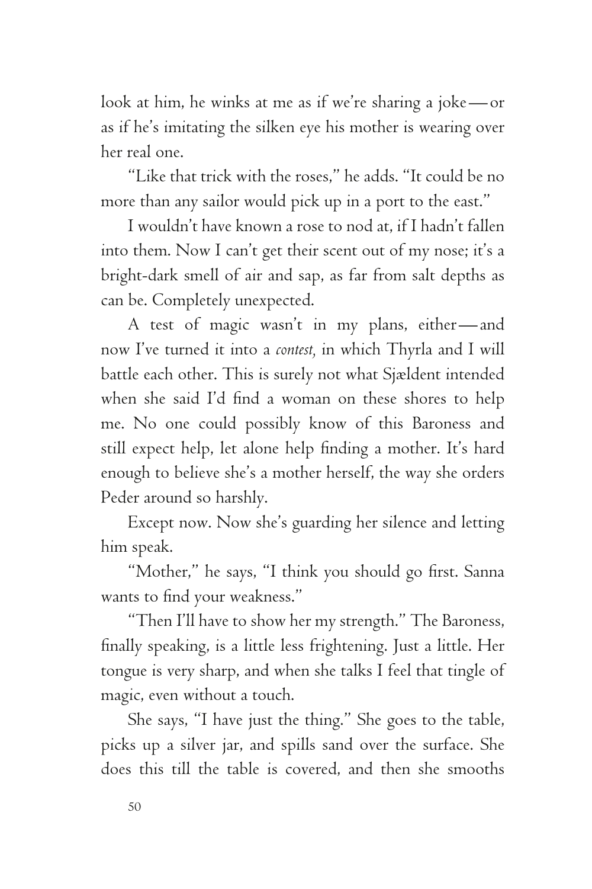look at him, he winks at me as if we're sharing a joke—or as if he's imitating the silken eye his mother is wearing over her real one.

"Like that trick with the roses," he adds. "It could be no more than any sailor would pick up in a port to the east."

I wouldn't have known a rose to nod at, if I hadn't fallen into them. Now I can't get their scent out of my nose; it's a bright-dark smell of air and sap, as far from salt depths as can be. Completely unexpected.

A test of magic wasn't in my plans, either—and now I've turned it into a *contest,* in which Thyrla and I will battle each other. This is surely not what Sjældent intended when she said I'd find a woman on these shores to help me. No one could possibly know of this Baroness and still expect help, let alone help finding a mother. It's hard enough to believe she's a mother herself, the way she orders Peder around so harshly.

Except now. Now she's guarding her silence and letting him speak.

"Mother," he says, "I think you should go first. Sanna wants to find your weakness."

"Then I'll have to show her my strength." The Baroness, finally speaking, is a little less frightening. Just a little. Her tongue is very sharp, and when she talks I feel that tingle of magic, even without a touch.

She says, "I have just the thing." She goes to the table, picks up a silver jar, and spills sand over the surface. She does this till the table is covered, and then she smooths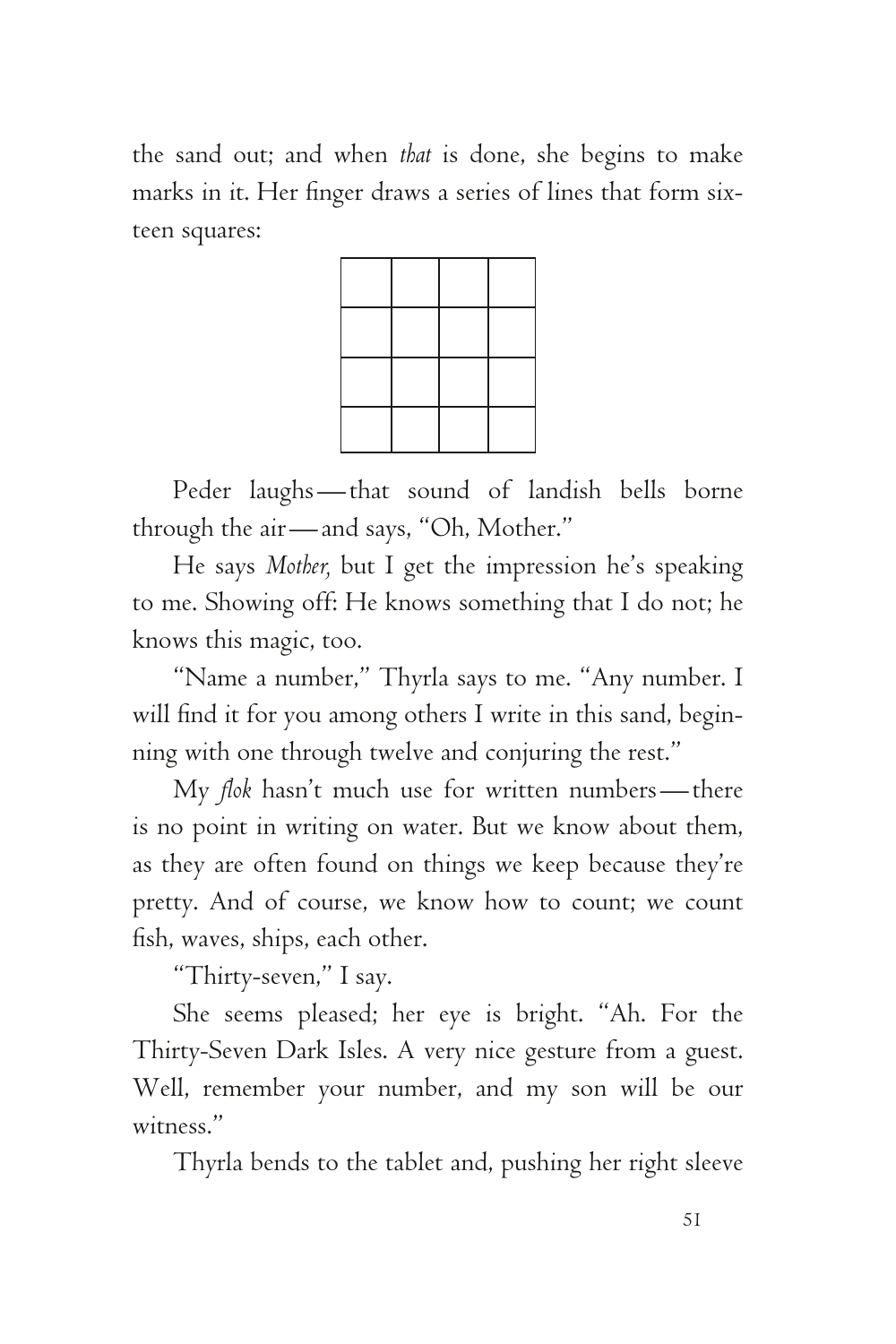the sand out; and when *that* is done, she begins to make marks in it. Her finger draws a series of lines that form sixteen squares:

| | | | |
|---|---|---|---|
| | | | |
| | | | |
| | | | |
| | | | |

Peder laughs—that sound of landish bells borne through the air—and says, "Oh, Mother."

He says *Mother,* but I get the impression he's speaking to me. Showing off: He knows something that I do not; he knows this magic, too.

"Name a number," Thyrla says to me. "Any number. I will find it for you among others I write in this sand, beginning with one through twelve and conjuring the rest."

My *flok* hasn't much use for written numbers—there is no point in writing on water. But we know about them, as they are often found on things we keep because they're pretty. And of course, we know how to count; we count fish, waves, ships, each other.

"Thirty-seven," I say.

She seems pleased; her eye is bright. "Ah. For the Thirty-Seven Dark Isles. A very nice gesture from a guest. Well, remember your number, and my son will be our witness."

Thyrla bends to the tablet and, pushing her right sleeve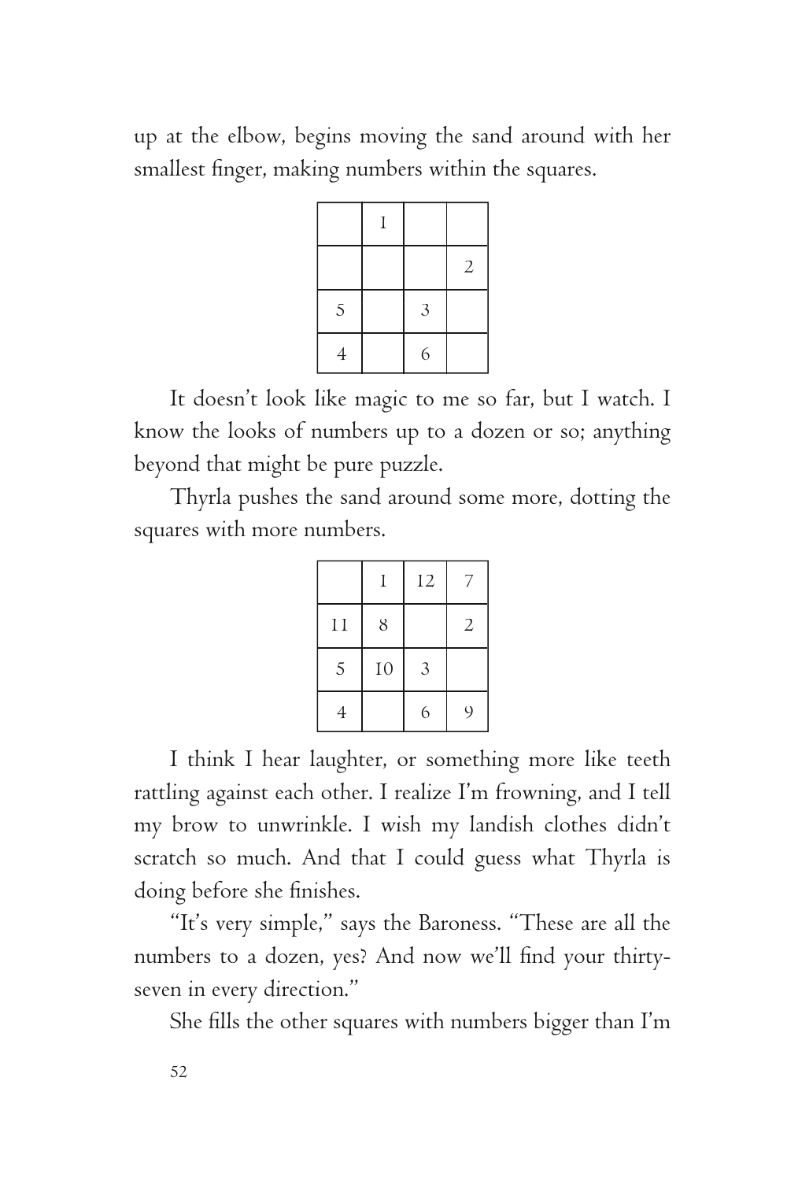up at the elbow, begins moving the sand around with her smallest finger, making numbers within the squares.

| | | | |
|---|---|---|---|
| | 1 | | |
| | | | 2 |
| 5 | | 3 | |
| 4 | | 6 | |

It doesn't look like magic to me so far, but I watch. I know the looks of numbers up to a dozen or so; anything beyond that might be pure puzzle.

Thyrla pushes the sand around some more, dotting the squares with more numbers.

| | | | |
|---|---|---|---|
| | 1 | 12 | 7 |
| 11 | 8 | | 2 |
| 5 | 10 | 3 | |
| 4 | | 6 | 9 |

I think I hear laughter, or something more like teeth rattling against each other. I realize I'm frowning, and I tell my brow to unwrinkle. I wish my landish clothes didn't scratch so much. And that I could guess what Thyrla is doing before she finishes.

"It's very simple," says the Baroness. "These are all the numbers to a dozen, yes? And now we'll find your thirty-seven in every direction."

She fills the other squares with numbers bigger than I'm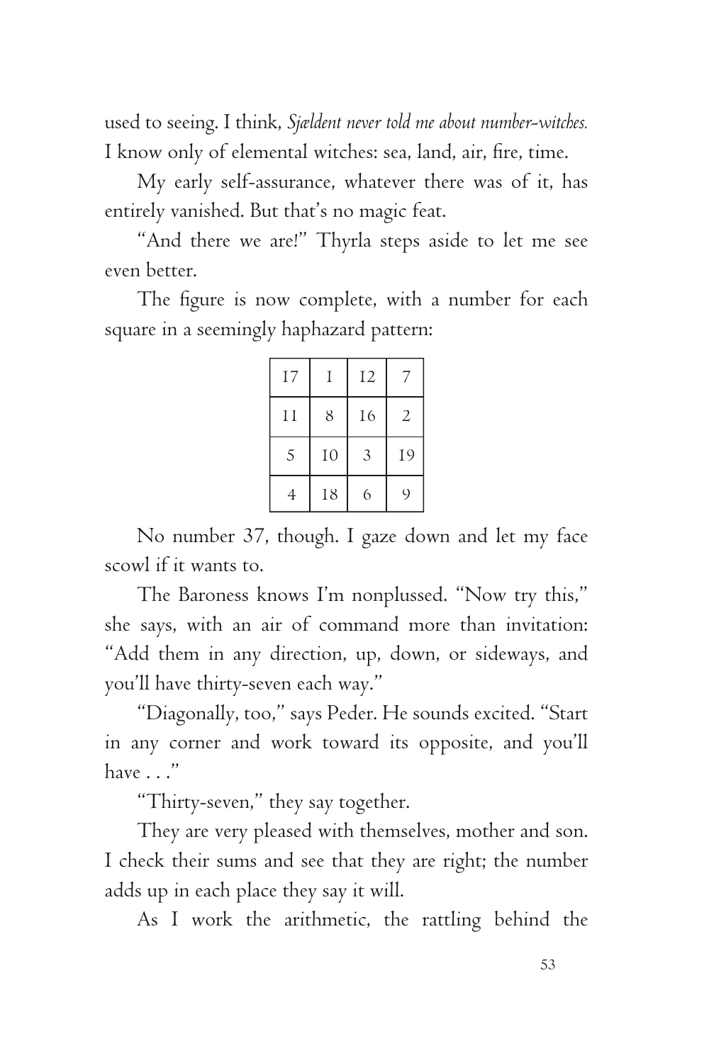used to seeing. I think, *Sjældent never told me about number-witches.* I know only of elemental witches: sea, land, air, fire, time.

My early self-assurance, whatever there was of it, has entirely vanished. But that's no magic feat.

"And there we are!" Thyrla steps aside to let me see even better.

The figure is now complete, with a number for each square in a seemingly haphazard pattern:

| | | | |
|---|---|---|---|
| 17 | 1 | 12 | 7 |
| 11 | 8 | 16 | 2 |
| 5 | 10 | 3 | 19 |
| 4 | 18 | 6 | 9 |

No number 37, though. I gaze down and let my face scowl if it wants to.

The Baroness knows I'm nonplussed. "Now try this," she says, with an air of command more than invitation: "Add them in any direction, up, down, or sideways, and you'll have thirty-seven each way."

"Diagonally, too," says Peder. He sounds excited. "Start in any corner and work toward its opposite, and you'll have . . ."

"Thirty-seven," they say together.

They are very pleased with themselves, mother and son. I check their sums and see that they are right; the number adds up in each place they say it will.

As I work the arithmetic, the rattling behind the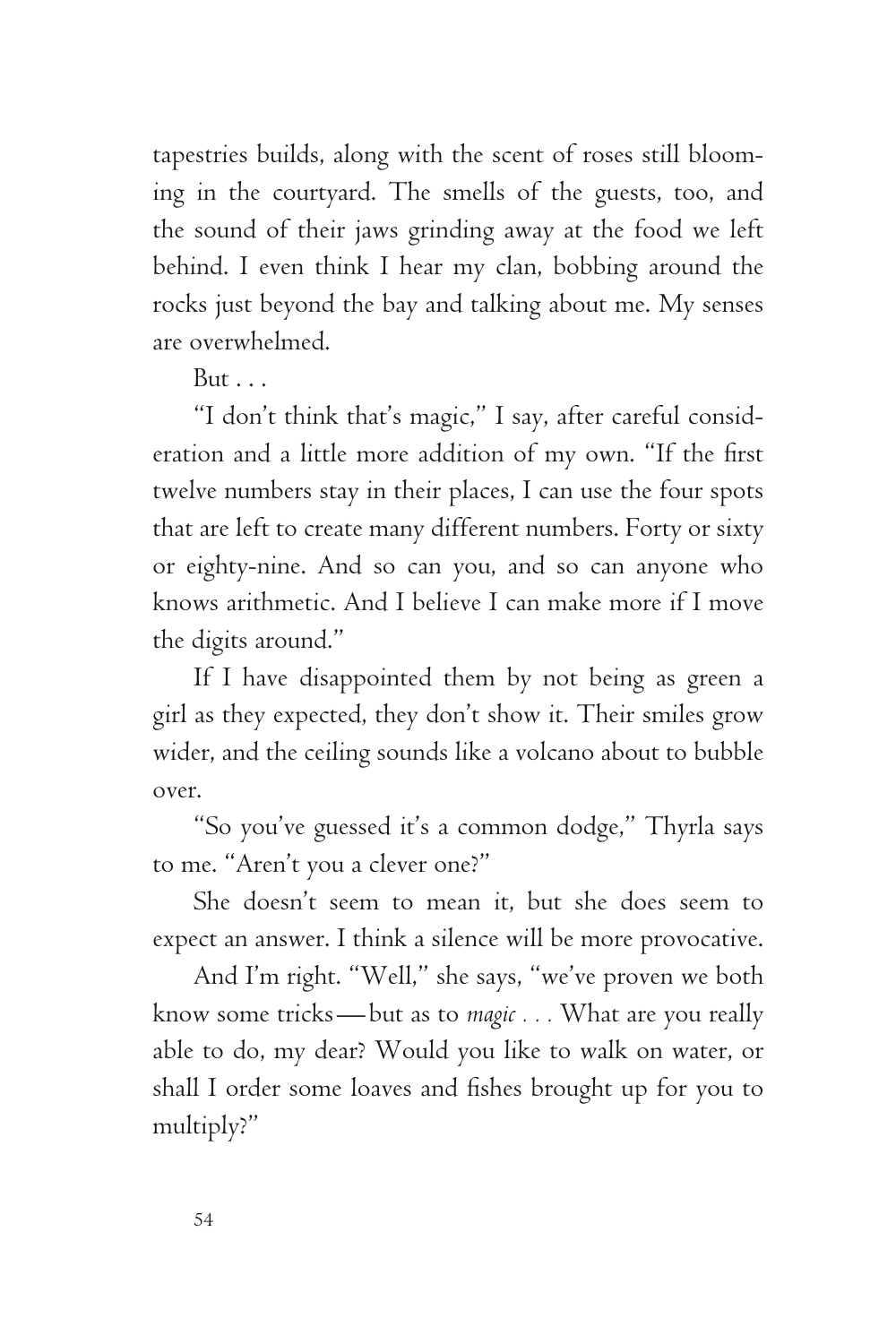tapestries builds, along with the scent of roses still blooming in the courtyard. The smells of the guests, too, and the sound of their jaws grinding away at the food we left behind. I even think I hear my clan, bobbing around the rocks just beyond the bay and talking about me. My senses are overwhelmed.

But . . .

"I don't think that's magic," I say, after careful consideration and a little more addition of my own. "If the first twelve numbers stay in their places, I can use the four spots that are left to create many different numbers. Forty or sixty or eighty-nine. And so can you, and so can anyone who knows arithmetic. And I believe I can make more if I move the digits around."

If I have disappointed them by not being as green a girl as they expected, they don't show it. Their smiles grow wider, and the ceiling sounds like a volcano about to bubble over.

"So you've guessed it's a common dodge," Thyrla says to me. "Aren't you a clever one?"

She doesn't seem to mean it, but she does seem to expect an answer. I think a silence will be more provocative.

And I'm right. "Well," she says, "we've proven we both know some tricks—but as to *magic . . .* What are you really able to do, my dear? Would you like to walk on water, or shall I order some loaves and fishes brought up for you to multiply?"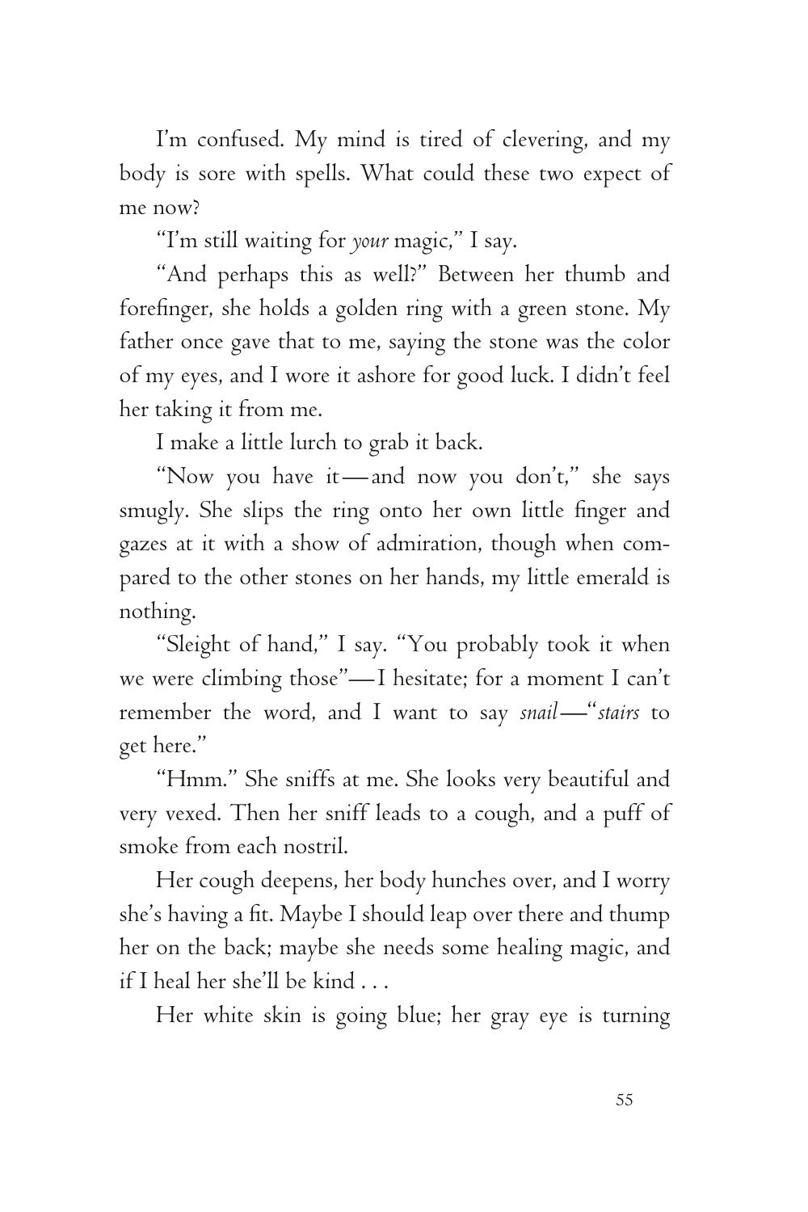I'm confused. My mind is tired of clevering, and my body is sore with spells. What could these two expect of me now?

"I'm still waiting for *your* magic," I say.

"And perhaps this as well?" Between her thumb and forefinger, she holds a golden ring with a green stone. My father once gave that to me, saying the stone was the color of my eyes, and I wore it ashore for good luck. I didn't feel her taking it from me.

I make a little lurch to grab it back.

"Now you have it—and now you don't," she says smugly. She slips the ring onto her own little finger and gazes at it with a show of admiration, though when compared to the other stones on her hands, my little emerald is nothing.

"Sleight of hand," I say. "You probably took it when we were climbing those"—I hesitate; for a moment I can't remember the word, and I want to say *snail*—"*stairs* to get here."

"Hmm." She sniffs at me. She looks very beautiful and very vexed. Then her sniff leads to a cough, and a puff of smoke from each nostril.

Her cough deepens, her body hunches over, and I worry she's having a fit. Maybe I should leap over there and thump her on the back; maybe she needs some healing magic, and if I heal her she'll be kind . . .

Her white skin is going blue; her gray eye is turning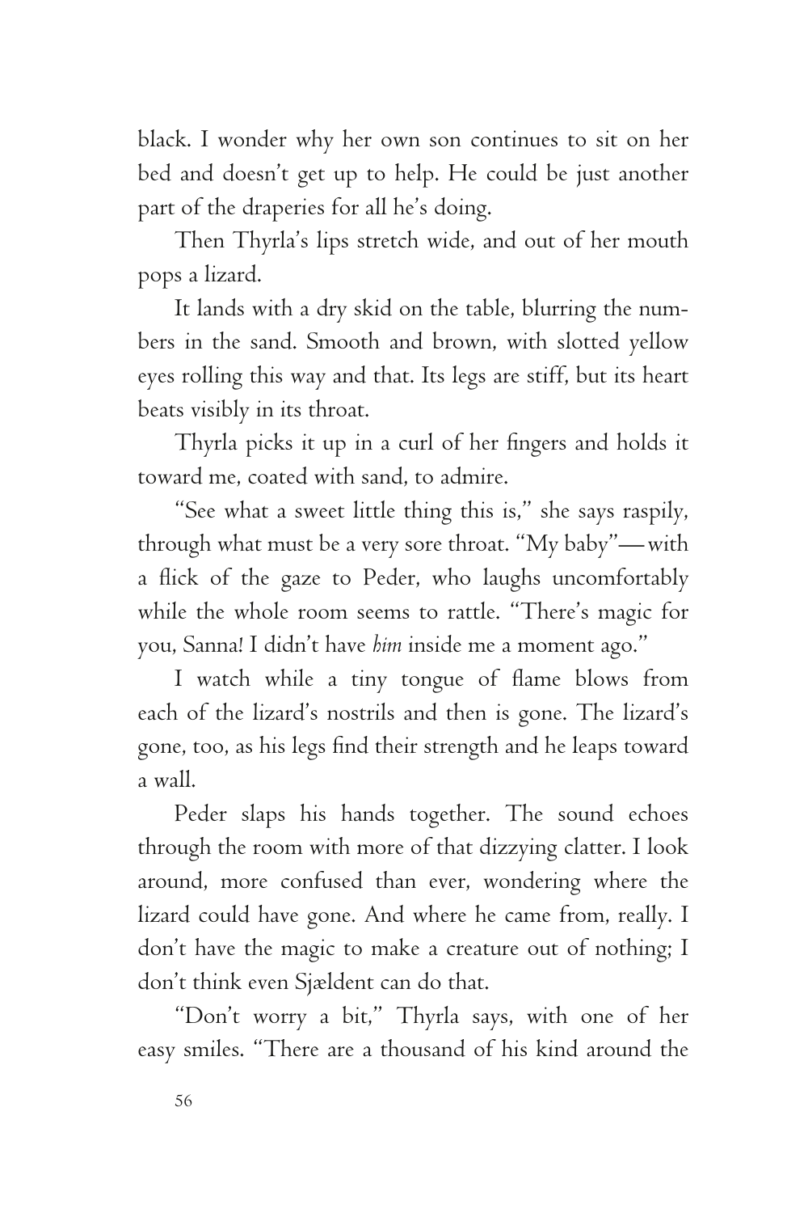black. I wonder why her own son continues to sit on her bed and doesn't get up to help. He could be just another part of the draperies for all he's doing.

Then Thyrla's lips stretch wide, and out of her mouth pops a lizard.

It lands with a dry skid on the table, blurring the numbers in the sand. Smooth and brown, with slotted yellow eyes rolling this way and that. Its legs are stiff, but its heart beats visibly in its throat.

Thyrla picks it up in a curl of her fingers and holds it toward me, coated with sand, to admire.

"See what a sweet little thing this is," she says raspily, through what must be a very sore throat. "My baby"—with a flick of the gaze to Peder, who laughs uncomfortably while the whole room seems to rattle. "There's magic for you, Sanna! I didn't have *him* inside me a moment ago."

I watch while a tiny tongue of flame blows from each of the lizard's nostrils and then is gone. The lizard's gone, too, as his legs find their strength and he leaps toward a wall.

Peder slaps his hands together. The sound echoes through the room with more of that dizzying clatter. I look around, more confused than ever, wondering where the lizard could have gone. And where he came from, really. I don't have the magic to make a creature out of nothing; I don't think even Sjældent can do that.

"Don't worry a bit," Thyrla says, with one of her easy smiles. "There are a thousand of his kind around the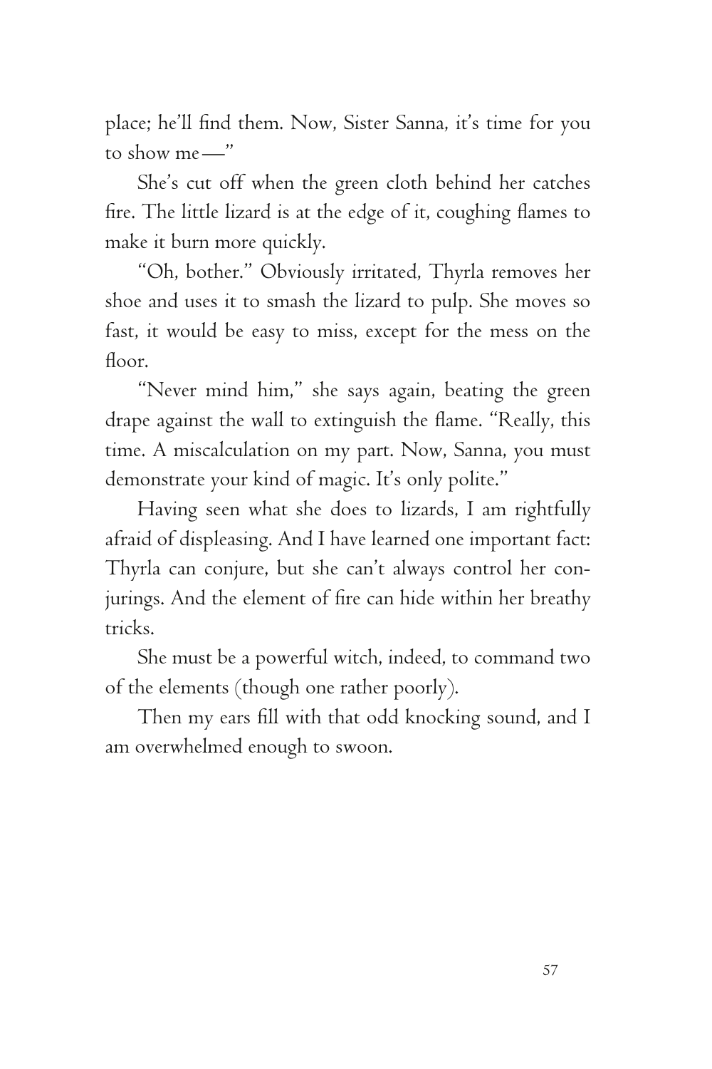place; he'll find them. Now, Sister Sanna, it's time for you to show me—"

She's cut off when the green cloth behind her catches fire. The little lizard is at the edge of it, coughing flames to make it burn more quickly.

"Oh, bother." Obviously irritated, Thyrla removes her shoe and uses it to smash the lizard to pulp. She moves so fast, it would be easy to miss, except for the mess on the floor.

"Never mind him," she says again, beating the green drape against the wall to extinguish the flame. "Really, this time. A miscalculation on my part. Now, Sanna, you must demonstrate your kind of magic. It's only polite."

Having seen what she does to lizards, I am rightfully afraid of displeasing. And I have learned one important fact: Thyrla can conjure, but she can't always control her conjurings. And the element of fire can hide within her breathy tricks.

She must be a powerful witch, indeed, to command two of the elements (though one rather poorly).

Then my ears fill with that odd knocking sound, and I am overwhelmed enough to swoon.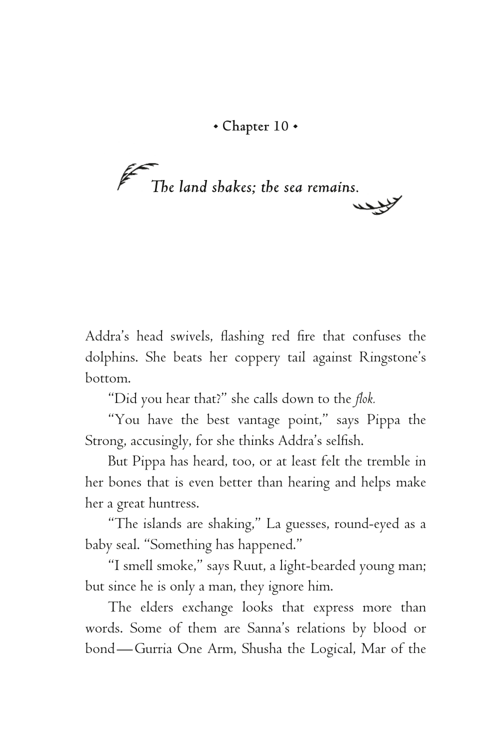## • Chapter 10 •

*The land shakes; the sea remains.*

Addra's head swivels, flashing red fire that confuses the dolphins. She beats her coppery tail against Ringstone's bottom.

"Did you hear that?" she calls down to the *flok.*

"You have the best vantage point," says Pippa the Strong, accusingly, for she thinks Addra's selfish.

But Pippa has heard, too, or at least felt the tremble in her bones that is even better than hearing and helps make her a great huntress.

"The islands are shaking," La guesses, round-eyed as a baby seal. "Something has happened."

"I smell smoke," says Ruut, a light-bearded young man; but since he is only a man, they ignore him.

The elders exchange looks that express more than words. Some of them are Sanna's relations by blood or bond—Gurria One Arm, Shusha the Logical, Mar of the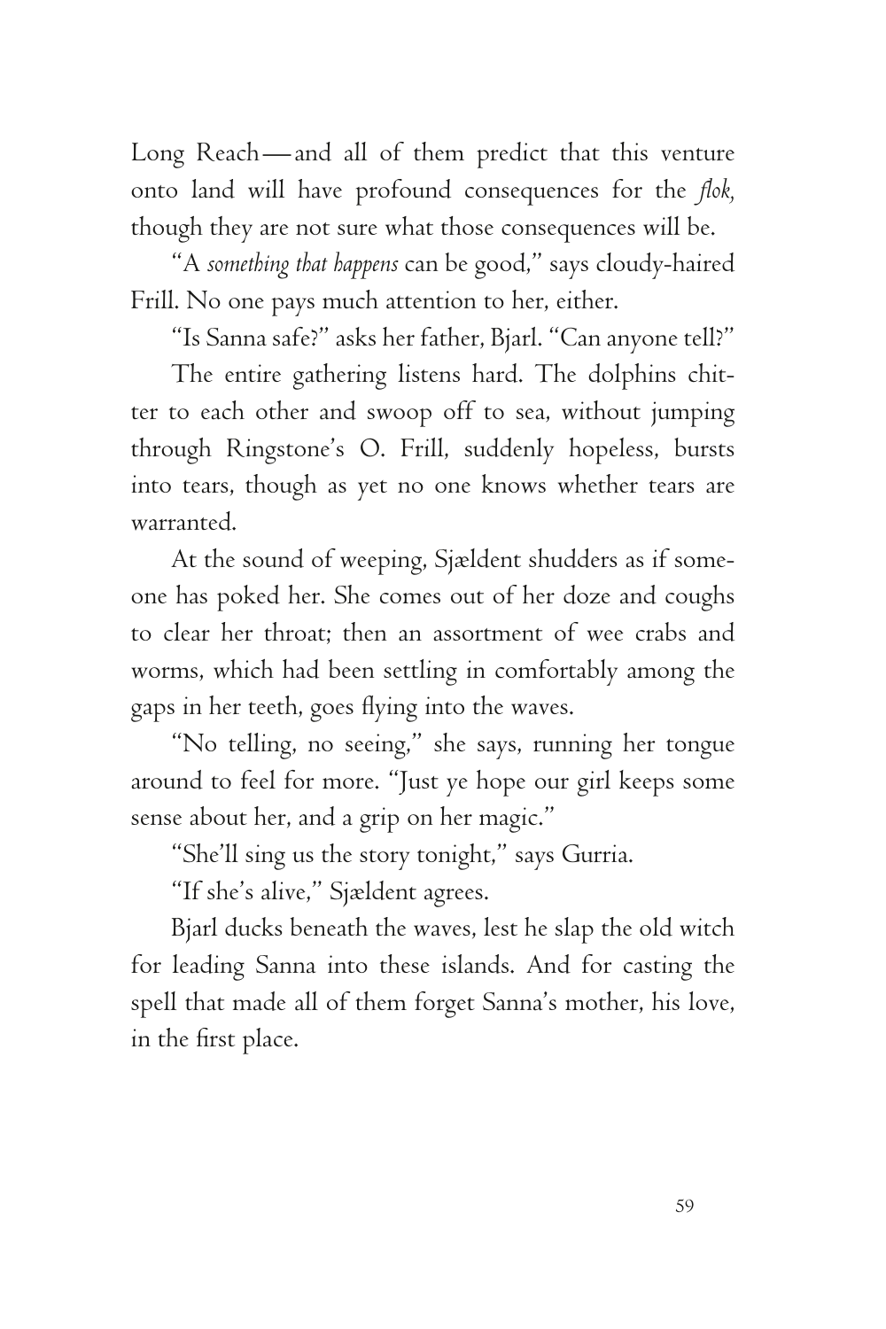Long Reach—and all of them predict that this venture onto land will have profound consequences for the *flok,* though they are not sure what those consequences will be.

"A *something that happens* can be good," says cloudy-haired Frill. No one pays much attention to her, either.

"Is Sanna safe?" asks her father, Bjarl. "Can anyone tell?"

The entire gathering listens hard. The dolphins chitter to each other and swoop off to sea, without jumping through Ringstone's O. Frill, suddenly hopeless, bursts into tears, though as yet no one knows whether tears are warranted.

At the sound of weeping, Sjældent shudders as if someone has poked her. She comes out of her doze and coughs to clear her throat; then an assortment of wee crabs and worms, which had been settling in comfortably among the gaps in her teeth, goes flying into the waves.

"No telling, no seeing," she says, running her tongue around to feel for more. "Just ye hope our girl keeps some sense about her, and a grip on her magic."

"She'll sing us the story tonight," says Gurria.

"If she's alive," Sjældent agrees.

Bjarl ducks beneath the waves, lest he slap the old witch for leading Sanna into these islands. And for casting the spell that made all of them forget Sanna's mother, his love, in the first place.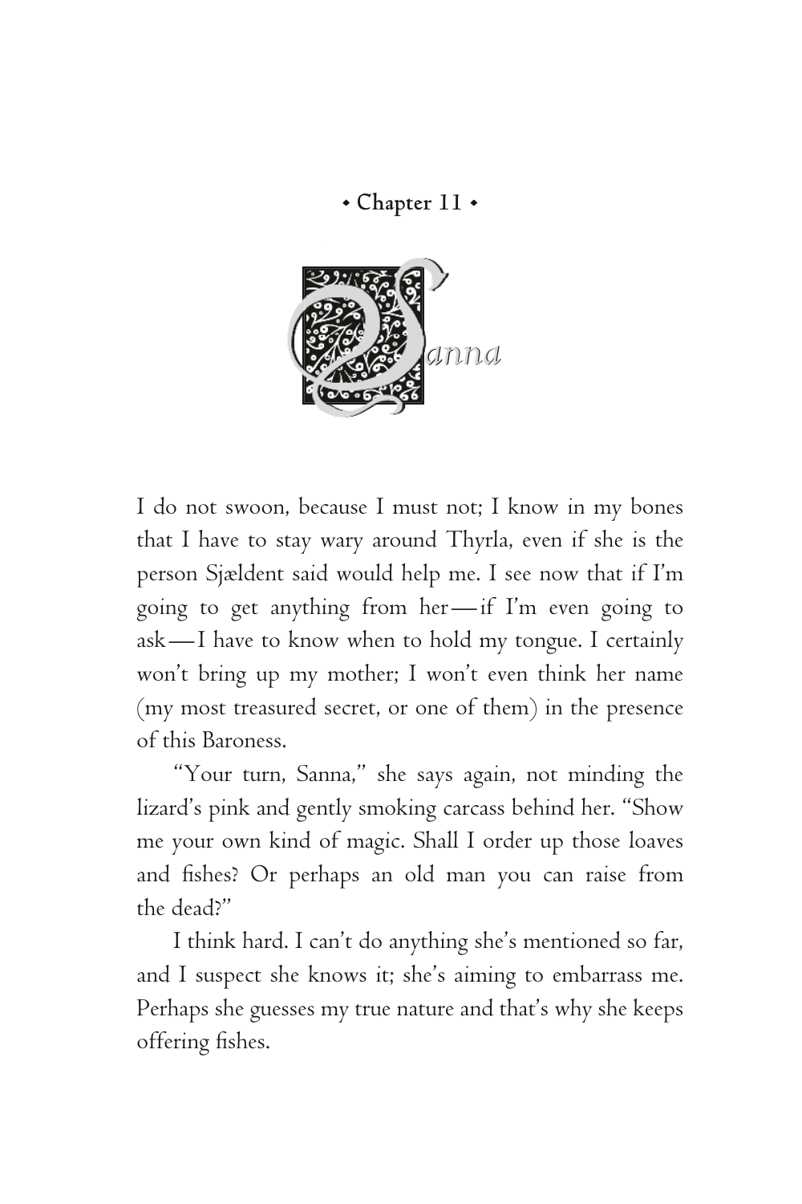## • Chapter 11 •

### Sanna

I do not swoon, because I must not; I know in my bones that I have to stay wary around Thyrla, even if she is the person Sjældent said would help me. I see now that if I'm going to get anything from her—if I'm even going to ask—I have to know when to hold my tongue. I certainly won't bring up my mother; I won't even think her name (my most treasured secret, or one of them) in the presence of this Baroness.

"Your turn, Sanna," she says again, not minding the lizard's pink and gently smoking carcass behind her. "Show me your own kind of magic. Shall I order up those loaves and fishes? Or perhaps an old man you can raise from the dead?"

I think hard. I can't do anything she's mentioned so far, and I suspect she knows it; she's aiming to embarrass me. Perhaps she guesses my true nature and that's why she keeps offering fishes.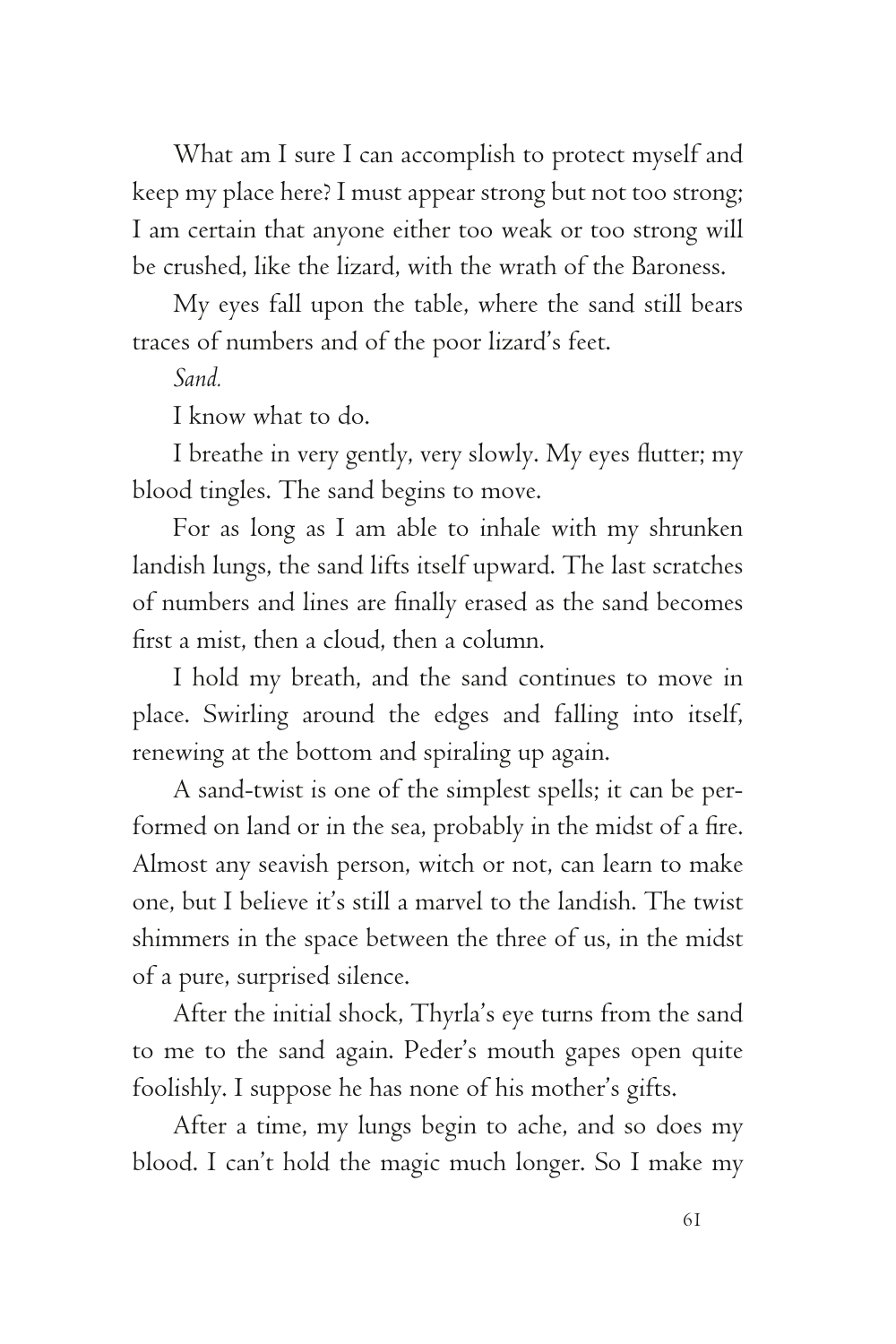What am I sure I can accomplish to protect myself and keep my place here? I must appear strong but not too strong; I am certain that anyone either too weak or too strong will be crushed, like the lizard, with the wrath of the Baroness.

My eyes fall upon the table, where the sand still bears traces of numbers and of the poor lizard's feet.

*Sand.*

I know what to do.

I breathe in very gently, very slowly. My eyes flutter; my blood tingles. The sand begins to move.

For as long as I am able to inhale with my shrunken landish lungs, the sand lifts itself upward. The last scratches of numbers and lines are finally erased as the sand becomes first a mist, then a cloud, then a column.

I hold my breath, and the sand continues to move in place. Swirling around the edges and falling into itself, renewing at the bottom and spiraling up again.

A sand-twist is one of the simplest spells; it can be performed on land or in the sea, probably in the midst of a fire. Almost any seavish person, witch or not, can learn to make one, but I believe it's still a marvel to the landish. The twist shimmers in the space between the three of us, in the midst of a pure, surprised silence.

After the initial shock, Thyrla's eye turns from the sand to me to the sand again. Peder's mouth gapes open quite foolishly. I suppose he has none of his mother's gifts.

After a time, my lungs begin to ache, and so does my blood. I can't hold the magic much longer. So I make my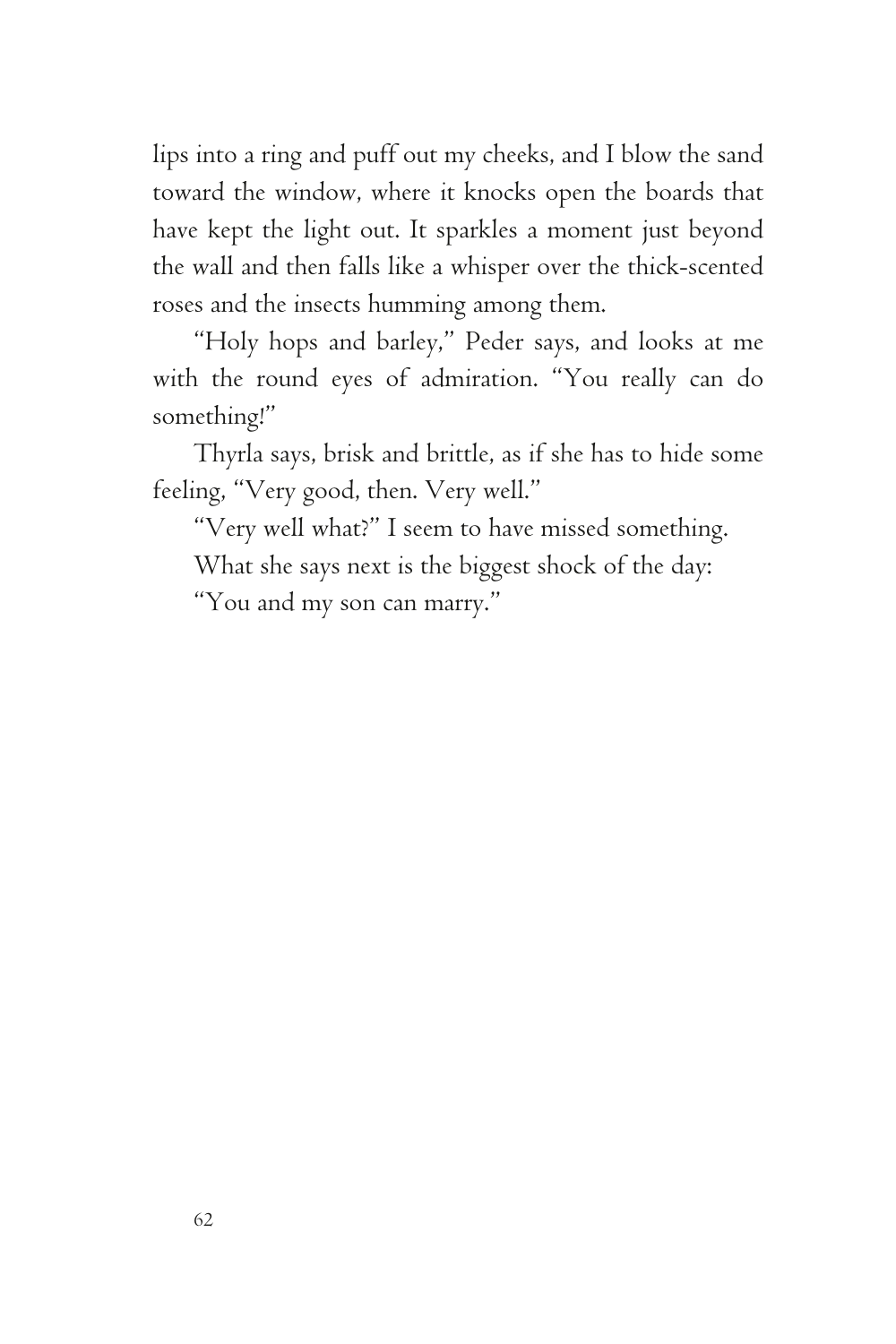lips into a ring and puff out my cheeks, and I blow the sand toward the window, where it knocks open the boards that have kept the light out. It sparkles a moment just beyond the wall and then falls like a whisper over the thick-scented roses and the insects humming among them.

"Holy hops and barley," Peder says, and looks at me with the round eyes of admiration. "You really can do something!"

Thyrla says, brisk and brittle, as if she has to hide some feeling, "Very good, then. Very well."

"Very well what?" I seem to have missed something.

What she says next is the biggest shock of the day:

"You and my son can marry."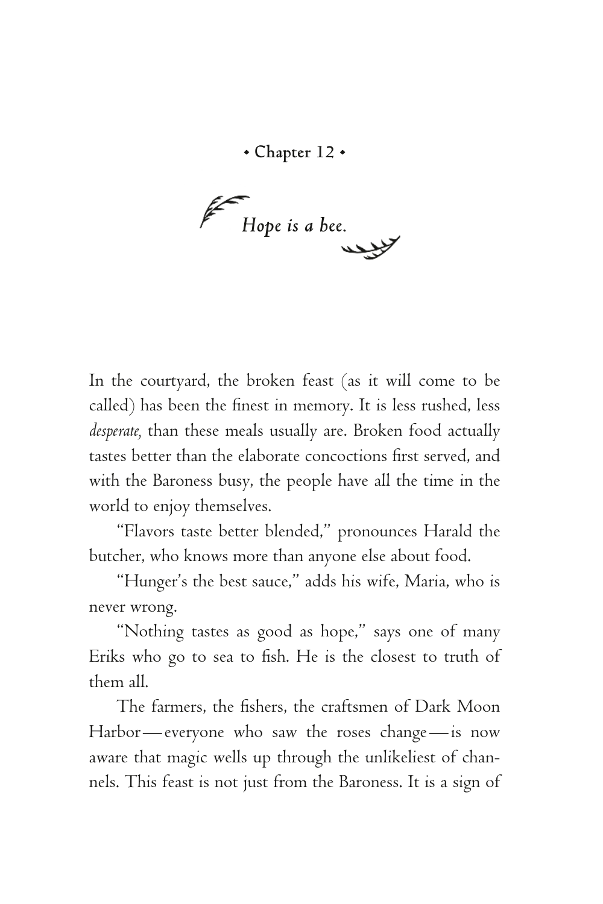# • Chapter 12 •

## *Hope is a bee.*

In the courtyard, the broken feast (as it will come to be called) has been the finest in memory. It is less rushed, less *desperate,* than these meals usually are. Broken food actually tastes better than the elaborate concoctions first served, and with the Baroness busy, the people have all the time in the world to enjoy themselves.

"Flavors taste better blended," pronounces Harald the butcher, who knows more than anyone else about food.

"Hunger's the best sauce," adds his wife, Maria, who is never wrong.

"Nothing tastes as good as hope," says one of many Eriks who go to sea to fish. He is the closest to truth of them all.

The farmers, the fishers, the craftsmen of Dark Moon Harbor—everyone who saw the roses change—is now aware that magic wells up through the unlikeliest of channels. This feast is not just from the Baroness. It is a sign of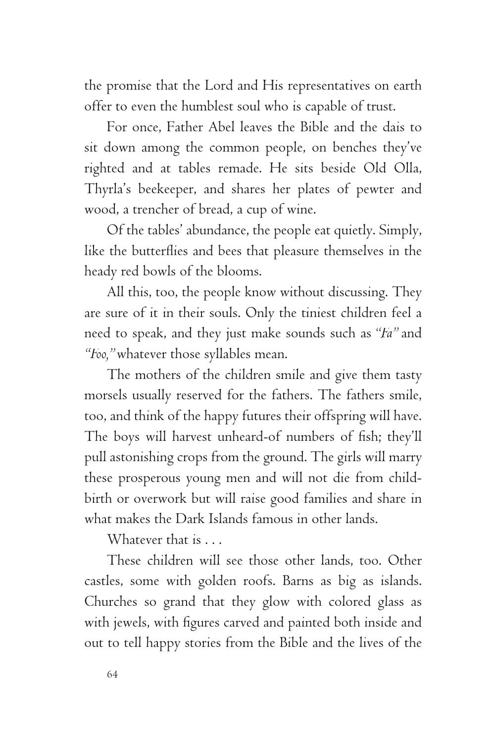the promise that the Lord and His representatives on earth offer to even the humblest soul who is capable of trust.

For once, Father Abel leaves the Bible and the dais to sit down among the common people, on benches they've righted and at tables remade. He sits beside Old Olla, Thyrla's beekeeper, and shares her plates of pewter and wood, a trencher of bread, a cup of wine.

Of the tables' abundance, the people eat quietly. Simply, like the butterflies and bees that pleasure themselves in the heady red bowls of the blooms.

All this, too, the people know without discussing. They are sure of it in their souls. Only the tiniest children feel a need to speak, and they just make sounds such as *"Fa"* and *"Foo,"* whatever those syllables mean.

The mothers of the children smile and give them tasty morsels usually reserved for the fathers. The fathers smile, too, and think of the happy futures their offspring will have. The boys will harvest unheard-of numbers of fish; they'll pull astonishing crops from the ground. The girls will marry these prosperous young men and will not die from childbirth or overwork but will raise good families and share in what makes the Dark Islands famous in other lands.

Whatever that is . . .

These children will see those other lands, too. Other castles, some with golden roofs. Barns as big as islands. Churches so grand that they glow with colored glass as with jewels, with figures carved and painted both inside and out to tell happy stories from the Bible and the lives of the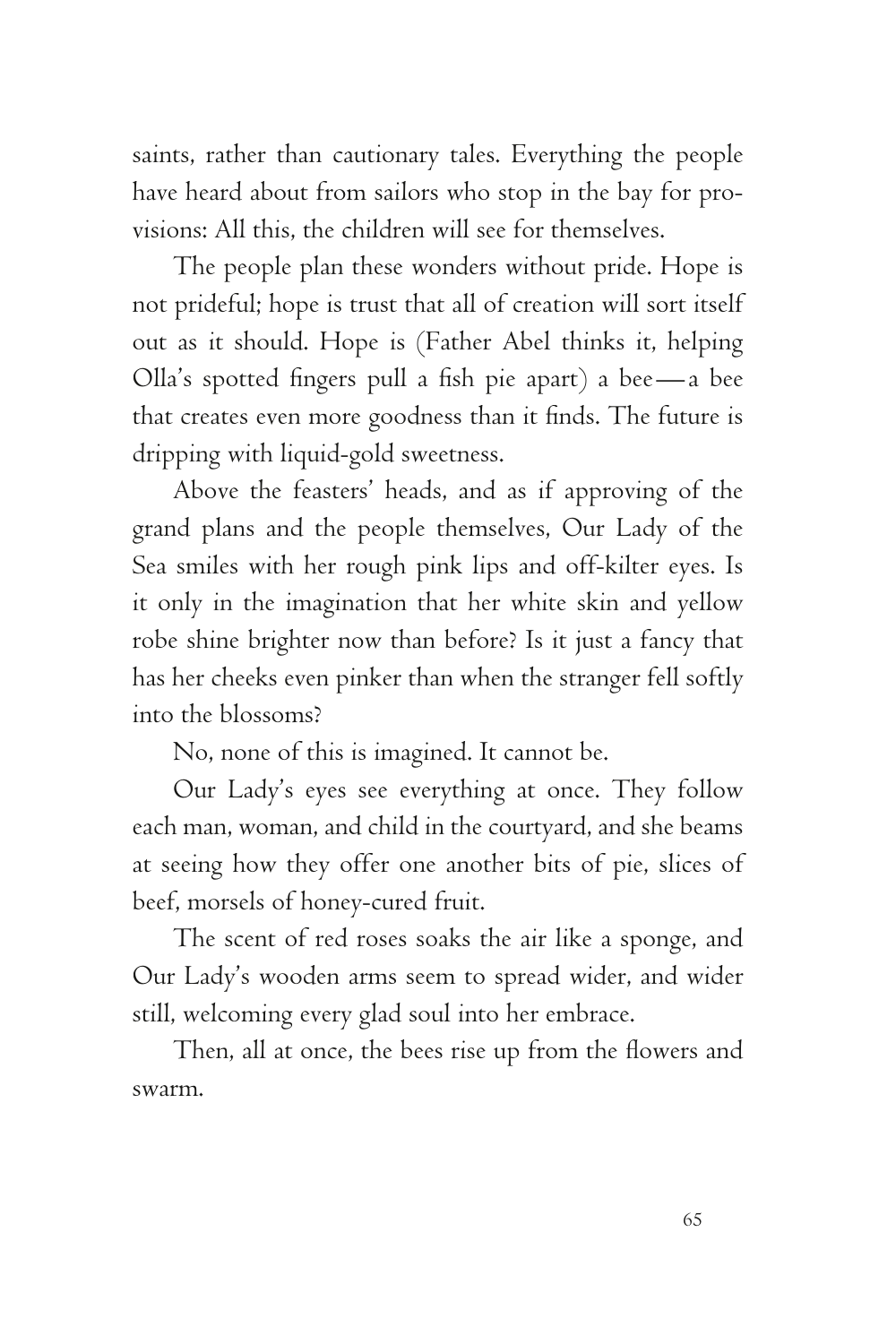saints, rather than cautionary tales. Everything the people have heard about from sailors who stop in the bay for provisions: All this, the children will see for themselves.

The people plan these wonders without pride. Hope is not prideful; hope is trust that all of creation will sort itself out as it should. Hope is (Father Abel thinks it, helping Olla's spotted fingers pull a fish pie apart) a bee—a bee that creates even more goodness than it finds. The future is dripping with liquid-gold sweetness.

Above the feasters' heads, and as if approving of the grand plans and the people themselves, Our Lady of the Sea smiles with her rough pink lips and off-kilter eyes. Is it only in the imagination that her white skin and yellow robe shine brighter now than before? Is it just a fancy that has her cheeks even pinker than when the stranger fell softly into the blossoms?

No, none of this is imagined. It cannot be.

Our Lady's eyes see everything at once. They follow each man, woman, and child in the courtyard, and she beams at seeing how they offer one another bits of pie, slices of beef, morsels of honey-cured fruit.

The scent of red roses soaks the air like a sponge, and Our Lady's wooden arms seem to spread wider, and wider still, welcoming every glad soul into her embrace.

Then, all at once, the bees rise up from the flowers and swarm.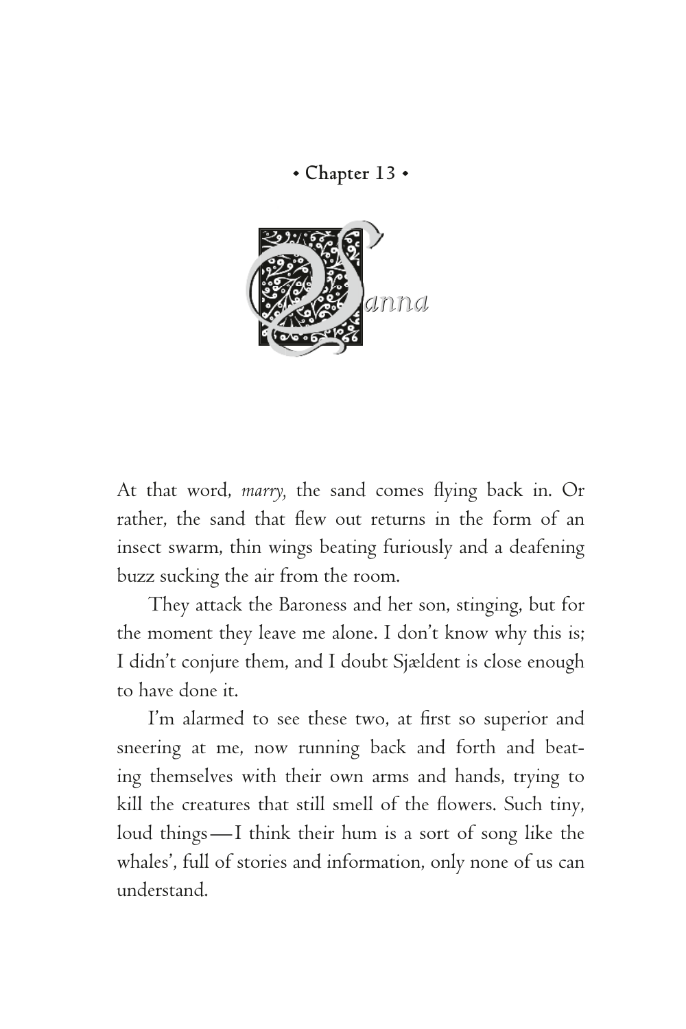# • Chapter 13 •

## Sanna

At that word, *marry,* the sand comes flying back in. Or rather, the sand that flew out returns in the form of an insect swarm, thin wings beating furiously and a deafening buzz sucking the air from the room.

They attack the Baroness and her son, stinging, but for the moment they leave me alone. I don't know why this is; I didn't conjure them, and I doubt Sjældent is close enough to have done it.

I'm alarmed to see these two, at first so superior and sneering at me, now running back and forth and beating themselves with their own arms and hands, trying to kill the creatures that still smell of the flowers. Such tiny, loud things—I think their hum is a sort of song like the whales', full of stories and information, only none of us can understand.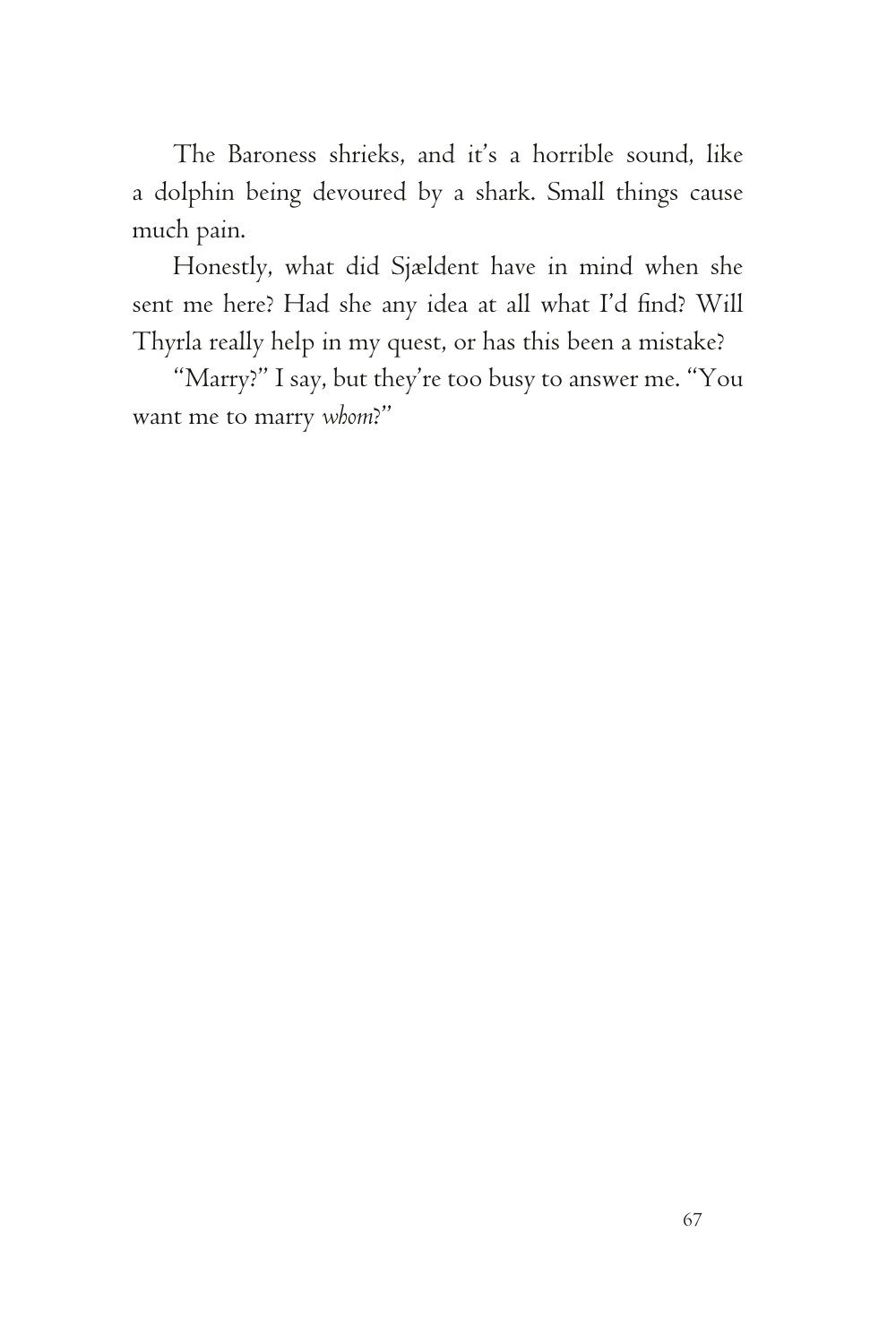The Baroness shrieks, and it's a horrible sound, like a dolphin being devoured by a shark. Small things cause much pain.

Honestly, what did Sjældent have in mind when she sent me here? Had she any idea at all what I'd find? Will Thyrla really help in my quest, or has this been a mistake?

"Marry?" I say, but they're too busy to answer me. "You want me to marry *whom*?"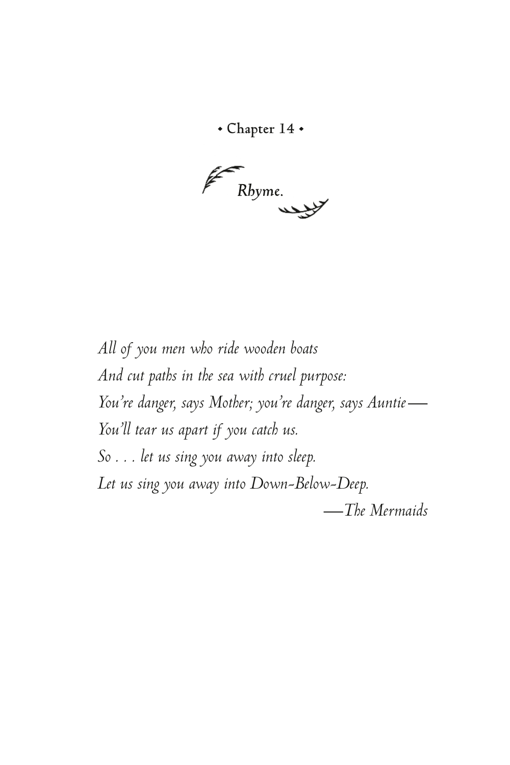• Chapter 14 •

# *Rhyme.*

*All of you men who ride wooden boats*
*And cut paths in the sea with cruel purpose:*
*You're danger, says Mother; you're danger, says Auntie—*
*You'll tear us apart if you catch us.*
*So . . . let us sing you away into sleep.*
*Let us sing you away into Down-Below-Deep.*

*—The Mermaids*